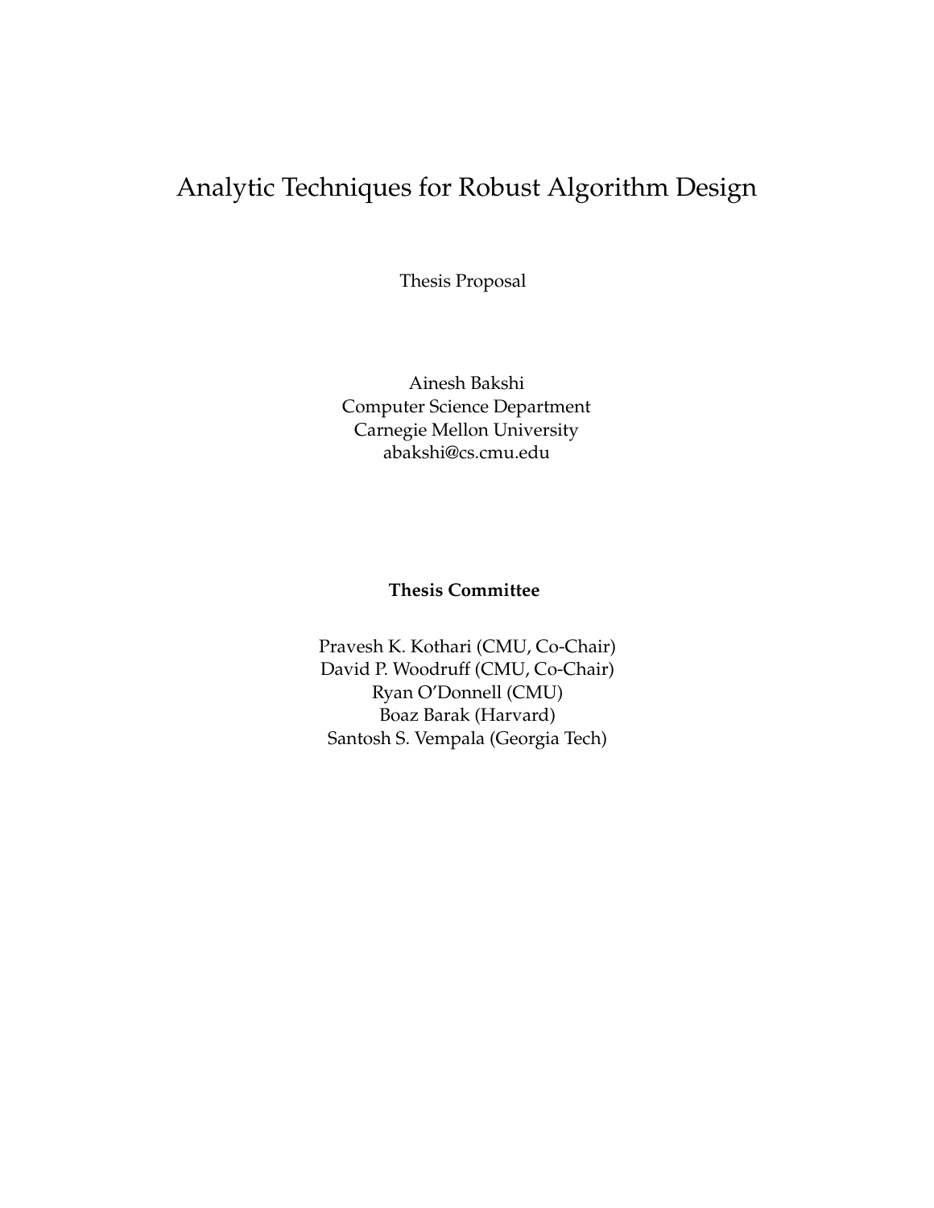# Analytic Techniques for Robust Algorithm Design

Thesis Proposal

Ainesh Bakshi
Computer Science Department
Carnegie Mellon University
abakshi@cs.cmu.edu

**Thesis Committee**

Pravesh K. Kothari (CMU, Co-Chair)
David P. Woodruff (CMU, Co-Chair)
Ryan O'Donnell (CMU)
Boaz Barak (Harvard)
Santosh S. Vempala (Georgia Tech)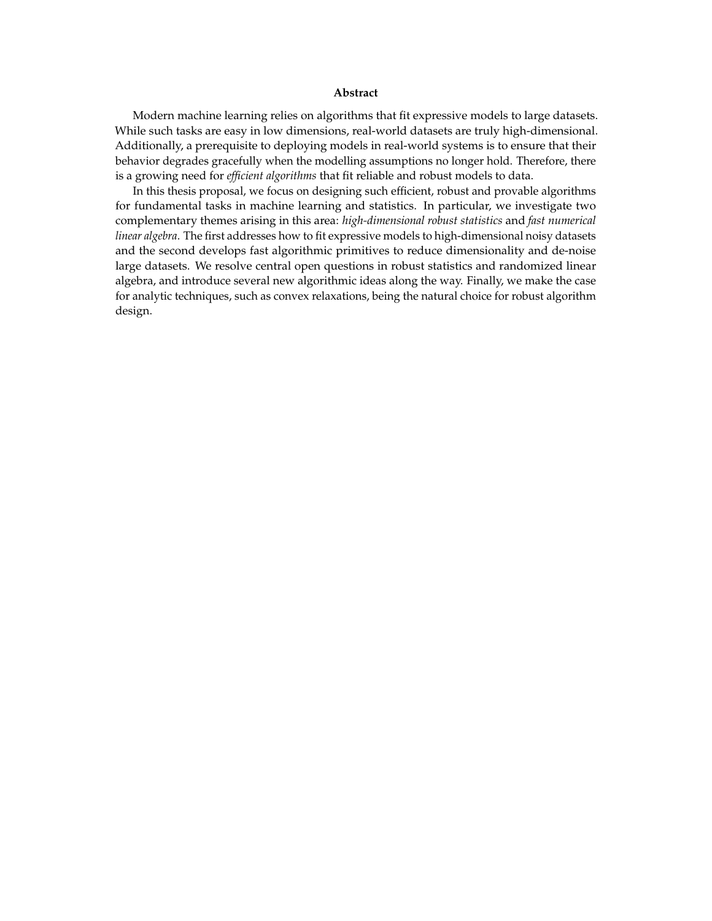## Abstract

Modern machine learning relies on algorithms that fit expressive models to large datasets. While such tasks are easy in low dimensions, real-world datasets are truly high-dimensional. Additionally, a prerequisite to deploying models in real-world systems is to ensure that their behavior degrades gracefully when the modelling assumptions no longer hold. Therefore, there is a growing need for *efficient algorithms* that fit reliable and robust models to data.

In this thesis proposal, we focus on designing such efficient, robust and provable algorithms for fundamental tasks in machine learning and statistics. In particular, we investigate two complementary themes arising in this area: *high-dimensional robust statistics* and *fast numerical linear algebra*. The first addresses how to fit expressive models to high-dimensional noisy datasets and the second develops fast algorithmic primitives to reduce dimensionality and de-noise large datasets. We resolve central open questions in robust statistics and randomized linear algebra, and introduce several new algorithmic ideas along the way. Finally, we make the case for analytic techniques, such as convex relaxations, being the natural choice for robust algorithm design.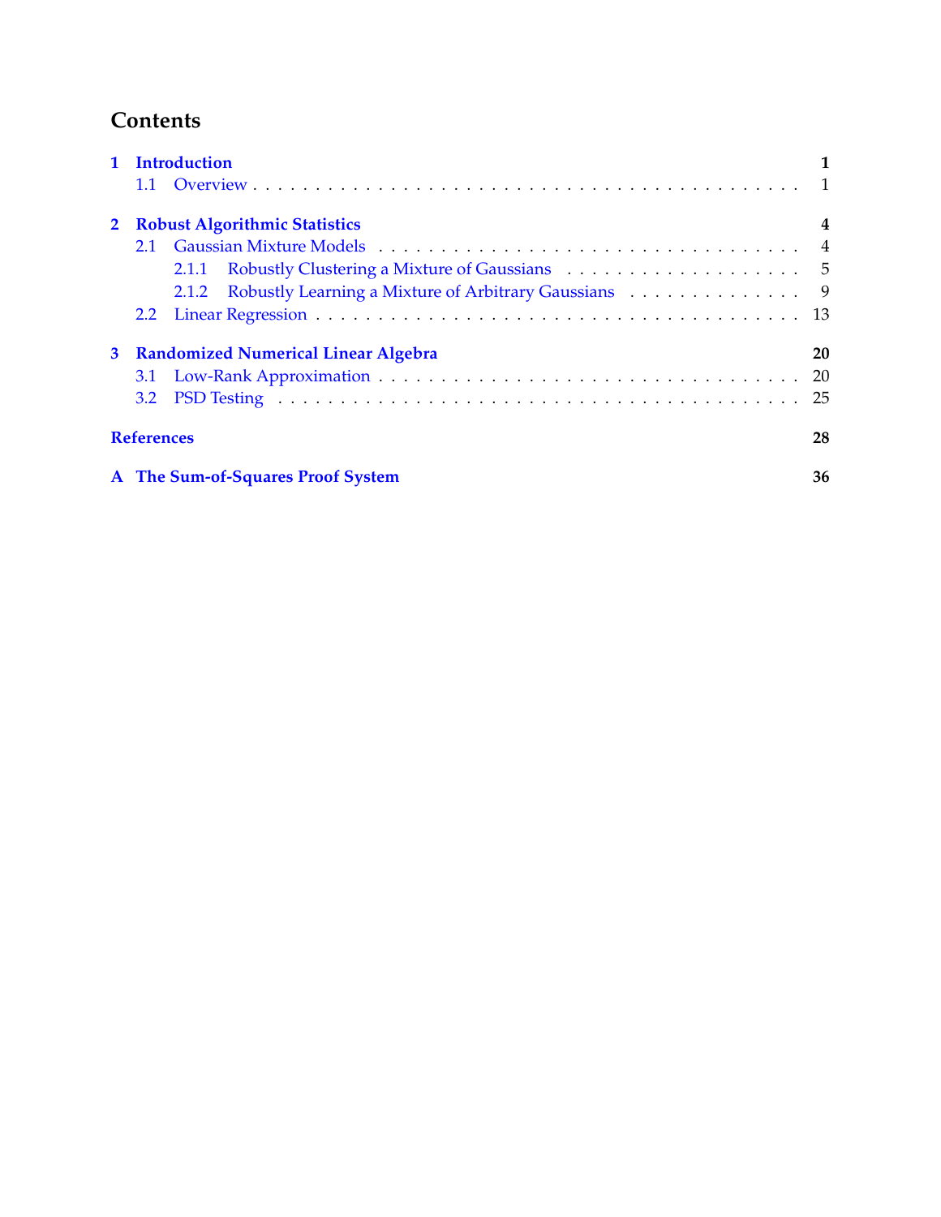# Contents

**1 Introduction** **1**

- 1.1 Overview . . . 1

**2 Robust Algorithmic Statistics** **4**

- 2.1 Gaussian Mixture Models . . . 4
  - 2.1.1 Robustly Clustering a Mixture of Gaussians . . . 5
  - 2.1.2 Robustly Learning a Mixture of Arbitrary Gaussians . . . 9
- 2.2 Linear Regression . . . 13

**3 Randomized Numerical Linear Algebra** **20**

- 3.1 Low-Rank Approximation . . . 20
- 3.2 PSD Testing . . . 25

**References** **28**

**A The Sum-of-Squares Proof System** **36**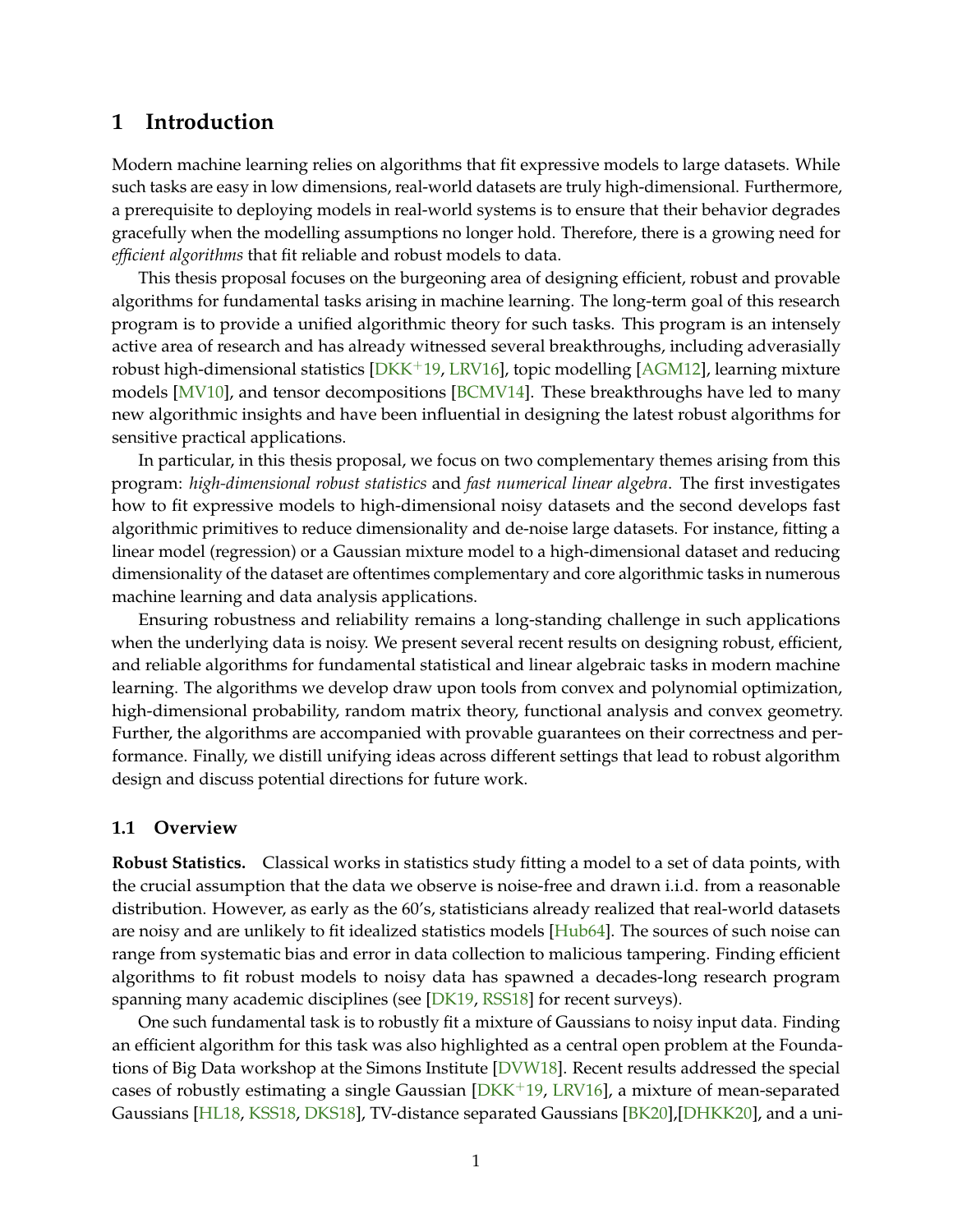# 1 Introduction

Modern machine learning relies on algorithms that fit expressive models to large datasets. While such tasks are easy in low dimensions, real-world datasets are truly high-dimensional. Furthermore, a prerequisite to deploying models in real-world systems is to ensure that their behavior degrades gracefully when the modelling assumptions no longer hold. Therefore, there is a growing need for *efficient algorithms* that fit reliable and robust models to data.

This thesis proposal focuses on the burgeoning area of designing efficient, robust and provable algorithms for fundamental tasks arising in machine learning. The long-term goal of this research program is to provide a unified algorithmic theory for such tasks. This program is an intensely active area of research and has already witnessed several breakthroughs, including adverasially robust high-dimensional statistics [DKK+19, LRV16], topic modelling [AGM12], learning mixture models [MV10], and tensor decompositions [BCMV14]. These breakthroughs have led to many new algorithmic insights and have been influential in designing the latest robust algorithms for sensitive practical applications.

In particular, in this thesis proposal, we focus on two complementary themes arising from this program: *high-dimensional robust statistics* and *fast numerical linear algebra*. The first investigates how to fit expressive models to high-dimensional noisy datasets and the second develops fast algorithmic primitives to reduce dimensionality and de-noise large datasets. For instance, fitting a linear model (regression) or a Gaussian mixture model to a high-dimensional dataset and reducing dimensionality of the dataset are oftentimes complementary and core algorithmic tasks in numerous machine learning and data analysis applications.

Ensuring robustness and reliability remains a long-standing challenge in such applications when the underlying data is noisy. We present several recent results on designing robust, efficient, and reliable algorithms for fundamental statistical and linear algebraic tasks in modern machine learning. The algorithms we develop draw upon tools from convex and polynomial optimization, high-dimensional probability, random matrix theory, functional analysis and convex geometry. Further, the algorithms are accompanied with provable guarantees on their correctness and performance. Finally, we distill unifying ideas across different settings that lead to robust algorithm design and discuss potential directions for future work.

## 1.1 Overview

**Robust Statistics.** Classical works in statistics study fitting a model to a set of data points, with the crucial assumption that the data we observe is noise-free and drawn i.i.d. from a reasonable distribution. However, as early as the 60's, statisticians already realized that real-world datasets are noisy and are unlikely to fit idealized statistics models [Hub64]. The sources of such noise can range from systematic bias and error in data collection to malicious tampering. Finding efficient algorithms to fit robust models to noisy data has spawned a decades-long research program spanning many academic disciplines (see [DK19, RSS18] for recent surveys).

One such fundamental task is to robustly fit a mixture of Gaussians to noisy input data. Finding an efficient algorithm for this task was also highlighted as a central open problem at the Foundations of Big Data workshop at the Simons Institute [DVW18]. Recent results addressed the special cases of robustly estimating a single Gaussian [DKK+19, LRV16], a mixture of mean-separated Gaussians [HL18, KSS18, DKS18], TV-distance separated Gaussians [BK20],[DHKK20], and a uni-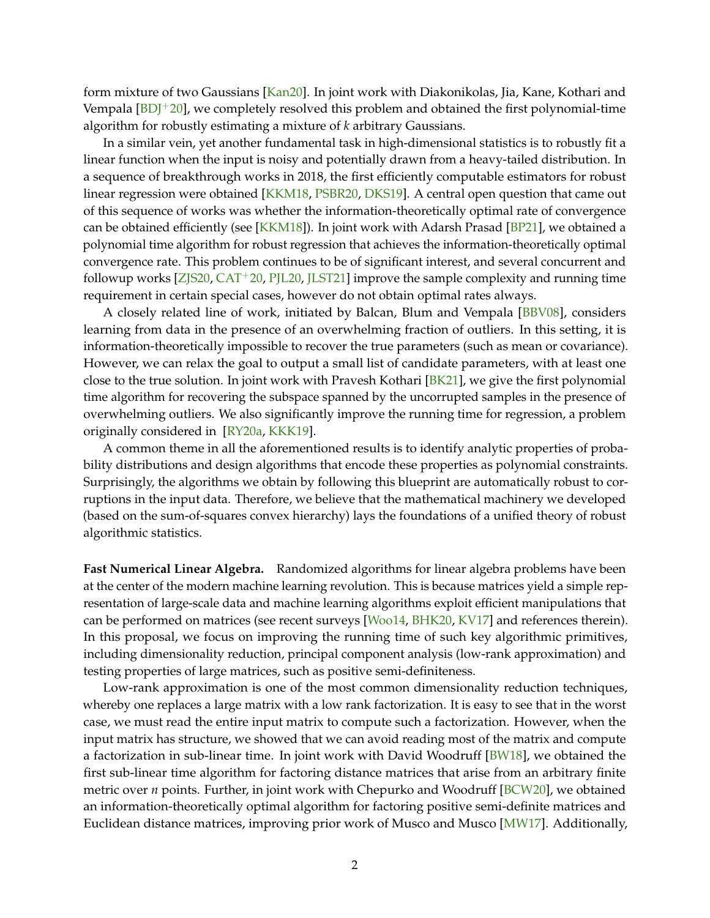form mixture of two Gaussians [Kan20]. In joint work with Diakonikolas, Jia, Kane, Kothari and Vempala [BDJ+20], we completely resolved this problem and obtained the first polynomial-time algorithm for robustly estimating a mixture of *k* arbitrary Gaussians.

In a similar vein, yet another fundamental task in high-dimensional statistics is to robustly fit a linear function when the input is noisy and potentially drawn from a heavy-tailed distribution. In a sequence of breakthrough works in 2018, the first efficiently computable estimators for robust linear regression were obtained [KKM18, PSBR20, DKS19]. A central open question that came out of this sequence of works was whether the information-theoretically optimal rate of convergence can be obtained efficiently (see [KKM18]). In joint work with Adarsh Prasad [BP21], we obtained a polynomial time algorithm for robust regression that achieves the information-theoretically optimal convergence rate. This problem continues to be of significant interest, and several concurrent and followup works [ZJS20, CAT+20, PJL20, JLST21] improve the sample complexity and running time requirement in certain special cases, however do not obtain optimal rates always.

A closely related line of work, initiated by Balcan, Blum and Vempala [BBV08], considers learning from data in the presence of an overwhelming fraction of outliers. In this setting, it is information-theoretically impossible to recover the true parameters (such as mean or covariance). However, we can relax the goal to output a small list of candidate parameters, with at least one close to the true solution. In joint work with Pravesh Kothari [BK21], we give the first polynomial time algorithm for recovering the subspace spanned by the uncorrupted samples in the presence of overwhelming outliers. We also significantly improve the running time for regression, a problem originally considered in [RY20a, KKK19].

A common theme in all the aforementioned results is to identify analytic properties of probability distributions and design algorithms that encode these properties as polynomial constraints. Surprisingly, the algorithms we obtain by following this blueprint are automatically robust to corruptions in the input data. Therefore, we believe that the mathematical machinery we developed (based on the sum-of-squares convex hierarchy) lays the foundations of a unified theory of robust algorithmic statistics.

**Fast Numerical Linear Algebra.** Randomized algorithms for linear algebra problems have been at the center of the modern machine learning revolution. This is because matrices yield a simple representation of large-scale data and machine learning algorithms exploit efficient manipulations that can be performed on matrices (see recent surveys [Woo14, BHK20, KV17] and references therein). In this proposal, we focus on improving the running time of such key algorithmic primitives, including dimensionality reduction, principal component analysis (low-rank approximation) and testing properties of large matrices, such as positive semi-definiteness.

Low-rank approximation is one of the most common dimensionality reduction techniques, whereby one replaces a large matrix with a low rank factorization. It is easy to see that in the worst case, we must read the entire input matrix to compute such a factorization. However, when the input matrix has structure, we showed that we can avoid reading most of the matrix and compute a factorization in sub-linear time. In joint work with David Woodruff [BW18], we obtained the first sub-linear time algorithm for factoring distance matrices that arise from an arbitrary finite metric over *n* points. Further, in joint work with Chepurko and Woodruff [BCW20], we obtained an information-theoretically optimal algorithm for factoring positive semi-definite matrices and Euclidean distance matrices, improving prior work of Musco and Musco [MW17]. Additionally,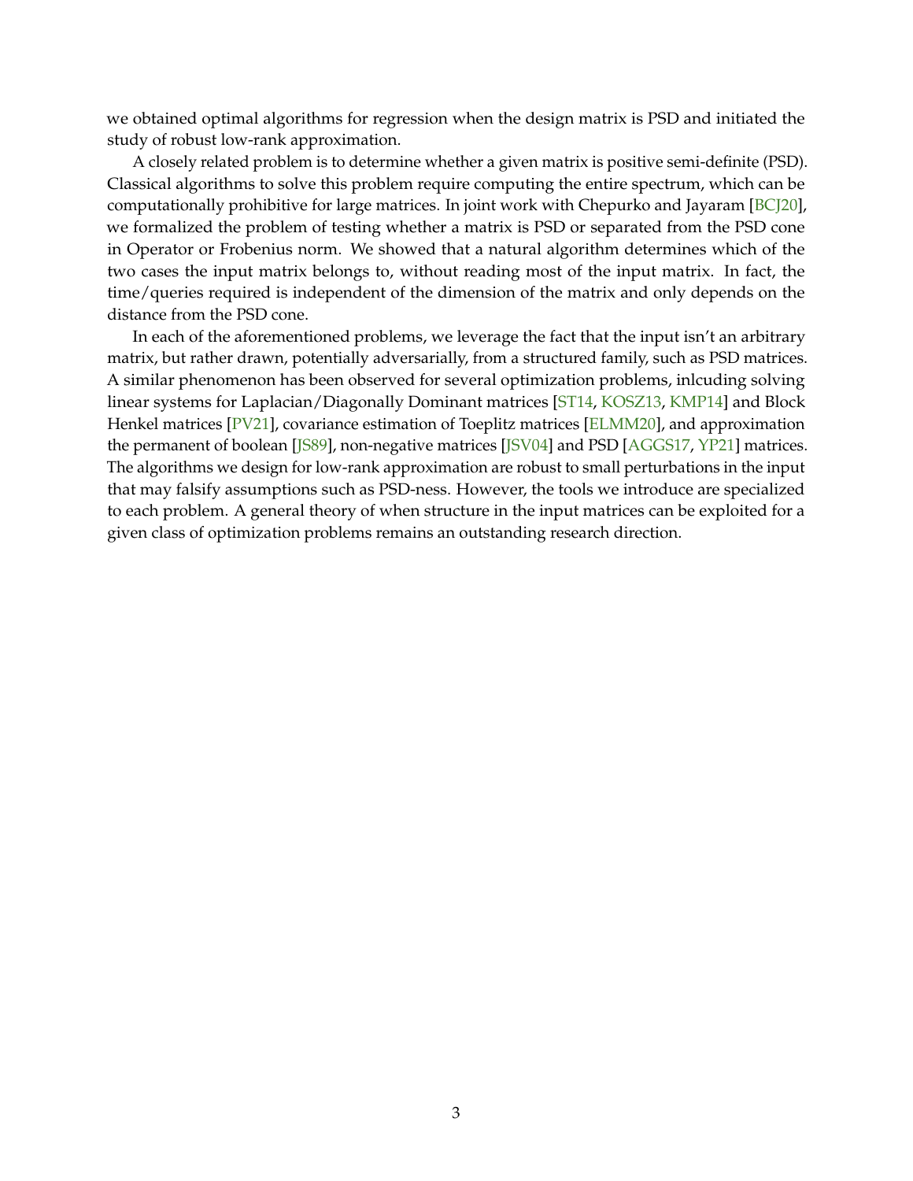we obtained optimal algorithms for regression when the design matrix is PSD and initiated the study of robust low-rank approximation.

A closely related problem is to determine whether a given matrix is positive semi-definite (PSD). Classical algorithms to solve this problem require computing the entire spectrum, which can be computationally prohibitive for large matrices. In joint work with Chepurko and Jayaram [BCJ20], we formalized the problem of testing whether a matrix is PSD or separated from the PSD cone in Operator or Frobenius norm. We showed that a natural algorithm determines which of the two cases the input matrix belongs to, without reading most of the input matrix. In fact, the time/queries required is independent of the dimension of the matrix and only depends on the distance from the PSD cone.

In each of the aforementioned problems, we leverage the fact that the input isn't an arbitrary matrix, but rather drawn, potentially adversarially, from a structured family, such as PSD matrices. A similar phenomenon has been observed for several optimization problems, inlcuding solving linear systems for Laplacian/Diagonally Dominant matrices [ST14, KOSZ13, KMP14] and Block Henkel matrices [PV21], covariance estimation of Toeplitz matrices [ELMM20], and approximation the permanent of boolean [JS89], non-negative matrices [JSV04] and PSD [AGGS17, YP21] matrices. The algorithms we design for low-rank approximation are robust to small perturbations in the input that may falsify assumptions such as PSD-ness. However, the tools we introduce are specialized to each problem. A general theory of when structure in the input matrices can be exploited for a given class of optimization problems remains an outstanding research direction.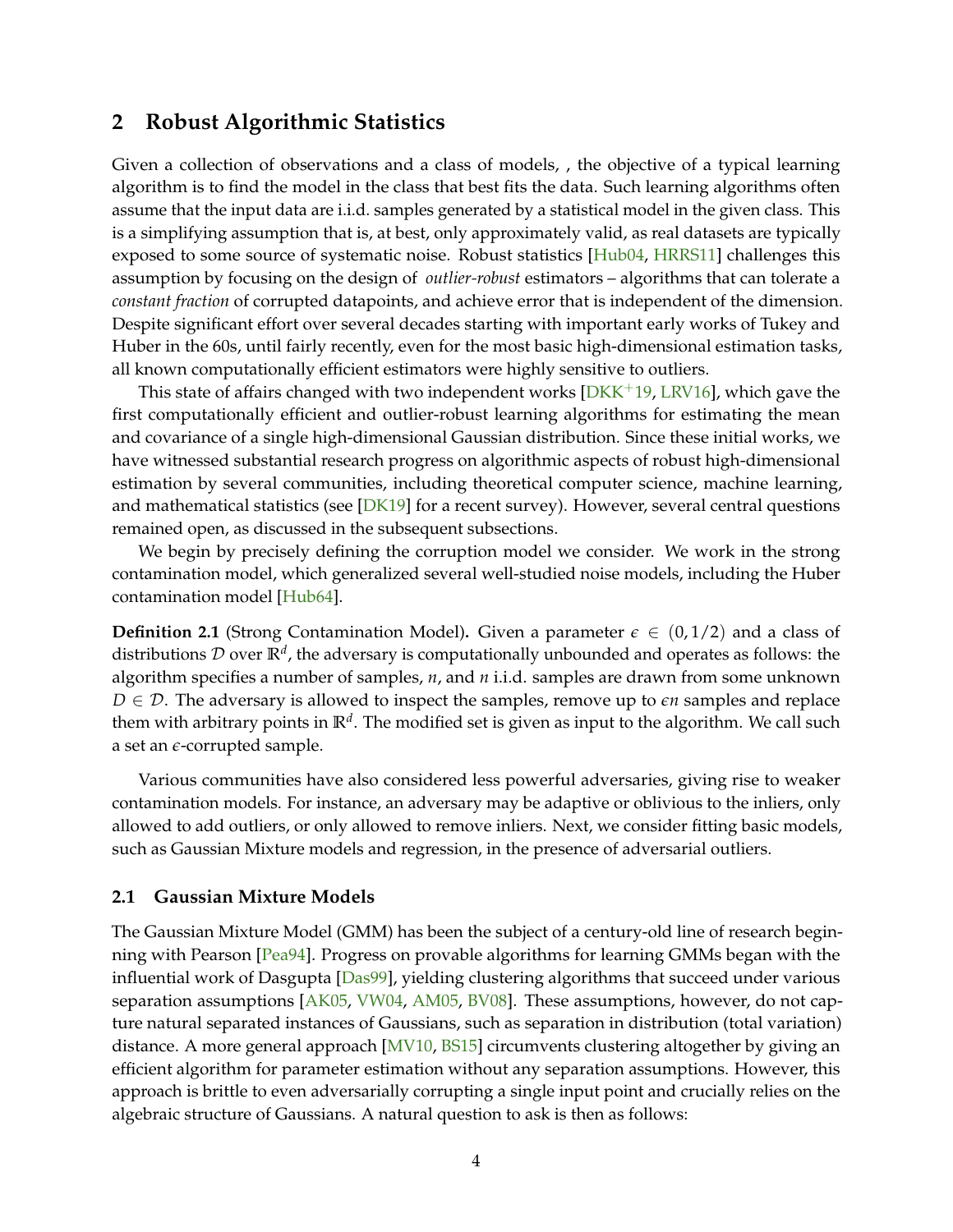## 2 Robust Algorithmic Statistics

Given a collection of observations and a class of models, , the objective of a typical learning algorithm is to find the model in the class that best fits the data. Such learning algorithms often assume that the input data are i.i.d. samples generated by a statistical model in the given class. This is a simplifying assumption that is, at best, only approximately valid, as real datasets are typically exposed to some source of systematic noise. Robust statistics [Hub04, HRRS11] challenges this assumption by focusing on the design of *outlier-robust* estimators – algorithms that can tolerate a *constant fraction* of corrupted datapoints, and achieve error that is independent of the dimension. Despite significant effort over several decades starting with important early works of Tukey and Huber in the 60s, until fairly recently, even for the most basic high-dimensional estimation tasks, all known computationally efficient estimators were highly sensitive to outliers.

This state of affairs changed with two independent works [DKK+19, LRV16], which gave the first computationally efficient and outlier-robust learning algorithms for estimating the mean and covariance of a single high-dimensional Gaussian distribution. Since these initial works, we have witnessed substantial research progress on algorithmic aspects of robust high-dimensional estimation by several communities, including theoretical computer science, machine learning, and mathematical statistics (see [DK19] for a recent survey). However, several central questions remained open, as discussed in the subsequent subsections.

We begin by precisely defining the corruption model we consider. We work in the strong contamination model, which generalized several well-studied noise models, including the Huber contamination model [Hub64].

**Definition 2.1** (Strong Contamination Model)**.** Given a parameter $\epsilon \in (0, 1/2)$ and a class of distributions $\mathcal{D}$ over $\mathbb{R}^d$, the adversary is computationally unbounded and operates as follows: the algorithm specifies a number of samples, $n$, and $n$ i.i.d. samples are drawn from some unknown $D \in \mathcal{D}$. The adversary is allowed to inspect the samples, remove up to $\epsilon n$ samples and replace them with arbitrary points in $\mathbb{R}^d$. The modified set is given as input to the algorithm. We call such a set an $\epsilon$-corrupted sample.

Various communities have also considered less powerful adversaries, giving rise to weaker contamination models. For instance, an adversary may be adaptive or oblivious to the inliers, only allowed to add outliers, or only allowed to remove inliers. Next, we consider fitting basic models, such as Gaussian Mixture models and regression, in the presence of adversarial outliers.

### 2.1 Gaussian Mixture Models

The Gaussian Mixture Model (GMM) has been the subject of a century-old line of research beginning with Pearson [Pea94]. Progress on provable algorithms for learning GMMs began with the influential work of Dasgupta [Das99], yielding clustering algorithms that succeed under various separation assumptions [AK05, VW04, AM05, BV08]. These assumptions, however, do not capture natural separated instances of Gaussians, such as separation in distribution (total variation) distance. A more general approach [MV10, BS15] circumvents clustering altogether by giving an efficient algorithm for parameter estimation without any separation assumptions. However, this approach is brittle to even adversarially corrupting a single input point and crucially relies on the algebraic structure of Gaussians. A natural question to ask is then as follows: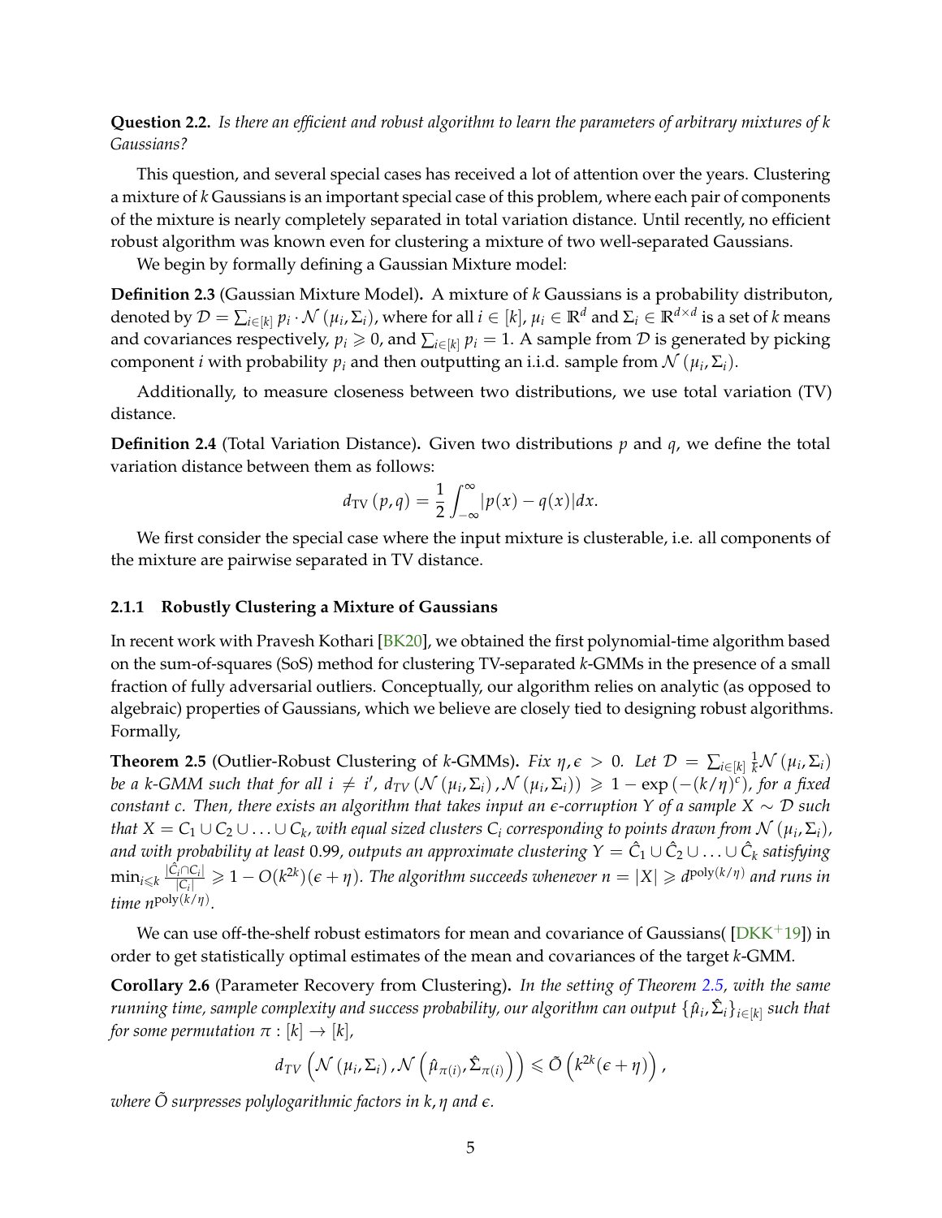**Question 2.2.** *Is there an efficient and robust algorithm to learn the parameters of arbitrary mixtures of $k$ Gaussians?*

This question, and several special cases has received a lot of attention over the years. Clustering a mixture of $k$ Gaussians is an important special case of this problem, where each pair of components of the mixture is nearly completely separated in total variation distance. Until recently, no efficient robust algorithm was known even for clustering a mixture of two well-separated Gaussians.

We begin by formally defining a Gaussian Mixture model:

**Definition 2.3** (Gaussian Mixture Model)**.** A mixture of $k$ Gaussians is a probability distributon, denoted by $\mathcal{D} = \sum_{i \in [k]} p_i \cdot \mathcal{N}(\mu_i, \Sigma_i)$, where for all $i \in [k]$, $\mu_i \in \mathbb{R}^d$ and $\Sigma_i \in \mathbb{R}^{d \times d}$ is a set of $k$ means and covariances respectively, $p_i \geqslant 0$, and $\sum_{i \in [k]} p_i = 1$. A sample from $\mathcal{D}$ is generated by picking component $i$ with probability $p_i$ and then outputting an i.i.d. sample from $\mathcal{N}(\mu_i, \Sigma_i)$.

Additionally, to measure closeness between two distributions, we use total variation (TV) distance.

**Definition 2.4** (Total Variation Distance)**.** Given two distributions $p$ and $q$, we define the total variation distance between them as follows:

$$d_{\mathrm{TV}}(p, q) = \frac{1}{2} \int_{-\infty}^{\infty} |p(x) - q(x)| dx.$$

We first consider the special case where the input mixture is clusterable, i.e. all components of the mixture are pairwise separated in TV distance.

### 2.1.1 Robustly Clustering a Mixture of Gaussians

In recent work with Pravesh Kothari [BK20], we obtained the first polynomial-time algorithm based on the sum-of-squares (SoS) method for clustering TV-separated $k$-GMMs in the presence of a small fraction of fully adversarial outliers. Conceptually, our algorithm relies on analytic (as opposed to algebraic) properties of Gaussians, which we believe are closely tied to designing robust algorithms. Formally,

**Theorem 2.5** (Outlier-Robust Clustering of $k$-GMMs)**.** *Fix $\eta, \epsilon > 0$. Let $\mathcal{D} = \sum_{i \in [k]} \frac{1}{k} \mathcal{N}(\mu_i, \Sigma_i)$ be a $k$-GMM such that for all $i \neq i'$, $d_{TV}(\mathcal{N}(\mu_i, \Sigma_i), \mathcal{N}(\mu_i, \Sigma_i)) \geqslant 1 - \exp(-(k/\eta)^c)$, for a fixed constant $c$. Then, there exists an algorithm that takes input an $\epsilon$-corruption $Y$ of a sample $X \sim \mathcal{D}$ such that $X = C_1 \cup C_2 \cup \ldots \cup C_k$, with equal sized clusters $C_i$ corresponding to points drawn from $\mathcal{N}(\mu_i, \Sigma_i)$, and with probability at least 0.99, outputs an approximate clustering $Y = \hat{C}_1 \cup \hat{C}_2 \cup \ldots \cup \hat{C}_k$ satisfying $\min_{i \leqslant k} \frac{|\hat{C}_i \cap C_i|}{|C_i|} \geqslant 1 - O(k^{2k})(\epsilon + \eta)$. The algorithm succeeds whenever $n = |X| \geqslant d^{\mathrm{poly}(k/\eta)}$ and runs in time $n^{\mathrm{poly}(k/\eta)}$.*

We can use off-the-shelf robust estimators for mean and covariance of Gaussians( [DKK+19]) in order to get statistically optimal estimates of the mean and covariances of the target $k$-GMM.

**Corollary 2.6** (Parameter Recovery from Clustering)**.** *In the setting of Theorem 2.5, with the same running time, sample complexity and success probability, our algorithm can output $\{\hat{\mu}_i, \hat{\Sigma}_i\}_{i \in [k]}$ such that for some permutation $\pi : [k] \to [k]$,*

$$d_{TV}\left(\mathcal{N}(\mu_i, \Sigma_i), \mathcal{N}\left(\hat{\mu}_{\pi(i)}, \hat{\Sigma}_{\pi(i)}\right)\right) \leqslant \tilde{O}\left(k^{2k}(\epsilon + \eta)\right),$$

*where $\tilde{O}$ surpresses polylogarithmic factors in $k, \eta$ and $\epsilon$.*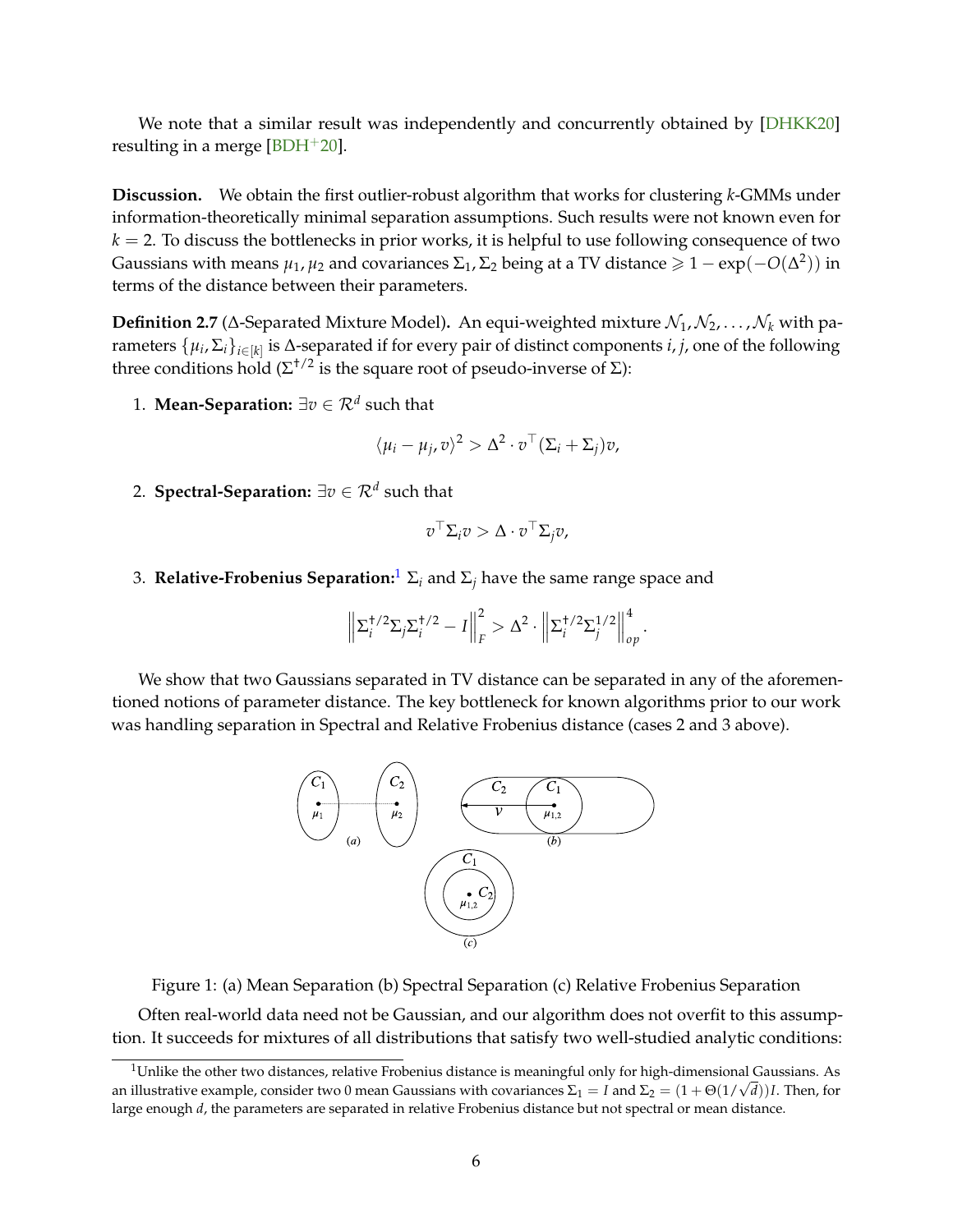We note that a similar result was independently and concurrently obtained by [DHKK20] resulting in a merge [BDH+20].

**Discussion.** We obtain the first outlier-robust algorithm that works for clustering $k$-GMMs under information-theoretically minimal separation assumptions. Such results were not known even for $k = 2$. To discuss the bottlenecks in prior works, it is helpful to use following consequence of two Gaussians with means $\mu_1, \mu_2$ and covariances $\Sigma_1, \Sigma_2$ being at a TV distance $\geqslant 1 - \exp(-O(\Delta^2))$ in terms of the distance between their parameters.

**Definition 2.7** ($\Delta$-Separated Mixture Model)**.** An equi-weighted mixture $\mathcal{N}_1, \mathcal{N}_2, \ldots, \mathcal{N}_k$ with parameters $\{\mu_i, \Sigma_i\}_{i \in [k]}$ is $\Delta$-separated if for every pair of distinct components $i, j$, one of the following three conditions hold ($\Sigma^{\dagger/2}$ is the square root of pseudo-inverse of $\Sigma$):

1. **Mean-Separation:** $\exists v \in \mathcal{R}^d$ such that

$$\langle \mu_i - \mu_j, v \rangle^2 > \Delta^2 \cdot v^\top (\Sigma_i + \Sigma_j) v,$$

2. **Spectral-Separation:** $\exists v \in \mathcal{R}^d$ such that

$$v^\top \Sigma_i v > \Delta \cdot v^\top \Sigma_j v,$$

3. **Relative-Frobenius Separation:**[1] $\Sigma_i$ and $\Sigma_j$ have the same range space and

$$\left\| \Sigma_i^{\dagger/2} \Sigma_j \Sigma_i^{\dagger/2} - I \right\|_F^2 > \Delta^2 \cdot \left\| \Sigma_i^{\dagger/2} \Sigma_j^{1/2} \right\|_{op}^4.$$

We show that two Gaussians separated in TV distance can be separated in any of the aforementioned notions of parameter distance. The key bottleneck for known algorithms prior to our work was handling separation in Spectral and Relative Frobenius distance (cases 2 and 3 above).

Figure 1: (a) Mean Separation (b) Spectral Separation (c) Relative Frobenius Separation

Often real-world data need not be Gaussian, and our algorithm does not overfit to this assumption. It succeeds for mixtures of all distributions that satisfy two well-studied analytic conditions:

[1] Unlike the other two distances, relative Frobenius distance is meaningful only for high-dimensional Gaussians. As an illustrative example, consider two 0 mean Gaussians with covariances $\Sigma_1 = I$ and $\Sigma_2 = (1 + \Theta(1/\sqrt{d}))I$. Then, for large enough $d$, the parameters are separated in relative Frobenius distance but not spectral or mean distance.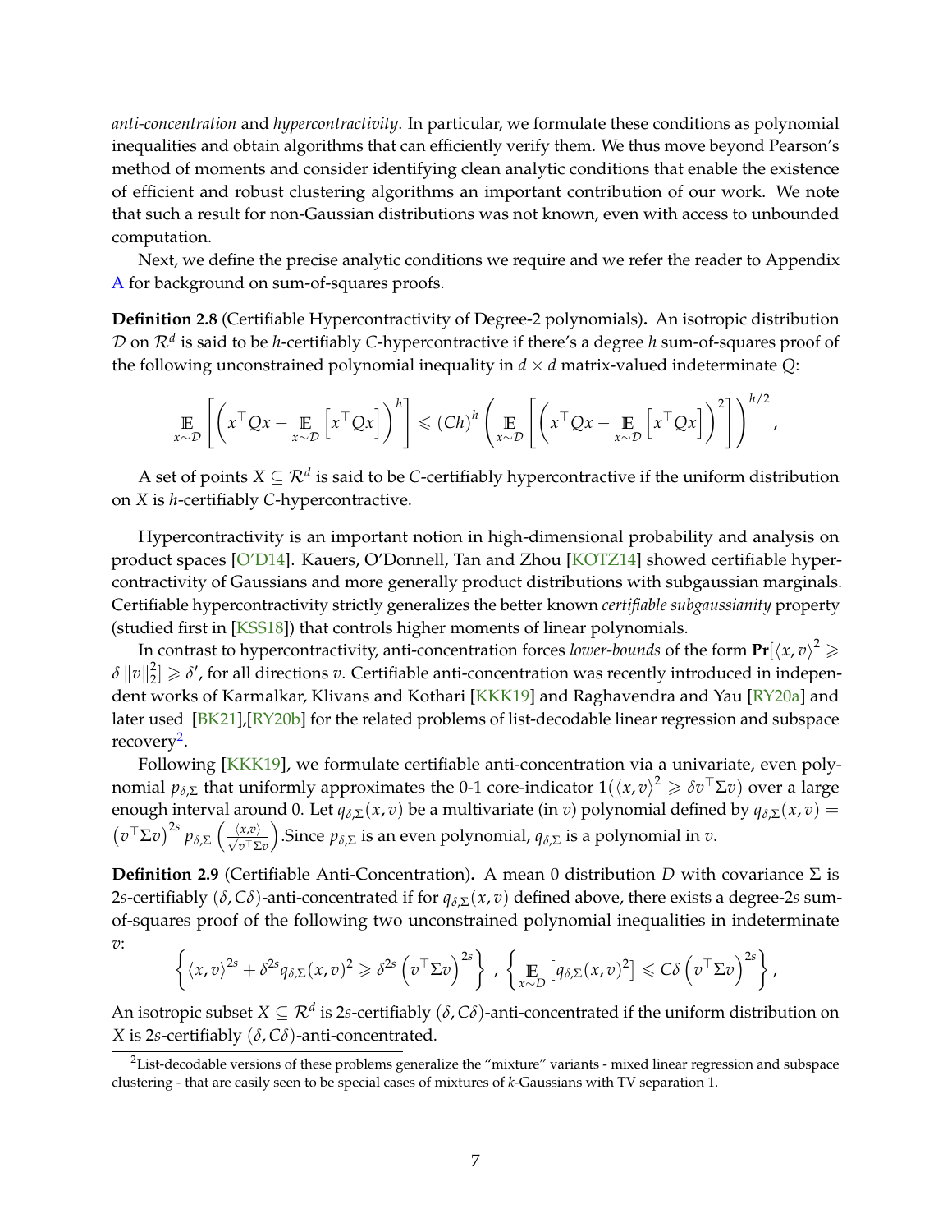*anti-concentration* and *hypercontractivity*. In particular, we formulate these conditions as polynomial inequalities and obtain algorithms that can efficiently verify them. We thus move beyond Pearson's method of moments and consider identifying clean analytic conditions that enable the existence of efficient and robust clustering algorithms an important contribution of our work. We note that such a result for non-Gaussian distributions was not known, even with access to unbounded computation.

Next, we define the precise analytic conditions we require and we refer the reader to Appendix A for background on sum-of-squares proofs.

**Definition 2.8** (Certifiable Hypercontractivity of Degree-2 polynomials)**.** An isotropic distribution $\mathcal{D}$ on $\mathcal{R}^d$ is said to be $h$-certifiably $C$-hypercontractive if there's a degree $h$ sum-of-squares proof of the following unconstrained polynomial inequality in $d \times d$ matrix-valued indeterminate $Q$:

$$\mathop{\mathbb{E}}_{x \sim \mathcal{D}}\left[\left(x^\top Q x - \mathop{\mathbb{E}}_{x \sim \mathcal{D}}\left[x^\top Q x\right]\right)^h\right] \leqslant (Ch)^h \left(\mathop{\mathbb{E}}_{x \sim \mathcal{D}}\left[\left(x^\top Q x - \mathop{\mathbb{E}}_{x \sim \mathcal{D}}\left[x^\top Q x\right]\right)^2\right]\right)^{h/2},$$

A set of points $X \subseteq \mathcal{R}^d$ is said to be $C$-certifiably hypercontractive if the uniform distribution on $X$ is $h$-certifiably $C$-hypercontractive.

Hypercontractivity is an important notion in high-dimensional probability and analysis on product spaces [O'D14]. Kauers, O'Donnell, Tan and Zhou [KOTZ14] showed certifiable hypercontractivity of Gaussians and more generally product distributions with subgaussian marginals. Certifiable hypercontractivity strictly generalizes the better known *certifiable subgaussianity* property (studied first in [KSS18]) that controls higher moments of linear polynomials.

In contrast to hypercontractivity, anti-concentration forces *lower-bounds* of the form $\mathbf{Pr}[\langle x, v\rangle^2 \geqslant \delta \|v\|_2^2] \geqslant \delta'$, for all directions $v$. Certifiable anti-concentration was recently introduced in independent works of Karmalkar, Klivans and Kothari [KKK19] and Raghavendra and Yau [RY20a] and later used [BK21],[RY20b] for the related problems of list-decodable linear regression and subspace recovery[2].

Following [KKK19], we formulate certifiable anti-concentration via a univariate, even polynomial $p_{\delta,\Sigma}$ that uniformly approximates the 0-1 core-indicator $1(\langle x, v\rangle^2 \geqslant \delta v^\top \Sigma v)$ over a large enough interval around 0. Let $q_{\delta,\Sigma}(x, v)$ be a multivariate (in $v$) polynomial defined by $q_{\delta,\Sigma}(x, v) = \left(v^\top \Sigma v\right)^{2s} p_{\delta,\Sigma}\left(\frac{\langle x,v\rangle}{\sqrt{v^\top \Sigma v}}\right)$.Since $p_{\delta,\Sigma}$ is an even polynomial, $q_{\delta,\Sigma}$ is a polynomial in $v$.

**Definition 2.9** (Certifiable Anti-Concentration)**.** A mean 0 distribution $D$ with covariance $\Sigma$ is $2s$-certifiably $(\delta, C\delta)$-anti-concentrated if for $q_{\delta,\Sigma}(x, v)$ defined above, there exists a degree-$2s$ sum-of-squares proof of the following two unconstrained polynomial inequalities in indeterminate $v$:

$$\left\{\langle x, v\rangle^{2s} + \delta^{2s} q_{\delta,\Sigma}(x, v)^2 \geqslant \delta^{2s}\left(v^\top \Sigma v\right)^{2s}\right\}, \left\{\mathop{\mathbb{E}}_{x \sim D}\left[q_{\delta,\Sigma}(x, v)^2\right] \leqslant C\delta\left(v^\top \Sigma v\right)^{2s}\right\},$$

An isotropic subset $X \subseteq \mathcal{R}^d$ is $2s$-certifiably $(\delta, C\delta)$-anti-concentrated if the uniform distribution on $X$ is $2s$-certifiably $(\delta, C\delta)$-anti-concentrated.

[2] List-decodable versions of these problems generalize the "mixture" variants - mixed linear regression and subspace clustering - that are easily seen to be special cases of mixtures of $k$-Gaussians with TV separation 1.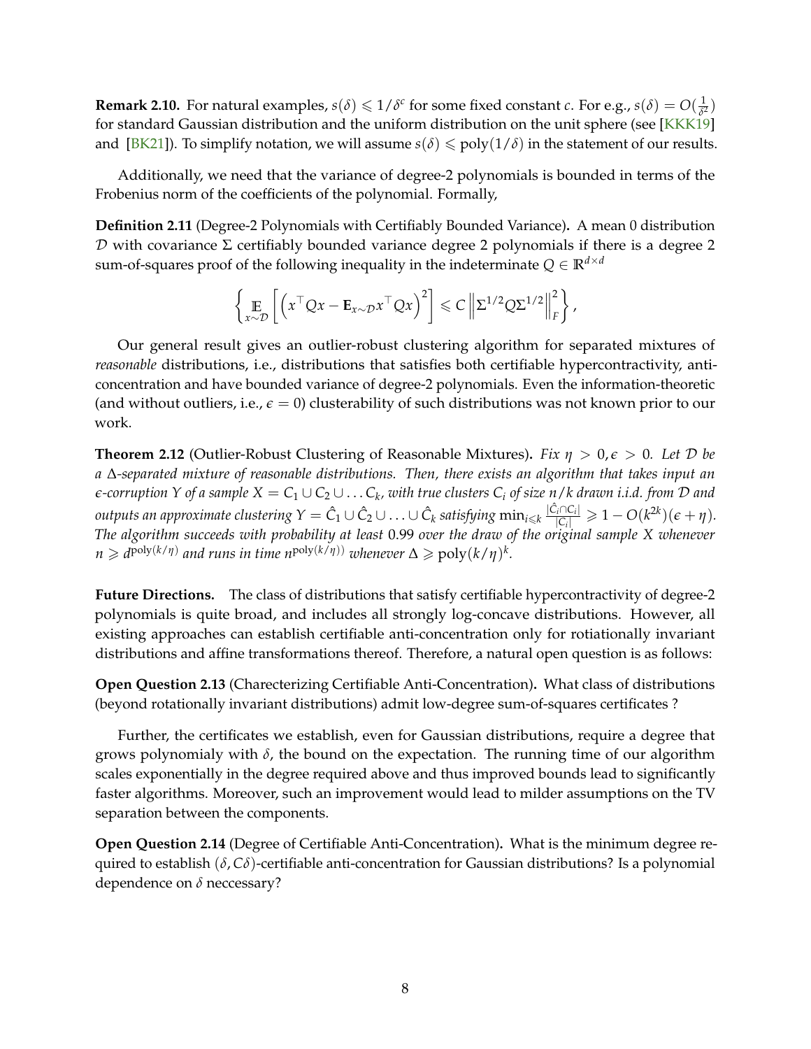**Remark 2.10.** For natural examples, $s(\delta) \leqslant 1/\delta^c$ for some fixed constant $c$. For e.g., $s(\delta) = O(\frac{1}{\delta^2})$ for standard Gaussian distribution and the uniform distribution on the unit sphere (see [KKK19] and [BK21]). To simplify notation, we will assume $s(\delta) \leqslant \text{poly}(1/\delta)$ in the statement of our results.

Additionally, we need that the variance of degree-2 polynomials is bounded in terms of the Frobenius norm of the coefficients of the polynomial. Formally,

**Definition 2.11** (Degree-2 Polynomials with Certifiably Bounded Variance)**.** A mean 0 distribution $\mathcal{D}$ with covariance $\Sigma$ certifiably bounded variance degree 2 polynomials if there is a degree 2 sum-of-squares proof of the following inequality in the indeterminate $Q \in \mathbb{R}^{d \times d}$

$$\left\{ \mathop{\mathbb{E}}_{x \sim \mathcal{D}} \left[ \left( x^\top Q x - \mathbf{E}_{x \sim \mathcal{D}} x^\top Q x \right)^2 \right] \leqslant C \left\| \Sigma^{1/2} Q \Sigma^{1/2} \right\|_F^2 \right\},$$

Our general result gives an outlier-robust clustering algorithm for separated mixtures of *reasonable* distributions, i.e., distributions that satisfies both certifiable hypercontractivity, anti-concentration and have bounded variance of degree-2 polynomials. Even the information-theoretic (and without outliers, i.e., $\epsilon = 0$) clusterability of such distributions was not known prior to our work.

**Theorem 2.12** (Outlier-Robust Clustering of Reasonable Mixtures)**.** *Fix $\eta > 0, \epsilon > 0$. Let $\mathcal{D}$ be a $\Delta$-separated mixture of reasonable distributions. Then, there exists an algorithm that takes input an $\epsilon$-corruption $Y$ of a sample $X = C_1 \cup C_2 \cup \ldots C_k$, with true clusters $C_i$ of size $n/k$ drawn i.i.d. from $\mathcal{D}$ and outputs an approximate clustering $Y = \hat{C}_1 \cup \hat{C}_2 \cup \ldots \cup \hat{C}_k$ satisfying $\min_{i \leqslant k} \frac{|\hat{C}_i \cap C_i|}{|C_i|} \geqslant 1 - O(k^{2k})(\epsilon + \eta)$. The algorithm succeeds with probability at least 0.99 over the draw of the original sample $X$ whenever $n \geqslant d^{\text{poly}(k/\eta)}$ and runs in time $n^{\text{poly}(k/\eta))}$ whenever $\Delta \geqslant \text{poly}(k/\eta)^k$.*

**Future Directions.** The class of distributions that satisfy certifiable hypercontractivity of degree-2 polynomials is quite broad, and includes all strongly log-concave distributions. However, all existing approaches can establish certifiable anti-concentration only for rotiationally invariant distributions and affine transformations thereof. Therefore, a natural open question is as follows:

**Open Question 2.13** (Charecterizing Certifiable Anti-Concentration)**.** What class of distributions (beyond rotationally invariant distributions) admit low-degree sum-of-squares certificates ?

Further, the certificates we establish, even for Gaussian distributions, require a degree that grows polynomialy with $\delta$, the bound on the expectation. The running time of our algorithm scales exponentially in the degree required above and thus improved bounds lead to significantly faster algorithms. Moreover, such an improvement would lead to milder assumptions on the TV separation between the components.

**Open Question 2.14** (Degree of Certifiable Anti-Concentration)**.** What is the minimum degree required to establish $(\delta, C\delta)$-certifiable anti-concentration for Gaussian distributions? Is a polynomial dependence on $\delta$ neccessary?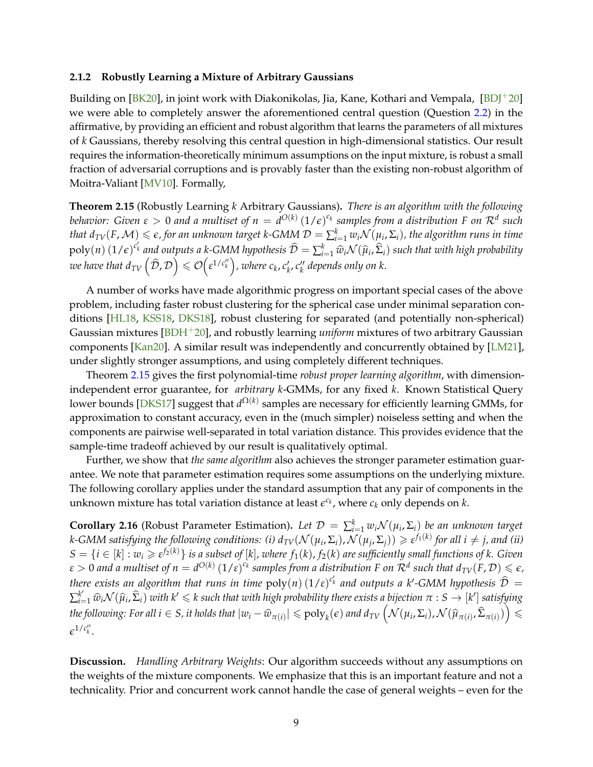#### 2.1.2 Robustly Learning a Mixture of Arbitrary Gaussians

Building on [BK20], in joint work with Diakonikolas, Jia, Kane, Kothari and Vempala, [BDJ+20] we were able to completely answer the aforementioned central question (Question 2.2) in the affirmative, by providing an efficient and robust algorithm that learns the parameters of all mixtures of $k$ Gaussians, thereby resolving this central question in high-dimensional statistics. Our result requires the information-theoretically minimum assumptions on the input mixture, is robust a small fraction of adversarial corruptions and is provably faster than the existing non-robust algorithm of Moitra-Valiant [MV10]. Formally,

**Theorem 2.15** (Robustly Learning $k$ Arbitrary Gaussians)**.** *There is an algorithm with the following behavior: Given $\varepsilon > 0$ and a multiset of $n = d^{O(k)} (1/\epsilon)^{c_k}$ samples from a distribution $F$ on $\mathcal{R}^d$ such that $d_{TV}(F, \mathcal{M}) \leqslant \epsilon$, for an unknown target $k$-GMM $\mathcal{D} = \sum_{i=1}^{k} w_i \mathcal{N}(\mu_i, \Sigma_i)$, the algorithm runs in time $\text{poly}(n) (1/\epsilon)^{c'_k}$ and outputs a $k$-GMM hypothesis $\widehat{\mathcal{D}} = \sum_{i=1}^{k} \widehat{w}_i \mathcal{N}(\widehat{\mu}_i, \widehat{\Sigma}_i)$ such that with high probability we have that $d_{TV}\left(\widehat{\mathcal{D}}, \mathcal{D}\right) \leqslant \mathcal{O}\left(\varepsilon^{1/c''_k}\right)$, where $c_k, c'_k, c''_k$ depends only on $k$.*

A number of works have made algorithmic progress on important special cases of the above problem, including faster robust clustering for the spherical case under minimal separation conditions [HL18, KSS18, DKS18], robust clustering for separated (and potentially non-spherical) Gaussian mixtures [BDH+20], and robustly learning *uniform* mixtures of two arbitrary Gaussian components [Kan20]. A similar result was independently and concurrently obtained by [LM21], under slightly stronger assumptions, and using completely different techniques.

Theorem 2.15 gives the first polynomial-time *robust proper learning algorithm*, with dimension-independent error guarantee, for *arbitrary* $k$-GMMs, for any fixed $k$. Known Statistical Query lower bounds [DKS17] suggest that $d^{\Omega(k)}$ samples are necessary for efficiently learning GMMs, for approximation to constant accuracy, even in the (much simpler) noiseless setting and when the components are pairwise well-separated in total variation distance. This provides evidence that the sample-time tradeoff achieved by our result is qualitatively optimal.

Further, we show that *the same algorithm* also achieves the stronger parameter estimation guarantee. We note that parameter estimation requires some assumptions on the underlying mixture. The following corollary applies under the standard assumption that any pair of components in the unknown mixture has total variation distance at least $\epsilon^{c_k}$, where $c_k$ only depends on $k$.

**Corollary 2.16** (Robust Parameter Estimation)**.** *Let $\mathcal{D} = \sum_{i=1}^{k} w_i \mathcal{N}(\mu_i, \Sigma_i)$ be an unknown target $k$-GMM satisfying the following conditions: (i) $d_{TV}(\mathcal{N}(\mu_i, \Sigma_i), \mathcal{N}(\mu_j, \Sigma_j)) \geqslant \varepsilon^{f_1(k)}$ for all $i \neq j$, and (ii) $S = \{i \in [k] : w_i \geqslant \varepsilon^{f_2(k)}\}$ is a subset of $[k]$, where $f_1(k), f_2(k)$ are sufficiently small functions of $k$. Given $\varepsilon > 0$ and a multiset of $n = d^{O(k)} (1/\varepsilon)^{c_k}$ samples from a distribution $F$ on $\mathcal{R}^d$ such that $d_{TV}(F, \mathcal{D}) \leqslant \epsilon$, there exists an algorithm that runs in time $\text{poly}(n) (1/\varepsilon)^{c'_k}$ and outputs a $k'$-GMM hypothesis $\widehat{\mathcal{D}} = \sum_{i=1}^{k'} \widehat{w}_i \mathcal{N}(\widehat{\mu}_i, \widehat{\Sigma}_i)$ with $k' \leqslant k$ such that with high probability there exists a bijection $\pi : S \to [k']$ satisfying the following: For all $i \in S$, it holds that $|w_i - \widehat{w}_{\pi(i)}| \leqslant \text{poly}_k(\epsilon)$ and $d_{TV}\left(\mathcal{N}(\mu_i, \Sigma_i), \mathcal{N}(\widehat{\mu}_{\pi(i)}, \widehat{\Sigma}_{\pi(i)})\right) \leqslant \epsilon^{1/c''_k}$.*

**Discussion.** *Handling Arbitrary Weights*: Our algorithm succeeds without any assumptions on the weights of the mixture components. We emphasize that this is an important feature and not a technicality. Prior and concurrent work cannot handle the case of general weights – even for the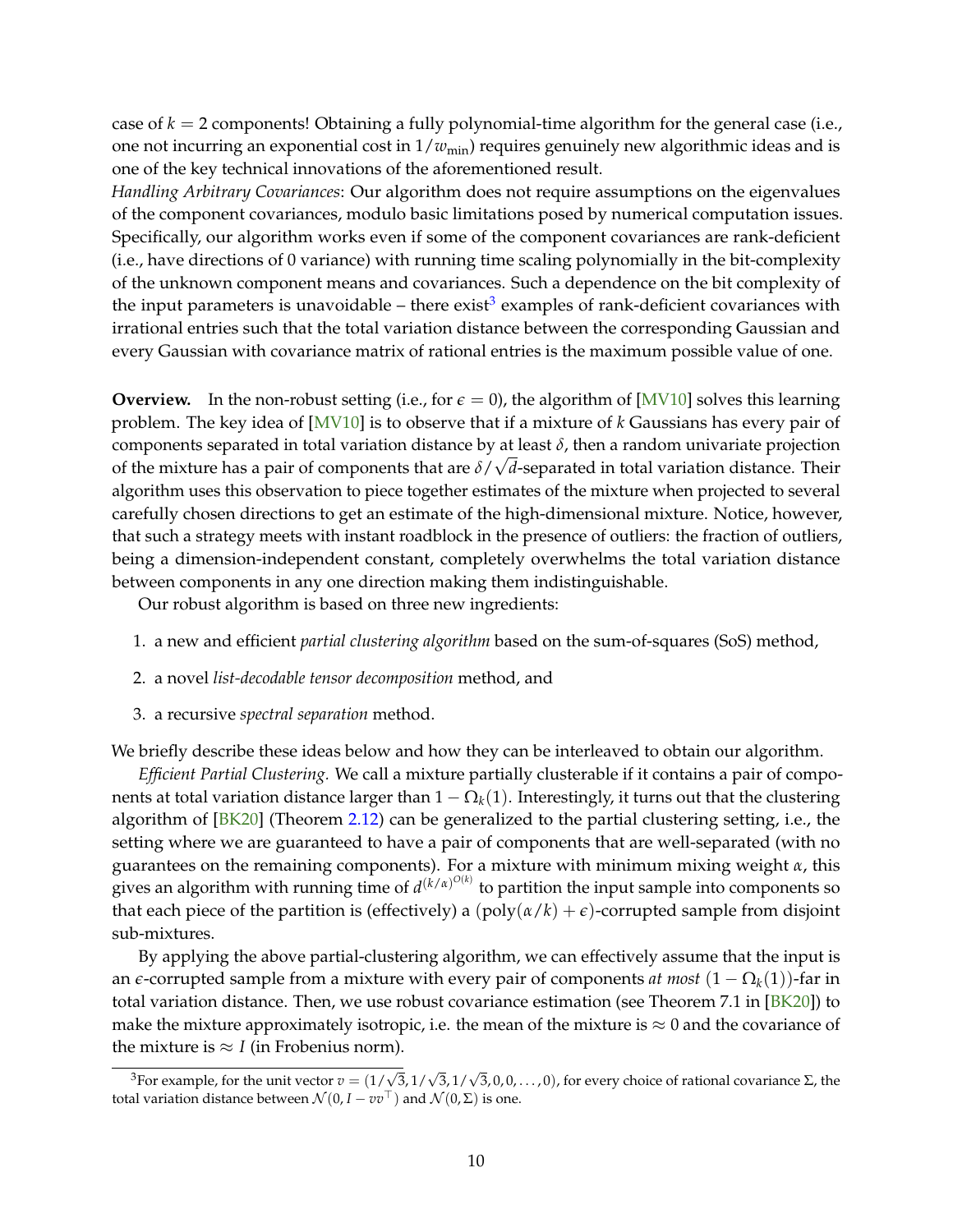case of $k = 2$ components! Obtaining a fully polynomial-time algorithm for the general case (i.e., one not incurring an exponential cost in $1/w_{\min}$) requires genuinely new algorithmic ideas and is one of the key technical innovations of the aforementioned result.

*Handling Arbitrary Covariances*: Our algorithm does not require assumptions on the eigenvalues of the component covariances, modulo basic limitations posed by numerical computation issues. Specifically, our algorithm works even if some of the component covariances are rank-deficient (i.e., have directions of 0 variance) with running time scaling polynomially in the bit-complexity of the unknown component means and covariances. Such a dependence on the bit complexity of the input parameters is unavoidable – there exist[3] examples of rank-deficient covariances with irrational entries such that the total variation distance between the corresponding Gaussian and every Gaussian with covariance matrix of rational entries is the maximum possible value of one.

**Overview.** In the non-robust setting (i.e., for $\epsilon = 0$), the algorithm of [MV10] solves this learning problem. The key idea of [MV10] is to observe that if a mixture of $k$ Gaussians has every pair of components separated in total variation distance by at least $\delta$, then a random univariate projection of the mixture has a pair of components that are $\delta/\sqrt{d}$-separated in total variation distance. Their algorithm uses this observation to piece together estimates of the mixture when projected to several carefully chosen directions to get an estimate of the high-dimensional mixture. Notice, however, that such a strategy meets with instant roadblock in the presence of outliers: the fraction of outliers, being a dimension-independent constant, completely overwhelms the total variation distance between components in any one direction making them indistinguishable.

Our robust algorithm is based on three new ingredients:

1. a new and efficient *partial clustering algorithm* based on the sum-of-squares (SoS) method,
2. a novel *list-decodable tensor decomposition* method, and
3. a recursive *spectral separation* method.

We briefly describe these ideas below and how they can be interleaved to obtain our algorithm.

*Efficient Partial Clustering.* We call a mixture partially clusterable if it contains a pair of components at total variation distance larger than $1 - \Omega_k(1)$. Interestingly, it turns out that the clustering algorithm of [BK20] (Theorem 2.12) can be generalized to the partial clustering setting, i.e., the setting where we are guaranteed to have a pair of components that are well-separated (with no guarantees on the remaining components). For a mixture with minimum mixing weight $\alpha$, this gives an algorithm with running time of $d^{(k/\alpha)^{O(k)}}$ to partition the input sample into components so that each piece of the partition is (effectively) a $(\mathrm{poly}(\alpha/k) + \epsilon)$-corrupted sample from disjoint sub-mixtures.

By applying the above partial-clustering algorithm, we can effectively assume that the input is an $\epsilon$-corrupted sample from a mixture with every pair of components *at most* $(1 - \Omega_k(1))$-far in total variation distance. Then, we use robust covariance estimation (see Theorem 7.1 in [BK20]) to make the mixture approximately isotropic, i.e. the mean of the mixture is $\approx 0$ and the covariance of the mixture is $\approx I$ (in Frobenius norm).

[3] For example, for the unit vector $v = (1/\sqrt{3}, 1/\sqrt{3}, 1/\sqrt{3}, 0, 0, \ldots, 0)$, for every choice of rational covariance $\Sigma$, the total variation distance between $\mathcal{N}(0, I - vv^\top)$ and $\mathcal{N}(0, \Sigma)$ is one.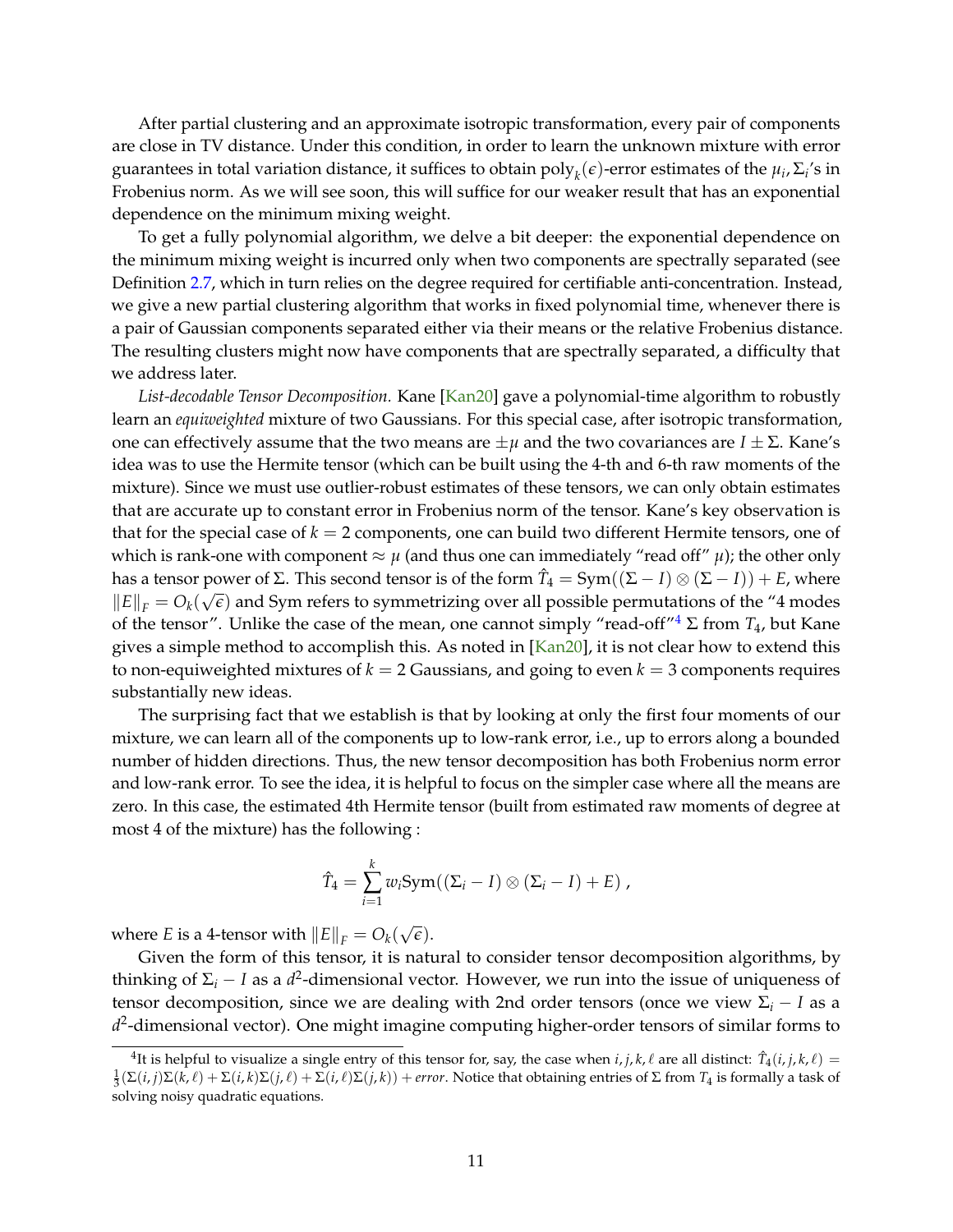After partial clustering and an approximate isotropic transformation, every pair of components are close in TV distance. Under this condition, in order to learn the unknown mixture with error guarantees in total variation distance, it suffices to obtain $\text{poly}_k(\epsilon)$-error estimates of the $\mu_i, \Sigma_i$'s in Frobenius norm. As we will see soon, this will suffice for our weaker result that has an exponential dependence on the minimum mixing weight.

To get a fully polynomial algorithm, we delve a bit deeper: the exponential dependence on the minimum mixing weight is incurred only when two components are spectrally separated (see Definition 2.7, which in turn relies on the degree required for certifiable anti-concentration. Instead, we give a new partial clustering algorithm that works in fixed polynomial time, whenever there is a pair of Gaussian components separated either via their means or the relative Frobenius distance. The resulting clusters might now have components that are spectrally separated, a difficulty that we address later.

*List-decodable Tensor Decomposition.* Kane [Kan20] gave a polynomial-time algorithm to robustly learn an *equiweighted* mixture of two Gaussians. For this special case, after isotropic transformation, one can effectively assume that the two means are $\pm\mu$ and the two covariances are $I \pm \Sigma$. Kane's idea was to use the Hermite tensor (which can be built using the 4-th and 6-th raw moments of the mixture). Since we must use outlier-robust estimates of these tensors, we can only obtain estimates that are accurate up to constant error in Frobenius norm of the tensor. Kane's key observation is that for the special case of $k = 2$ components, one can build two different Hermite tensors, one of which is rank-one with component $\approx \mu$ (and thus one can immediately "read off" $\mu$); the other only has a tensor power of $\Sigma$. This second tensor is of the form $\hat{T}_4 = \text{Sym}((\Sigma - I) \otimes (\Sigma - I)) + E$, where $\|E\|_F = O_k(\sqrt{\epsilon})$ and Sym refers to symmetrizing over all possible permutations of the "4 modes of the tensor". Unlike the case of the mean, one cannot simply "read-off"[4] $\Sigma$ from $T_4$, but Kane gives a simple method to accomplish this. As noted in [Kan20], it is not clear how to extend this to non-equiweighted mixtures of $k = 2$ Gaussians, and going to even $k = 3$ components requires substantially new ideas.

The surprising fact that we establish is that by looking at only the first four moments of our mixture, we can learn all of the components up to low-rank error, i.e., up to errors along a bounded number of hidden directions. Thus, the new tensor decomposition has both Frobenius norm error and low-rank error. To see the idea, it is helpful to focus on the simpler case where all the means are zero. In this case, the estimated 4th Hermite tensor (built from estimated raw moments of degree at most 4 of the mixture) has the following :

$$\hat{T}_4 = \sum_{i=1}^{k} w_i \text{Sym}((\Sigma_i - I) \otimes (\Sigma_i - I) + E) ,$$

where $E$ is a 4-tensor with $\|E\|_F = O_k(\sqrt{\epsilon})$.

Given the form of this tensor, it is natural to consider tensor decomposition algorithms, by thinking of $\Sigma_i - I$ as a $d^2$-dimensional vector. However, we run into the issue of uniqueness of tensor decomposition, since we are dealing with 2nd order tensors (once we view $\Sigma_i - I$ as a $d^2$-dimensional vector). One might imagine computing higher-order tensors of similar forms to

[4] It is helpful to visualize a single entry of this tensor for, say, the case when $i, j, k, \ell$ are all distinct: $\hat{T}_4(i, j, k, \ell) = \frac{1}{3}(\Sigma(i, j)\Sigma(k, \ell) + \Sigma(i, k)\Sigma(j, \ell) + \Sigma(i, \ell)\Sigma(j, k)) + \textit{error}$. Notice that obtaining entries of $\Sigma$ from $T_4$ is formally a task of solving noisy quadratic equations.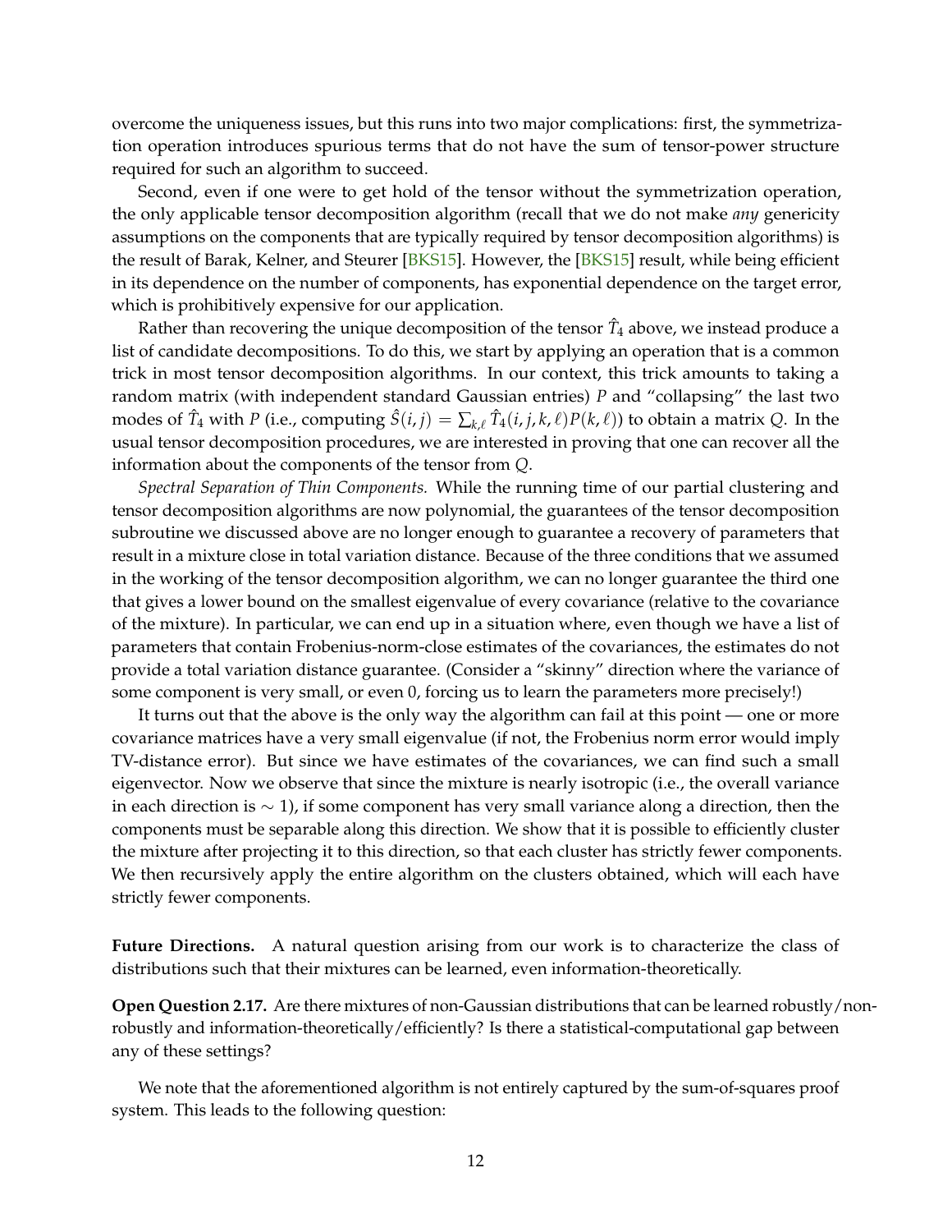overcome the uniqueness issues, but this runs into two major complications: first, the symmetrization operation introduces spurious terms that do not have the sum of tensor-power structure required for such an algorithm to succeed.

Second, even if one were to get hold of the tensor without the symmetrization operation, the only applicable tensor decomposition algorithm (recall that we do not make *any* genericity assumptions on the components that are typically required by tensor decomposition algorithms) is the result of Barak, Kelner, and Steurer [BKS15]. However, the [BKS15] result, while being efficient in its dependence on the number of components, has exponential dependence on the target error, which is prohibitively expensive for our application.

Rather than recovering the unique decomposition of the tensor $\hat{T}_4$ above, we instead produce a list of candidate decompositions. To do this, we start by applying an operation that is a common trick in most tensor decomposition algorithms. In our context, this trick amounts to taking a random matrix (with independent standard Gaussian entries) $P$ and "collapsing" the last two modes of $\hat{T}_4$ with $P$ (i.e., computing $\hat{S}(i,j) = \sum_{k,\ell} \hat{T}_4(i,j,k,\ell)P(k,\ell)$) to obtain a matrix $Q$. In the usual tensor decomposition procedures, we are interested in proving that one can recover all the information about the components of the tensor from $Q$.

*Spectral Separation of Thin Components.* While the running time of our partial clustering and tensor decomposition algorithms are now polynomial, the guarantees of the tensor decomposition subroutine we discussed above are no longer enough to guarantee a recovery of parameters that result in a mixture close in total variation distance. Because of the three conditions that we assumed in the working of the tensor decomposition algorithm, we can no longer guarantee the third one that gives a lower bound on the smallest eigenvalue of every covariance (relative to the covariance of the mixture). In particular, we can end up in a situation where, even though we have a list of parameters that contain Frobenius-norm-close estimates of the covariances, the estimates do not provide a total variation distance guarantee. (Consider a "skinny" direction where the variance of some component is very small, or even 0, forcing us to learn the parameters more precisely!)

It turns out that the above is the only way the algorithm can fail at this point — one or more covariance matrices have a very small eigenvalue (if not, the Frobenius norm error would imply TV-distance error). But since we have estimates of the covariances, we can find such a small eigenvector. Now we observe that since the mixture is nearly isotropic (i.e., the overall variance in each direction is $\sim 1$), if some component has very small variance along a direction, then the components must be separable along this direction. We show that it is possible to efficiently cluster the mixture after projecting it to this direction, so that each cluster has strictly fewer components. We then recursively apply the entire algorithm on the clusters obtained, which will each have strictly fewer components.

**Future Directions.** A natural question arising from our work is to characterize the class of distributions such that their mixtures can be learned, even information-theoretically.

**Open Question 2.17.** Are there mixtures of non-Gaussian distributions that can be learned robustly/non-robustly and information-theoretically/efficiently? Is there a statistical-computational gap between any of these settings?

We note that the aforementioned algorithm is not entirely captured by the sum-of-squares proof system. This leads to the following question: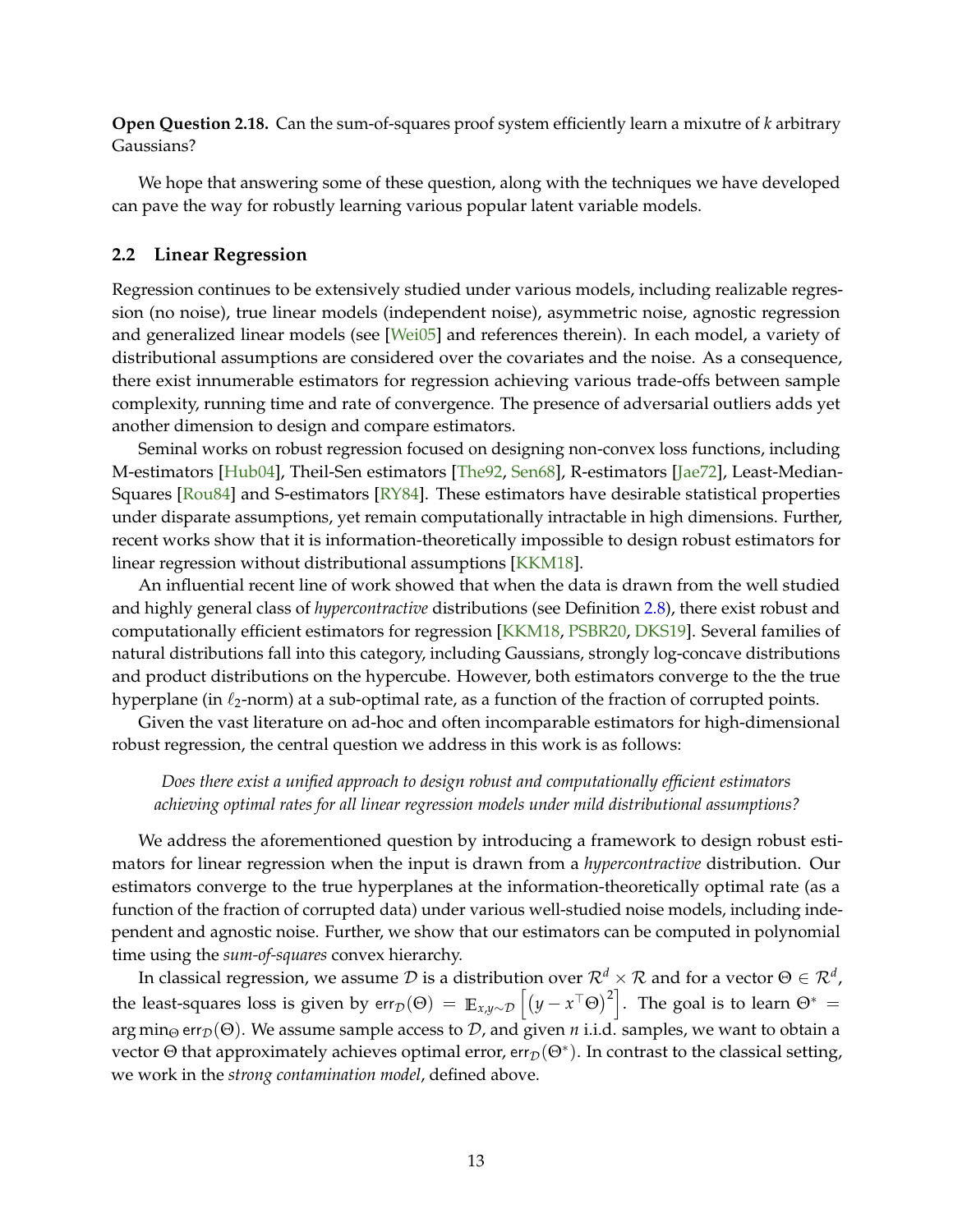**Open Question 2.18.** Can the sum-of-squares proof system efficiently learn a mixutre of $k$ arbitrary Gaussians?

We hope that answering some of these question, along with the techniques we have developed can pave the way for robustly learning various popular latent variable models.

## 2.2 Linear Regression

Regression continues to be extensively studied under various models, including realizable regression (no noise), true linear models (independent noise), asymmetric noise, agnostic regression and generalized linear models (see [Wei05] and references therein). In each model, a variety of distributional assumptions are considered over the covariates and the noise. As a consequence, there exist innumerable estimators for regression achieving various trade-offs between sample complexity, running time and rate of convergence. The presence of adversarial outliers adds yet another dimension to design and compare estimators.

Seminal works on robust regression focused on designing non-convex loss functions, including M-estimators [Hub04], Theil-Sen estimators [The92, Sen68], R-estimators [Jae72], Least-Median-Squares [Rou84] and S-estimators [RY84]. These estimators have desirable statistical properties under disparate assumptions, yet remain computationally intractable in high dimensions. Further, recent works show that it is information-theoretically impossible to design robust estimators for linear regression without distributional assumptions [KKM18].

An influential recent line of work showed that when the data is drawn from the well studied and highly general class of *hypercontractive* distributions (see Definition 2.8), there exist robust and computationally efficient estimators for regression [KKM18, PSBR20, DKS19]. Several families of natural distributions fall into this category, including Gaussians, strongly log-concave distributions and product distributions on the hypercube. However, both estimators converge to the the true hyperplane (in $\ell_2$-norm) at a sub-optimal rate, as a function of the fraction of corrupted points.

Given the vast literature on ad-hoc and often incomparable estimators for high-dimensional robust regression, the central question we address in this work is as follows:

*Does there exist a unified approach to design robust and computationally efficient estimators achieving optimal rates for all linear regression models under mild distributional assumptions?*

We address the aforementioned question by introducing a framework to design robust estimators for linear regression when the input is drawn from a *hypercontractive* distribution. Our estimators converge to the true hyperplanes at the information-theoretically optimal rate (as a function of the fraction of corrupted data) under various well-studied noise models, including independent and agnostic noise. Further, we show that our estimators can be computed in polynomial time using the *sum-of-squares* convex hierarchy.

In classical regression, we assume $\mathcal{D}$ is a distribution over $\mathcal{R}^d \times \mathcal{R}$ and for a vector $\Theta \in \mathcal{R}^d$, the least-squares loss is given by $\mathsf{err}_{\mathcal{D}}(\Theta) = \mathbb{E}_{x,y\sim\mathcal{D}}\left[\left(y - x^\top \Theta\right)^2\right]$. The goal is to learn $\Theta^* = \arg\min_{\Theta} \mathsf{err}_{\mathcal{D}}(\Theta)$. We assume sample access to $\mathcal{D}$, and given $n$ i.i.d. samples, we want to obtain a vector $\Theta$ that approximately achieves optimal error, $\mathsf{err}_{\mathcal{D}}(\Theta^*)$. In contrast to the classical setting, we work in the *strong contamination model*, defined above.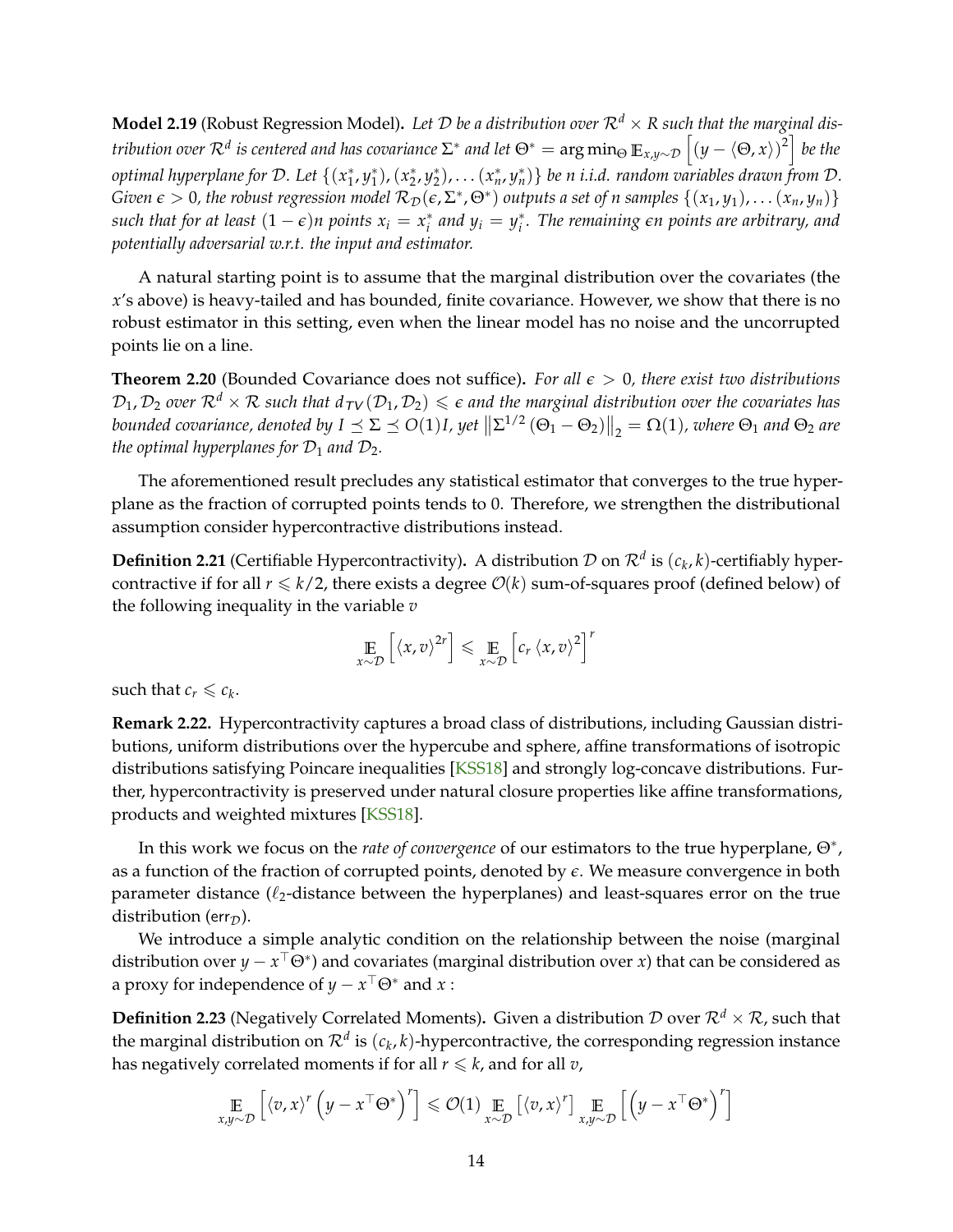**Model 2.19** (Robust Regression Model)**.** *Let $\mathcal{D}$ be a distribution over $\mathcal{R}^d \times R$ such that the marginal distribution over $\mathcal{R}^d$ is centered and has covariance $\Sigma^*$ and let $\Theta^* = \arg\min_{\Theta} \mathbb{E}_{x,y\sim\mathcal{D}}\left[(y - \langle \Theta, x\rangle)^2\right]$ be the optimal hyperplane for $\mathcal{D}$. Let $\{(x_1^*, y_1^*), (x_2^*, y_2^*), \dots (x_n^*, y_n^*)\}$ be $n$ i.i.d. random variables drawn from $\mathcal{D}$. Given $\epsilon > 0$, the robust regression model $\mathcal{R}_{\mathcal{D}}(\epsilon, \Sigma^*, \Theta^*)$ outputs a set of $n$ samples $\{(x_1, y_1), \dots (x_n, y_n)\}$ such that for at least $(1-\epsilon)n$ points $x_i = x_i^*$ and $y_i = y_i^*$. The remaining $\epsilon n$ points are arbitrary, and potentially adversarial w.r.t. the input and estimator.*

A natural starting point is to assume that the marginal distribution over the covariates (the $x$'s above) is heavy-tailed and has bounded, finite covariance. However, we show that there is no robust estimator in this setting, even when the linear model has no noise and the uncorrupted points lie on a line.

**Theorem 2.20** (Bounded Covariance does not suffice)**.** *For all $\epsilon > 0$, there exist two distributions $\mathcal{D}_1, \mathcal{D}_2$ over $\mathcal{R}^d \times \mathcal{R}$ such that $d_{TV}(\mathcal{D}_1, \mathcal{D}_2) \leqslant \epsilon$ and the marginal distribution over the covariates has bounded covariance, denoted by $I \preceq \Sigma \preceq O(1)I$, yet $\left\|\Sigma^{1/2}(\Theta_1 - \Theta_2)\right\|_2 = \Omega(1)$, where $\Theta_1$ and $\Theta_2$ are the optimal hyperplanes for $\mathcal{D}_1$ and $\mathcal{D}_2$.*

The aforementioned result precludes any statistical estimator that converges to the true hyperplane as the fraction of corrupted points tends to 0. Therefore, we strengthen the distributional assumption consider hypercontractive distributions instead.

**Definition 2.21** (Certifiable Hypercontractivity)**.** A distribution $\mathcal{D}$ on $\mathcal{R}^d$ is $(c_k, k)$-certifiably hypercontractive if for all $r \leqslant k/2$, there exists a degree $\mathcal{O}(k)$ sum-of-squares proof (defined below) of the following inequality in the variable $v$

$$\mathop{\mathbb{E}}_{x\sim\mathcal{D}}\left[\langle x, v\rangle^{2r}\right] \leqslant \mathop{\mathbb{E}}_{x\sim\mathcal{D}}\left[c_r \langle x, v\rangle^2\right]^r$$

such that $c_r \leqslant c_k$.

**Remark 2.22.** Hypercontractivity captures a broad class of distributions, including Gaussian distributions, uniform distributions over the hypercube and sphere, affine transformations of isotropic distributions satisfying Poincare inequalities [KSS18] and strongly log-concave distributions. Further, hypercontractivity is preserved under natural closure properties like affine transformations, products and weighted mixtures [KSS18].

In this work we focus on the *rate of convergence* of our estimators to the true hyperplane, $\Theta^*$, as a function of the fraction of corrupted points, denoted by $\epsilon$. We measure convergence in both parameter distance ($\ell_2$-distance between the hyperplanes) and least-squares error on the true distribution ($\mathsf{err}_{\mathcal{D}}$).

We introduce a simple analytic condition on the relationship between the noise (marginal distribution over $y - x^\top\Theta^*$) and covariates (marginal distribution over $x$) that can be considered as a proxy for independence of $y - x^\top\Theta^*$ and $x$ :

**Definition 2.23** (Negatively Correlated Moments)**.** Given a distribution $\mathcal{D}$ over $\mathcal{R}^d \times \mathcal{R}$, such that the marginal distribution on $\mathcal{R}^d$ is $(c_k, k)$-hypercontractive, the corresponding regression instance has negatively correlated moments if for all $r \leqslant k$, and for all $v$,

$$\mathop{\mathbb{E}}_{x,y\sim\mathcal{D}}\left[\langle v, x\rangle^r \left(y - x^\top\Theta^*\right)^r\right] \leqslant \mathcal{O}(1) \mathop{\mathbb{E}}_{x\sim\mathcal{D}}\left[\langle v, x\rangle^r\right] \mathop{\mathbb{E}}_{x,y\sim\mathcal{D}}\left[\left(y - x^\top\Theta^*\right)^r\right]$$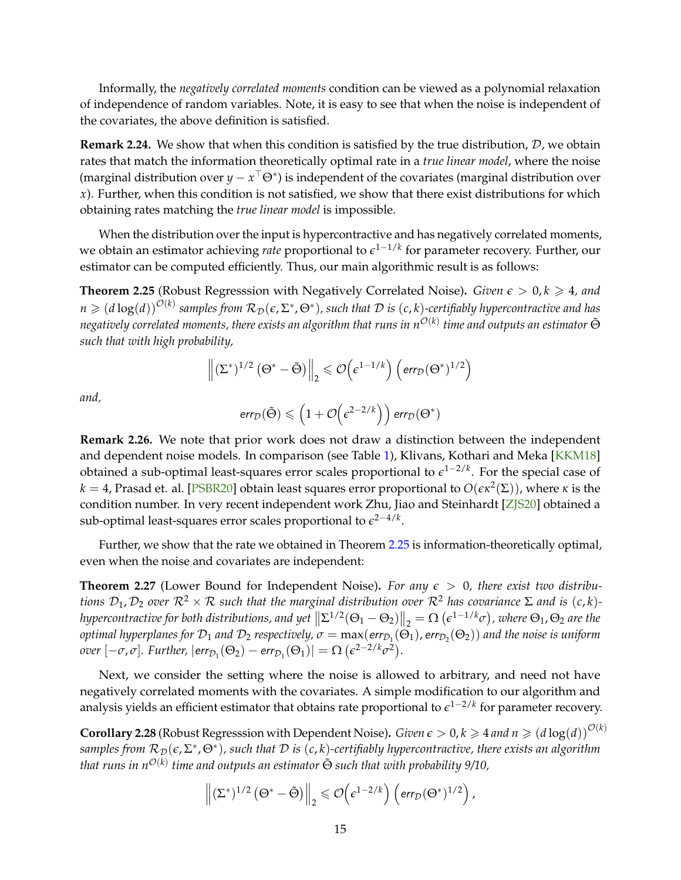Informally, the *negatively correlated moments* condition can be viewed as a polynomial relaxation of independence of random variables. Note, it is easy to see that when the noise is independent of the covariates, the above definition is satisfied.

**Remark 2.24.** We show that when this condition is satisfied by the true distribution, $\mathcal{D}$, we obtain rates that match the information theoretically optimal rate in a *true linear model*, where the noise (marginal distribution over $y - x^\top \Theta^*$) is independent of the covariates (marginal distribution over $x$). Further, when this condition is not satisfied, we show that there exist distributions for which obtaining rates matching the *true linear model* is impossible.

When the distribution over the input is hypercontractive and has negatively correlated moments, we obtain an estimator achieving *rate* proportional to $\epsilon^{1-1/k}$ for parameter recovery. Further, our estimator can be computed efficiently. Thus, our main algorithmic result is as follows:

**Theorem 2.25** (Robust Regresssion with Negatively Correlated Noise)**.** *Given $\epsilon > 0, k \geqslant 4$, and $n \geqslant (d\log(d))^{\mathcal{O}(k)}$ samples from $\mathcal{R}_{\mathcal{D}}(\epsilon, \Sigma^*, \Theta^*)$, such that $\mathcal{D}$ is $(c,k)$-certifiably hypercontractive and has negatively correlated moments, there exists an algorithm that runs in $n^{\mathcal{O}(k)}$ time and outputs an estimator $\tilde{\Theta}$ such that with high probability,*

$$\left\| (\Sigma^*)^{1/2} \left(\Theta^* - \tilde{\Theta}\right) \right\|_2 \leqslant \mathcal{O}\left(\epsilon^{1-1/k}\right) \left(\mathit{err}_{\mathcal{D}}(\Theta^*)^{1/2}\right)$$

*and,*

$$\mathit{err}_{\mathcal{D}}(\tilde{\Theta}) \leqslant \left(1 + \mathcal{O}\left(\epsilon^{2-2/k}\right)\right) \mathit{err}_{\mathcal{D}}(\Theta^*)$$

**Remark 2.26.** We note that prior work does not draw a distinction between the independent and dependent noise models. In comparison (see Table 1), Klivans, Kothari and Meka [KKM18] obtained a sub-optimal least-squares error scales proportional to $\epsilon^{1-2/k}$. For the special case of $k = 4$, Prasad et. al. [PSBR20] obtain least squares error proportional to $O(\epsilon\kappa^2(\Sigma))$, where $\kappa$ is the condition number. In very recent independent work Zhu, Jiao and Steinhardt [ZJS20] obtained a sub-optimal least-squares error scales proportional to $\epsilon^{2-4/k}$.

Further, we show that the rate we obtained in Theorem 2.25 is information-theoretically optimal, even when the noise and covariates are independent:

**Theorem 2.27** (Lower Bound for Independent Noise)**.** *For any $\epsilon > 0$, there exist two distributions $\mathcal{D}_1, \mathcal{D}_2$ over $\mathcal{R}^2 \times \mathcal{R}$ such that the marginal distribution over $\mathcal{R}^2$ has covariance $\Sigma$ and is $(c,k)$-hypercontractive for both distributions, and yet $\left\|\Sigma^{1/2}(\Theta_1 - \Theta_2)\right\|_2 = \Omega\left(\epsilon^{1-1/k}\sigma\right)$, where $\Theta_1, \Theta_2$ are the optimal hyperplanes for $\mathcal{D}_1$ and $\mathcal{D}_2$ respectively, $\sigma = \max(\mathit{err}_{\mathcal{D}_1}(\Theta_1), \mathit{err}_{\mathcal{D}_2}(\Theta_2))$ and the noise is uniform over $[-\sigma, \sigma]$. Further, $|\mathit{err}_{\mathcal{D}_1}(\Theta_2) - \mathit{err}_{\mathcal{D}_1}(\Theta_1)| = \Omega\left(\epsilon^{2-2/k}\sigma^2\right)$.*

Next, we consider the setting where the noise is allowed to arbitrary, and need not have negatively correlated moments with the covariates. A simple modification to our algorithm and analysis yields an efficient estimator that obtains rate proportional to $\epsilon^{1-2/k}$ for parameter recovery.

**Corollary 2.28** (Robust Regresssion with Dependent Noise)**.** *Given $\epsilon > 0, k \geqslant 4$ and $n \geqslant (d\log(d))^{\mathcal{O}(k)}$ samples from $\mathcal{R}_{\mathcal{D}}(\epsilon, \Sigma^*, \Theta^*)$, such that $\mathcal{D}$ is $(c,k)$-certifiably hypercontractive, there exists an algorithm that runs in $n^{\mathcal{O}(k)}$ time and outputs an estimator $\tilde{\Theta}$ such that with probability 9/10,*

$$\left\| (\Sigma^*)^{1/2} \left(\Theta^* - \tilde{\Theta}\right) \right\|_2 \leqslant \mathcal{O}\left(\epsilon^{1-2/k}\right) \left(\mathit{err}_{\mathcal{D}}(\Theta^*)^{1/2}\right),$$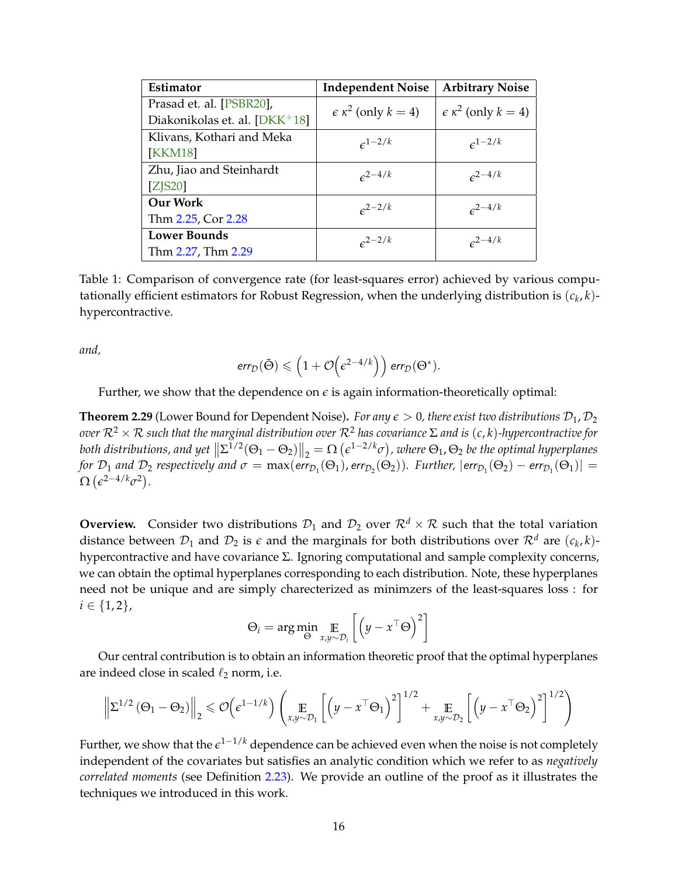| **Estimator** | **Independent Noise** | **Arbitrary Noise** |
|---|---|---|
| Prasad et. al. [PSBR20], Diakonikolas et. al. [DKK+18] | $\epsilon\,\kappa^2$ (only $k=4$) | $\epsilon\,\kappa^2$ (only $k=4$) |
| Klivans, Kothari and Meka [KKM18] | $\epsilon^{1-2/k}$ | $\epsilon^{1-2/k}$ |
| Zhu, Jiao and Steinhardt [ZJS20] | $\epsilon^{2-4/k}$ | $\epsilon^{2-4/k}$ |
| **Our Work** Thm 2.25, Cor 2.28 | $\epsilon^{2-2/k}$ | $\epsilon^{2-4/k}$ |
| **Lower Bounds** Thm 2.27, Thm 2.29 | $\epsilon^{2-2/k}$ | $\epsilon^{2-4/k}$ |

Table 1: Comparison of convergence rate (for least-squares error) achieved by various computationally efficient estimators for Robust Regression, when the underlying distribution is $(c_k, k)$-hypercontractive.

*and,*

$$\mathsf{err}_{\mathcal{D}}(\tilde{\Theta}) \leqslant \left(1 + \mathcal{O}\left(\epsilon^{2-4/k}\right)\right) \mathsf{err}_{\mathcal{D}}(\Theta^*).$$

Further, we show that the dependence on $\epsilon$ is again information-theoretically optimal:

**Theorem 2.29** (Lower Bound for Dependent Noise)**.** *For any $\epsilon > 0$, there exist two distributions $\mathcal{D}_1, \mathcal{D}_2$ over $\mathcal{R}^2 \times \mathcal{R}$ such that the marginal distribution over $\mathcal{R}^2$ has covariance $\Sigma$ and is $(c,k)$-hypercontractive for both distributions, and yet $\left\|\Sigma^{1/2}(\Theta_1 - \Theta_2)\right\|_2 = \Omega\left(\epsilon^{1-2/k}\sigma\right)$, where $\Theta_1, \Theta_2$ be the optimal hyperplanes for $\mathcal{D}_1$ and $\mathcal{D}_2$ respectively and $\sigma = \max(\mathsf{err}_{\mathcal{D}_1}(\Theta_1), \mathsf{err}_{\mathcal{D}_2}(\Theta_2))$. Further, $|\mathsf{err}_{\mathcal{D}_1}(\Theta_2) - \mathsf{err}_{\mathcal{D}_1}(\Theta_1)| = \Omega\left(\epsilon^{2-4/k}\sigma^2\right)$.*

**Overview.** Consider two distributions $\mathcal{D}_1$ and $\mathcal{D}_2$ over $\mathcal{R}^d \times \mathcal{R}$ such that the total variation distance between $\mathcal{D}_1$ and $\mathcal{D}_2$ is $\epsilon$ and the marginals for both distributions over $\mathcal{R}^d$ are $(c_k, k)$-hypercontractive and have covariance $\Sigma$. Ignoring computational and sample complexity concerns, we can obtain the optimal hyperplanes corresponding to each distribution. Note, these hyperplanes need not be unique and are simply charecterized as minimzers of the least-squares loss : for $i \in \{1, 2\}$,

$$\Theta_i = \arg\min_{\Theta} \mathop{\mathbb{E}}_{x,y\sim\mathcal{D}_i}\left[\left(y - x^\top\Theta\right)^2\right]$$

Our central contribution is to obtain an information theoretic proof that the optimal hyperplanes are indeed close in scaled $\ell_2$ norm, i.e.

$$\left\|\Sigma^{1/2}\left(\Theta_1 - \Theta_2\right)\right\|_2 \leqslant \mathcal{O}\left(\epsilon^{1-1/k}\right)\left(\mathop{\mathbb{E}}_{x,y\sim\mathcal{D}_1}\left[\left(y - x^\top\Theta_1\right)^2\right]^{1/2} + \mathop{\mathbb{E}}_{x,y\sim\mathcal{D}_2}\left[\left(y - x^\top\Theta_2\right)^2\right]^{1/2}\right)$$

Further, we show that the $\epsilon^{1-1/k}$ dependence can be achieved even when the noise is not completely independent of the covariates but satisfies an analytic condition which we refer to as *negatively correlated moments* (see Definition 2.23). We provide an outline of the proof as it illustrates the techniques we introduced in this work.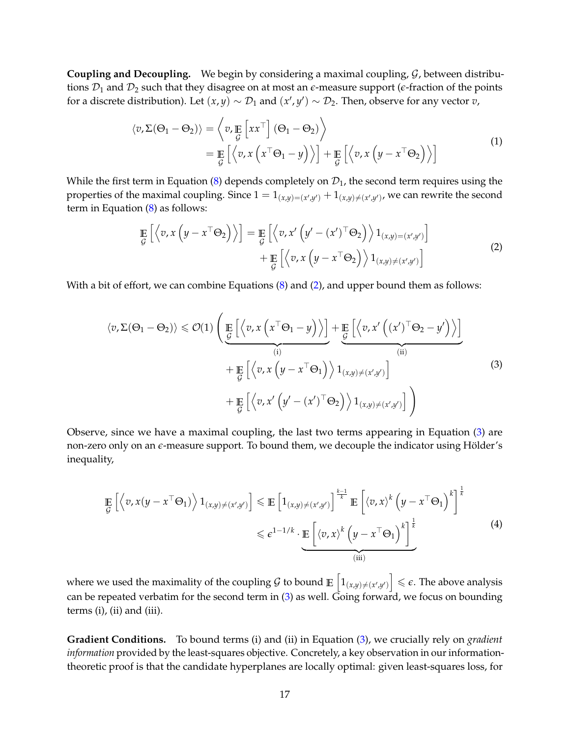**Coupling and Decoupling.** We begin by considering a maximal coupling, $\mathcal{G}$, between distributions $\mathcal{D}_1$ and $\mathcal{D}_2$ such that they disagree on at most an $\epsilon$-measure support ($\epsilon$-fraction of the points for a discrete distribution). Let $(x, y) \sim \mathcal{D}_1$ and $(x', y') \sim \mathcal{D}_2$. Then, observe for any vector $v$,

$$
\begin{aligned}
\langle v, \Sigma(\Theta_1 - \Theta_2) \rangle &= \left\langle v, \mathop{\mathbb{E}}_{\mathcal{G}}\left[ x x^\top \right] (\Theta_1 - \Theta_2) \right\rangle \\
&= \mathop{\mathbb{E}}_{\mathcal{G}}\left[ \left\langle v, x\left( x^\top \Theta_1 - y \right) \right\rangle \right] + \mathop{\mathbb{E}}_{\mathcal{G}}\left[ \left\langle v, x\left( y - x^\top \Theta_2 \right) \right\rangle \right]
\end{aligned} \tag{1}
$$

While the first term in Equation (8) depends completely on $\mathcal{D}_1$, the second term requires using the properties of the maximal coupling. Since $1 = 1_{(x,y)=(x',y')} + 1_{(x,y)\neq(x',y')}$, we can rewrite the second term in Equation (8) as follows:

$$
\begin{aligned}
\mathop{\mathbb{E}}_{\mathcal{G}}\left[ \left\langle v, x\left( y - x^\top \Theta_2 \right) \right\rangle \right] = &\mathop{\mathbb{E}}_{\mathcal{G}}\left[ \left\langle v, x'\left( y' - (x')^\top \Theta_2 \right) \right\rangle 1_{(x,y)=(x',y')} \right] \\
&+ \mathop{\mathbb{E}}_{\mathcal{G}}\left[ \left\langle v, x\left( y - x^\top \Theta_2 \right) \right\rangle 1_{(x,y)\neq(x',y')} \right]
\end{aligned} \tag{2}
$$

With a bit of effort, we can combine Equations (8) and (2), and upper bound them as follows:

$$
\begin{aligned}
\langle v, \Sigma(\Theta_1 - \Theta_2) \rangle \leqslant \mathcal{O}(1) \Bigg( &\underbrace{\mathop{\mathbb{E}}_{\mathcal{G}}\left[ \left\langle v, x\left( x^\top \Theta_1 - y \right) \right\rangle \right]}_{\text{(i)}} + \underbrace{\mathop{\mathbb{E}}_{\mathcal{G}}\left[ \left\langle v, x'\left( (x')^\top \Theta_2 - y' \right) \right\rangle \right]}_{\text{(ii)}} \\
&+ \mathop{\mathbb{E}}_{\mathcal{G}}\left[ \left\langle v, x\left( y - x^\top \Theta_1 \right) \right\rangle 1_{(x,y)\neq(x',y')} \right] \\
&+ \mathop{\mathbb{E}}_{\mathcal{G}}\left[ \left\langle v, x'\left( y' - (x')^\top \Theta_2 \right) \right\rangle 1_{(x,y)\neq(x',y')} \right] \Bigg)
\end{aligned} \tag{3}
$$

Observe, since we have a maximal coupling, the last two terms appearing in Equation (3) are non-zero only on an $\epsilon$-measure support. To bound them, we decouple the indicator using Hölder's inequality,

$$
\begin{aligned}
\mathop{\mathbb{E}}_{\mathcal{G}}\left[ \left\langle v, x(y - x^\top \Theta_1) \right\rangle 1_{(x,y)\neq(x',y')} \right] &\leqslant \mathbb{E}\left[ 1_{(x,y)\neq(x',y')} \right]^{\frac{k-1}{k}} \mathbb{E}\left[ \langle v, x \rangle^k \left( y - x^\top \Theta_1 \right)^k \right]^{\frac{1}{k}} \\
&\leqslant \epsilon^{1-1/k} \cdot \underbrace{\mathbb{E}\left[ \langle v, x \rangle^k \left( y - x^\top \Theta_1 \right)^k \right]^{\frac{1}{k}}}_{\text{(iii)}}
\end{aligned} \tag{4}
$$

where we used the maximality of the coupling $\mathcal{G}$ to bound $\mathbb{E}\left[ 1_{(x,y)\neq(x',y')} \right] \leqslant \epsilon$. The above analysis can be repeated verbatim for the second term in (3) as well. Going forward, we focus on bounding terms (i), (ii) and (iii).

**Gradient Conditions.** To bound terms (i) and (ii) in Equation (3), we crucially rely on *gradient information* provided by the least-squares objective. Concretely, a key observation in our information-theoretic proof is that the candidate hyperplanes are locally optimal: given least-squares loss, for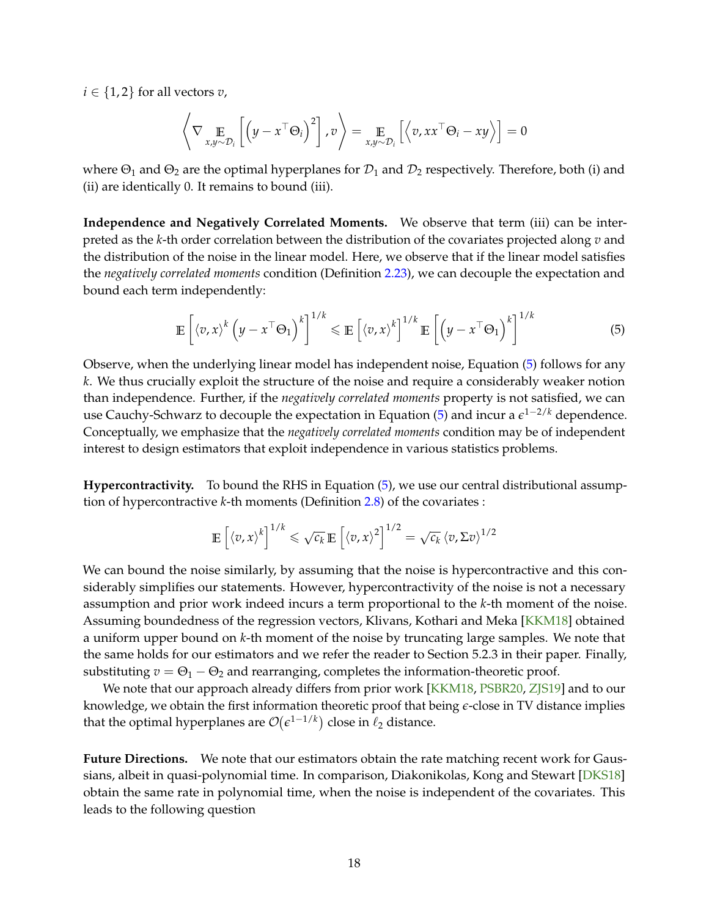$i \in \{1, 2\}$ for all vectors $v$,

$$\left\langle \nabla \mathop{\mathbb{E}}_{x,y \sim \mathcal{D}_i} \left[ \left( y - x^\top \Theta_i \right)^2 \right], v \right\rangle = \mathop{\mathbb{E}}_{x,y \sim \mathcal{D}_i} \left[ \left\langle v, xx^\top \Theta_i - xy \right\rangle \right] = 0$$

where $\Theta_1$ and $\Theta_2$ are the optimal hyperplanes for $\mathcal{D}_1$ and $\mathcal{D}_2$ respectively. Therefore, both (i) and (ii) are identically 0. It remains to bound (iii).

**Independence and Negatively Correlated Moments.** We observe that term (iii) can be interpreted as the $k$-th order correlation between the distribution of the covariates projected along $v$ and the distribution of the noise in the linear model. Here, we observe that if the linear model satisfies the *negatively correlated moments* condition (Definition 2.23), we can decouple the expectation and bound each term independently:

$$\mathbb{E}\left[ \langle v, x \rangle^k \left( y - x^\top \Theta_1 \right)^k \right]^{1/k} \leqslant \mathbb{E}\left[ \langle v, x \rangle^k \right]^{1/k} \mathbb{E}\left[ \left( y - x^\top \Theta_1 \right)^k \right]^{1/k} \tag{5}$$

Observe, when the underlying linear model has independent noise, Equation (5) follows for any $k$. We thus crucially exploit the structure of the noise and require a considerably weaker notion than independence. Further, if the *negatively correlated moments* property is not satisfied, we can use Cauchy-Schwarz to decouple the expectation in Equation (5) and incur a $\epsilon^{1-2/k}$ dependence. Conceptually, we emphasize that the *negatively correlated moments* condition may be of independent interest to design estimators that exploit independence in various statistics problems.

**Hypercontractivity.** To bound the RHS in Equation (5), we use our central distributional assumption of hypercontractive $k$-th moments (Definition 2.8) of the covariates :

$$\mathbb{E}\left[ \langle v, x \rangle^k \right]^{1/k} \leqslant \sqrt{c_k}\, \mathbb{E}\left[ \langle v, x \rangle^2 \right]^{1/2} = \sqrt{c_k}\, \langle v, \Sigma v \rangle^{1/2}$$

We can bound the noise similarly, by assuming that the noise is hypercontractive and this considerably simplifies our statements. However, hypercontractivity of the noise is not a necessary assumption and prior work indeed incurs a term proportional to the $k$-th moment of the noise. Assuming boundedness of the regression vectors, Klivans, Kothari and Meka [KKM18] obtained a uniform upper bound on $k$-th moment of the noise by truncating large samples. We note that the same holds for our estimators and we refer the reader to Section 5.2.3 in their paper. Finally, substituting $v = \Theta_1 - \Theta_2$ and rearranging, completes the information-theoretic proof.

We note that our approach already differs from prior work [KKM18, PSBR20, ZJS19] and to our knowledge, we obtain the first information theoretic proof that being $\epsilon$-close in TV distance implies that the optimal hyperplanes are $\mathcal{O}(\epsilon^{1-1/k})$ close in $\ell_2$ distance.

**Future Directions.** We note that our estimators obtain the rate matching recent work for Gaussians, albeit in quasi-polynomial time. In comparison, Diakonikolas, Kong and Stewart [DKS18] obtain the same rate in polynomial time, when the noise is independent of the covariates. This leads to the following question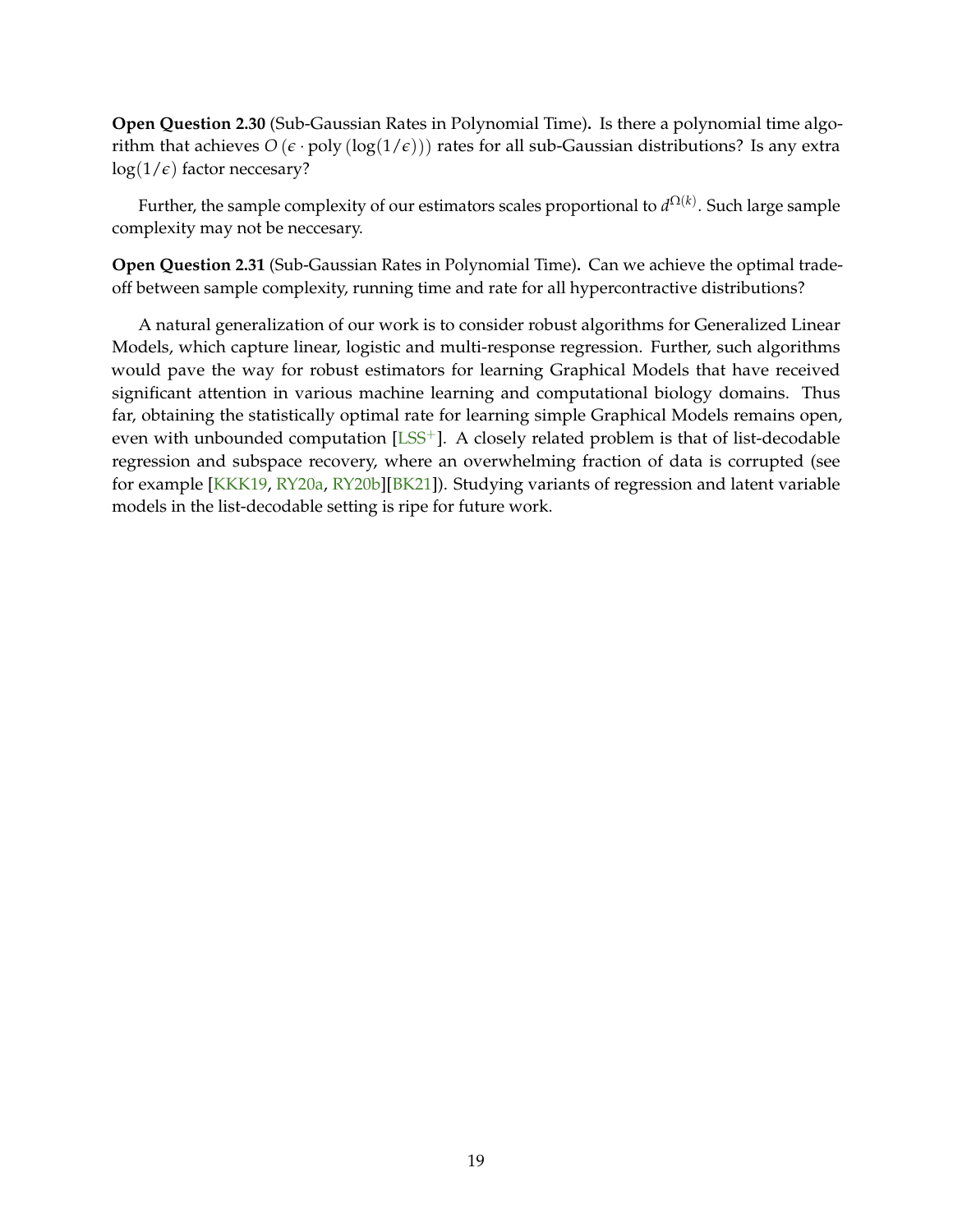**Open Question 2.30** (Sub-Gaussian Rates in Polynomial Time)**.** Is there a polynomial time algorithm that achieves $O(\epsilon \cdot \text{poly}(\log(1/\epsilon)))$ rates for all sub-Gaussian distributions? Is any extra $\log(1/\epsilon)$ factor neccesary?

Further, the sample complexity of our estimators scales proportional to $d^{\Omega(k)}$. Such large sample complexity may not be neccesary.

**Open Question 2.31** (Sub-Gaussian Rates in Polynomial Time)**.** Can we achieve the optimal trade-off between sample complexity, running time and rate for all hypercontractive distributions?

A natural generalization of our work is to consider robust algorithms for Generalized Linear Models, which capture linear, logistic and multi-response regression. Further, such algorithms would pave the way for robust estimators for learning Graphical Models that have received significant attention in various machine learning and computational biology domains. Thus far, obtaining the statistically optimal rate for learning simple Graphical Models remains open, even with unbounded computation [LSS+]. A closely related problem is that of list-decodable regression and subspace recovery, where an overwhelming fraction of data is corrupted (see for example [KKK19, RY20a, RY20b][BK21]). Studying variants of regression and latent variable models in the list-decodable setting is ripe for future work.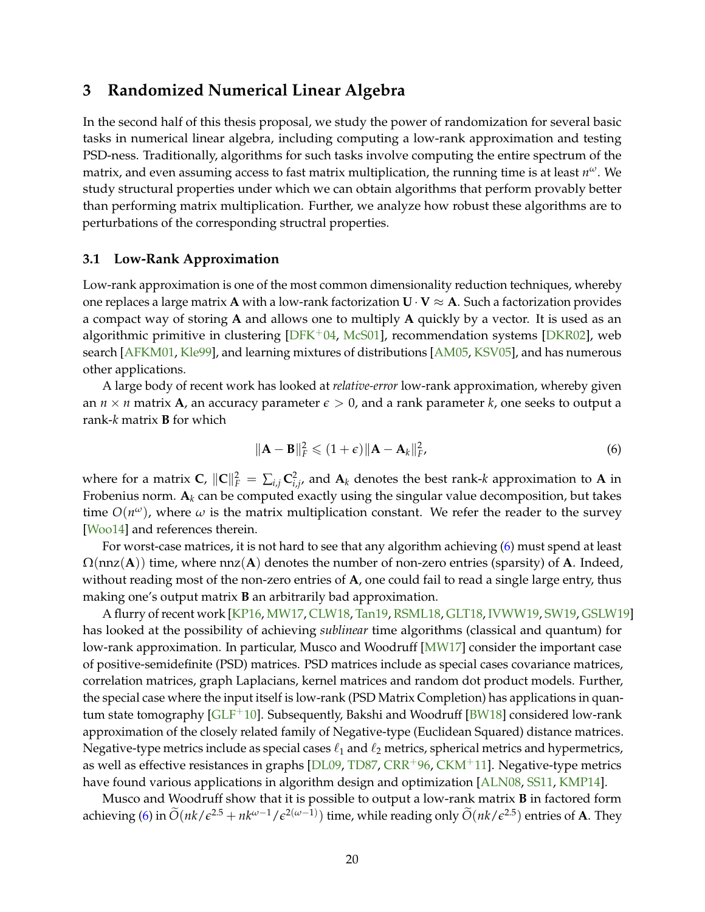## 3 Randomized Numerical Linear Algebra

In the second half of this thesis proposal, we study the power of randomization for several basic tasks in numerical linear algebra, including computing a low-rank approximation and testing PSD-ness. Traditionally, algorithms for such tasks involve computing the entire spectrum of the matrix, and even assuming access to fast matrix multiplication, the running time is at least $n^{\omega}$. We study structural properties under which we can obtain algorithms that perform provably better than performing matrix multiplication. Further, we analyze how robust these algorithms are to perturbations of the corresponding structral properties.

### 3.1 Low-Rank Approximation

Low-rank approximation is one of the most common dimensionality reduction techniques, whereby one replaces a large matrix $\mathbf{A}$ with a low-rank factorization $\mathbf{U} \cdot \mathbf{V} \approx \mathbf{A}$. Such a factorization provides a compact way of storing $\mathbf{A}$ and allows one to multiply $\mathbf{A}$ quickly by a vector. It is used as an algorithmic primitive in clustering [DFK+04, McS01], recommendation systems [DKR02], web search [AFKM01, Kle99], and learning mixtures of distributions [AM05, KSV05], and has numerous other applications.

A large body of recent work has looked at *relative-error* low-rank approximation, whereby given an $n \times n$ matrix $\mathbf{A}$, an accuracy parameter $\epsilon > 0$, and a rank parameter $k$, one seeks to output a rank-$k$ matrix $\mathbf{B}$ for which

$$\|\mathbf{A} - \mathbf{B}\|_F^2 \leqslant (1+\epsilon)\|\mathbf{A} - \mathbf{A}_k\|_F^2, \tag{6}$$

where for a matrix $\mathbf{C}$, $\|\mathbf{C}\|_F^2 = \sum_{i,j} \mathbf{C}_{i,j}^2$, and $\mathbf{A}_k$ denotes the best rank-$k$ approximation to $\mathbf{A}$ in Frobenius norm. $\mathbf{A}_k$ can be computed exactly using the singular value decomposition, but takes time $O(n^{\omega})$, where $\omega$ is the matrix multiplication constant. We refer the reader to the survey [Woo14] and references therein.

For worst-case matrices, it is not hard to see that any algorithm achieving (6) must spend at least $\Omega(\text{nnz}(\mathbf{A}))$ time, where $\text{nnz}(\mathbf{A})$ denotes the number of non-zero entries (sparsity) of $\mathbf{A}$. Indeed, without reading most of the non-zero entries of $\mathbf{A}$, one could fail to read a single large entry, thus making one's output matrix $\mathbf{B}$ an arbitrarily bad approximation.

A flurry of recent work [KP16, MW17, CLW18, Tan19, RSML18, GLT18, IVWW19, SW19, GSLW19] has looked at the possibility of achieving *sublinear* time algorithms (classical and quantum) for low-rank approximation. In particular, Musco and Woodruff [MW17] consider the important case of positive-semidefinite (PSD) matrices. PSD matrices include as special cases covariance matrices, correlation matrices, graph Laplacians, kernel matrices and random dot product models. Further, the special case where the input itself is low-rank (PSD Matrix Completion) has applications in quantum state tomography [GLF+10]. Subsequently, Bakshi and Woodruff [BW18] considered low-rank approximation of the closely related family of Negative-type (Euclidean Squared) distance matrices. Negative-type metrics include as special cases $\ell_1$ and $\ell_2$ metrics, spherical metrics and hypermetrics, as well as effective resistances in graphs [DL09, TD87, CRR+96, CKM+11]. Negative-type metrics have found various applications in algorithm design and optimization [ALN08, SS11, KMP14].

Musco and Woodruff show that it is possible to output a low-rank matrix $\mathbf{B}$ in factored form achieving (6) in $\widetilde{O}(nk/\epsilon^{2.5} + nk^{\omega-1}/\epsilon^{2(\omega-1)})$ time, while reading only $\widetilde{O}(nk/\epsilon^{2.5})$ entries of $\mathbf{A}$. They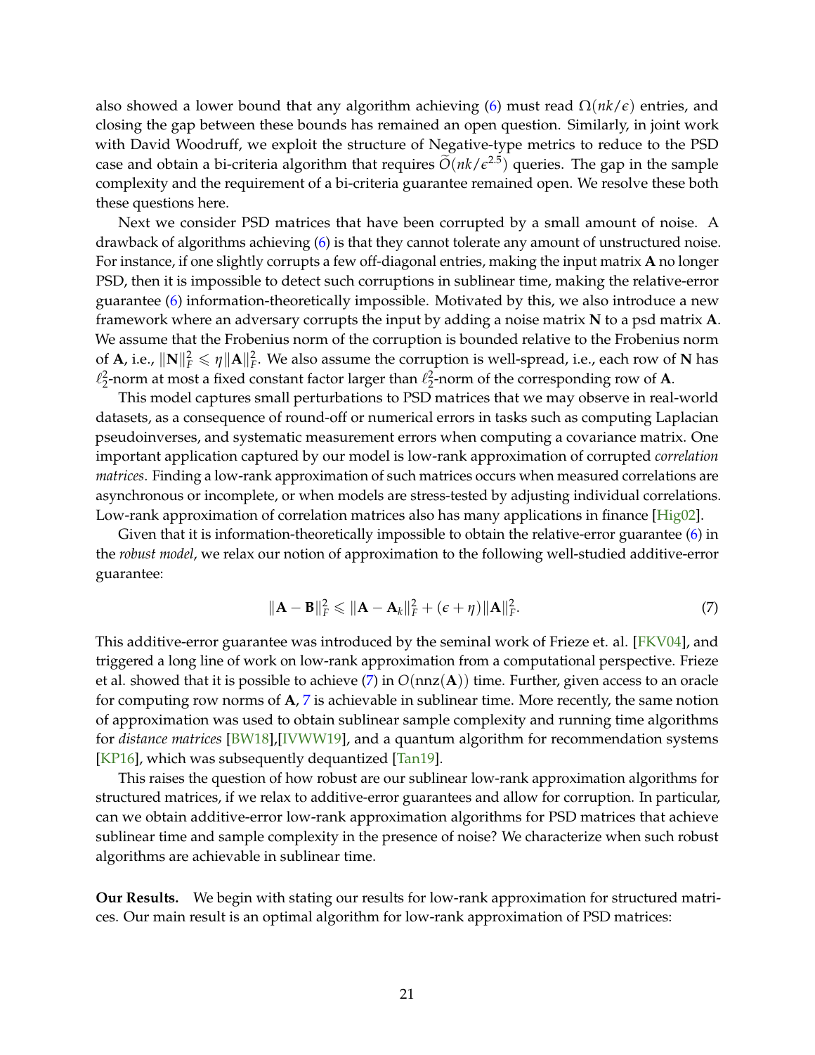also showed a lower bound that any algorithm achieving (6) must read $\Omega(nk/\epsilon)$ entries, and closing the gap between these bounds has remained an open question. Similarly, in joint work with David Woodruff, we exploit the structure of Negative-type metrics to reduce to the PSD case and obtain a bi-criteria algorithm that requires $\widetilde{O}(nk/\epsilon^{2.5})$ queries. The gap in the sample complexity and the requirement of a bi-criteria guarantee remained open. We resolve these both these questions here.

Next we consider PSD matrices that have been corrupted by a small amount of noise. A drawback of algorithms achieving (6) is that they cannot tolerate any amount of unstructured noise. For instance, if one slightly corrupts a few off-diagonal entries, making the input matrix $\mathbf{A}$ no longer PSD, then it is impossible to detect such corruptions in sublinear time, making the relative-error guarantee (6) information-theoretically impossible. Motivated by this, we also introduce a new framework where an adversary corrupts the input by adding a noise matrix $\mathbf{N}$ to a psd matrix $\mathbf{A}$. We assume that the Frobenius norm of the corruption is bounded relative to the Frobenius norm of $\mathbf{A}$, i.e., $\|\mathbf{N}\|_F^2 \leqslant \eta \|\mathbf{A}\|_F^2$. We also assume the corruption is well-spread, i.e., each row of $\mathbf{N}$ has $\ell_2^2$-norm at most a fixed constant factor larger than $\ell_2^2$-norm of the corresponding row of $\mathbf{A}$.

This model captures small perturbations to PSD matrices that we may observe in real-world datasets, as a consequence of round-off or numerical errors in tasks such as computing Laplacian pseudoinverses, and systematic measurement errors when computing a covariance matrix. One important application captured by our model is low-rank approximation of corrupted *correlation matrices*. Finding a low-rank approximation of such matrices occurs when measured correlations are asynchronous or incomplete, or when models are stress-tested by adjusting individual correlations. Low-rank approximation of correlation matrices also has many applications in finance [Hig02].

Given that it is information-theoretically impossible to obtain the relative-error guarantee (6) in the *robust model*, we relax our notion of approximation to the following well-studied additive-error guarantee:

$$\|\mathbf{A} - \mathbf{B}\|_F^2 \leqslant \|\mathbf{A} - \mathbf{A}_k\|_F^2 + (\epsilon + \eta)\|\mathbf{A}\|_F^2. \tag{7}$$

This additive-error guarantee was introduced by the seminal work of Frieze et. al. [FKV04], and triggered a long line of work on low-rank approximation from a computational perspective. Frieze et al. showed that it is possible to achieve (7) in $O(\text{nnz}(\mathbf{A}))$ time. Further, given access to an oracle for computing row norms of $\mathbf{A}$, 7 is achievable in sublinear time. More recently, the same notion of approximation was used to obtain sublinear sample complexity and running time algorithms for *distance matrices* [BW18],[IVWW19], and a quantum algorithm for recommendation systems [KP16], which was subsequently dequantized [Tan19].

This raises the question of how robust are our sublinear low-rank approximation algorithms for structured matrices, if we relax to additive-error guarantees and allow for corruption. In particular, can we obtain additive-error low-rank approximation algorithms for PSD matrices that achieve sublinear time and sample complexity in the presence of noise? We characterize when such robust algorithms are achievable in sublinear time.

**Our Results.** We begin with stating our results for low-rank approximation for structured matrices. Our main result is an optimal algorithm for low-rank approximation of PSD matrices: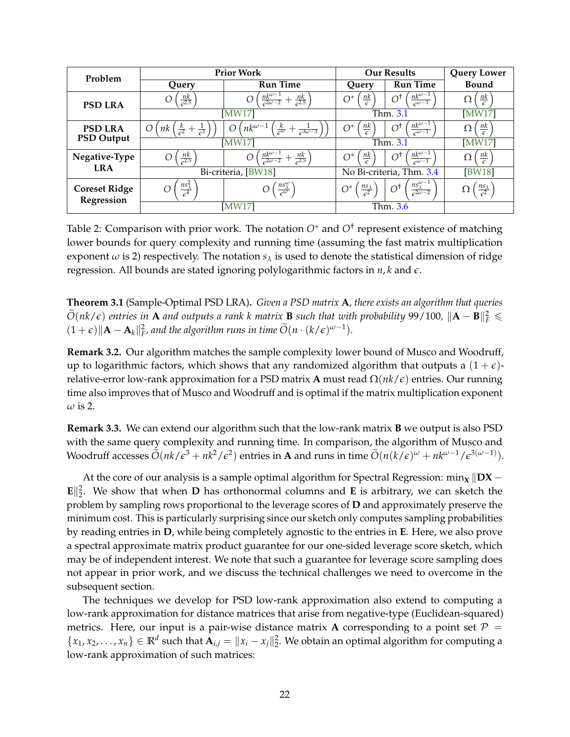| Problem | Prior Work | | Our Results | | Query Lower Bound |
|---|---|---|---|---|---|
| | Query | Run Time | Query | Run Time | |
| **PSD LRA** | $O\left(\frac{nk}{\epsilon^{2.5}}\right)$ | $O\left(\frac{nk^{\omega-1}}{\epsilon^{2\omega-2}} + \frac{nk}{\epsilon^{2.5}}\right)$ | $O^*\left(\frac{nk}{\epsilon}\right)$ | $O^\dagger\left(\frac{nk^{\omega-1}}{\epsilon^{\omega-1}}\right)$ | $\Omega\left(\frac{nk}{\epsilon}\right)$ |
| | [MW17] | | Thm. 3.1 | | [MW17] |
| **PSD LRA PSD Output** | $O\left(nk\left(\frac{k}{\epsilon^2} + \frac{1}{\epsilon^3}\right)\right)$ | $O\left(nk^{\omega-1}\left(\frac{k}{\epsilon^\omega} + \frac{1}{\epsilon^{3\omega-3}}\right)\right)$ | $O^*\left(\frac{nk}{\epsilon}\right)$ | $O^\dagger\left(\frac{nk^{\omega-1}}{\epsilon^{\omega-1}}\right)$ | $\Omega\left(\frac{nk}{\epsilon}\right)$ |
| | [MW17] | | Thm. 3.1 | | [MW17] |
| **Negative-Type LRA** | $O\left(\frac{nk}{\epsilon^{2.5}}\right)$ | $O\left(\frac{nk^{\omega-1}}{\epsilon^{2\omega-2}} + \frac{nk}{\epsilon^{2.5}}\right)$ | $O^*\left(\frac{nk}{\epsilon}\right)$ | $O^\dagger\left(\frac{nk^{\omega-1}}{\epsilon^{\omega-1}}\right)$ | $\Omega\left(\frac{nk}{\epsilon}\right)$ |
| | Bi-criteria, [BW18] | | No Bi-criteria, Thm. 3.4 | | [BW18] |
| **Coreset Ridge Regression** | $O\left(\frac{ns_\lambda^2}{\epsilon^4}\right)$ | $O\left(\frac{ns_\lambda^\omega}{\epsilon^\omega}\right)$ | $O^*\left(\frac{ns_\lambda}{\epsilon^2}\right)$ | $O^\dagger\left(\frac{ns_\lambda^{\omega-1}}{\epsilon^{2\omega-2}}\right)$ | $\Omega\left(\frac{ns_\lambda}{\epsilon^2}\right)$ |
| | [MW17] | | Thm. 3.6 | | |

Table 2: Comparison with prior work. The notation $O^*$ and $O^\dagger$ represent existence of matching lower bounds for query complexity and running time (assuming the fast matrix multiplication exponent $\omega$ is 2) respectively. The notation $s_\lambda$ is used to denote the statistical dimension of ridge regression. All bounds are stated ignoring polylogarithmic factors in $n, k$ and $\epsilon$.

**Theorem 3.1** (Sample-Optimal PSD LRA)**.** *Given a PSD matrix* $\mathbf{A}$*, there exists an algorithm that queries* $\widetilde{O}(nk/\epsilon)$ *entries in* $\mathbf{A}$ *and outputs a rank* $k$ *matrix* $\mathbf{B}$ *such that with probability* $99/100$*,* $\|\mathbf{A} - \mathbf{B}\|_F^2 \leqslant (1+\epsilon)\|\mathbf{A} - \mathbf{A}_k\|_F^2$*, and the algorithm runs in time* $\widetilde{O}(n \cdot (k/\epsilon)^{\omega-1})$*.*

**Remark 3.2.** Our algorithm matches the sample complexity lower bound of Musco and Woodruff, up to logarithmic factors, which shows that any randomized algorithm that outputs a $(1+\epsilon)$-relative-error low-rank approximation for a PSD matrix $\mathbf{A}$ must read $\Omega(nk/\epsilon)$ entries. Our running time also improves that of Musco and Woodruff and is optimal if the matrix multiplication exponent $\omega$ is 2.

**Remark 3.3.** We can extend our algorithm such that the low-rank matrix $\mathbf{B}$ we output is also PSD with the same query complexity and running time. In comparison, the algorithm of Musco and Woodruff accesses $\widetilde{O}(nk/\epsilon^3 + nk^2/\epsilon^2)$ entries in $\mathbf{A}$ and runs in time $\widetilde{O}(n(k/\epsilon)^\omega + nk^{\omega-1}/\epsilon^{3(\omega-1)})$.

At the core of our analysis is a sample optimal algorithm for Spectral Regression: $\min_{\mathbf{X}} \|\mathbf{D}\mathbf{X} - \mathbf{E}\|_2^2$. We show that when $\mathbf{D}$ has orthonormal columns and $\mathbf{E}$ is arbitrary, we can sketch the problem by sampling rows proportional to the leverage scores of $\mathbf{D}$ and approximately preserve the minimum cost. This is particularly surprising since our sketch only computes sampling probabilities by reading entries in $\mathbf{D}$, while being completely agnostic to the entries in $\mathbf{E}$. Here, we also prove a spectral approximate matrix product guarantee for our one-sided leverage score sketch, which may be of independent interest. We note that such a guarantee for leverage score sampling does not appear in prior work, and we discuss the technical challenges we need to overcome in the subsequent section.

The techniques we develop for PSD low-rank approximation also extend to computing a low-rank approximation for distance matrices that arise from negative-type (Euclidean-squared) metrics. Here, our input is a pair-wise distance matrix $\mathbf{A}$ corresponding to a point set $\mathcal{P} = \{x_1, x_2, \ldots, x_n\} \in \mathbb{R}^d$ such that $\mathbf{A}_{i,j} = \|x_i - x_j\|_2^2$. We obtain an optimal algorithm for computing a low-rank approximation of such matrices: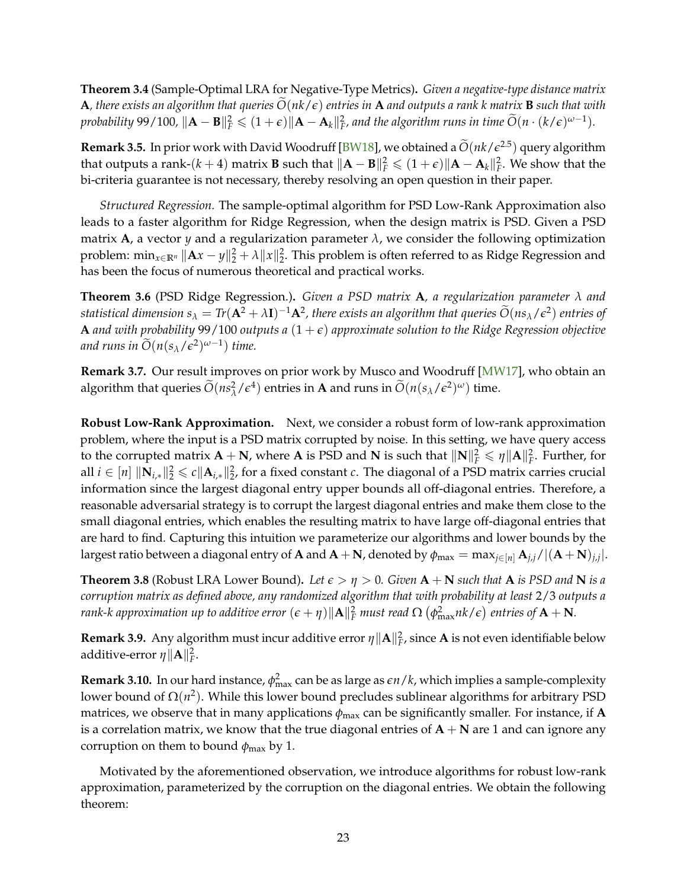**Theorem 3.4** (Sample-Optimal LRA for Negative-Type Metrics)**.** *Given a negative-type distance matrix* $\mathbf{A}$*, there exists an algorithm that queries* $\widetilde{O}(nk/\epsilon)$ *entries in* $\mathbf{A}$ *and outputs a rank k matrix* $\mathbf{B}$ *such that with probability* $99/100$*,* $\|\mathbf{A}-\mathbf{B}\|_F^2 \leqslant (1+\epsilon)\|\mathbf{A}-\mathbf{A}_k\|_F^2$*, and the algorithm runs in time* $\widetilde{O}(n \cdot (k/\epsilon)^{\omega-1})$*.*

**Remark 3.5.** In prior work with David Woodruff [BW18], we obtained a $\widetilde{O}(nk/\epsilon^{2.5})$ query algorithm that outputs a rank-$(k+4)$ matrix $\mathbf{B}$ such that $\|\mathbf{A}-\mathbf{B}\|_F^2 \leqslant (1+\epsilon)\|\mathbf{A}-\mathbf{A}_k\|_F^2$. We show that the bi-criteria guarantee is not necessary, thereby resolving an open question in their paper.

*Structured Regression.* The sample-optimal algorithm for PSD Low-Rank Approximation also leads to a faster algorithm for Ridge Regression, when the design matrix is PSD. Given a PSD matrix $\mathbf{A}$, a vector $y$ and a regularization parameter $\lambda$, we consider the following optimization problem: $\min_{x\in\mathbb{R}^n} \|\mathbf{A}x-y\|_2^2 + \lambda\|x\|_2^2$. This problem is often referred to as Ridge Regression and has been the focus of numerous theoretical and practical works.

**Theorem 3.6** (PSD Ridge Regression.)**.** *Given a PSD matrix* $\mathbf{A}$*, a regularization parameter* $\lambda$ *and statistical dimension* $s_\lambda = Tr(\mathbf{A}^2+\lambda\mathbf{I})^{-1}\mathbf{A}^2$*, there exists an algorithm that queries* $\widetilde{O}(ns_\lambda/\epsilon^2)$ *entries of* $\mathbf{A}$ *and with probability* $99/100$ *outputs a* $(1+\epsilon)$ *approximate solution to the Ridge Regression objective and runs in* $\widetilde{O}(n(s_\lambda/\epsilon^2)^{\omega-1})$ *time.*

**Remark 3.7.** Our result improves on prior work by Musco and Woodruff [MW17], who obtain an algorithm that queries $\widetilde{O}(ns_\lambda^2/\epsilon^4)$ entries in $\mathbf{A}$ and runs in $\widetilde{O}(n(s_\lambda/\epsilon^2)^\omega)$ time.

**Robust Low-Rank Approximation.** Next, we consider a robust form of low-rank approximation problem, where the input is a PSD matrix corrupted by noise. In this setting, we have query access to the corrupted matrix $\mathbf{A}+\mathbf{N}$, where $\mathbf{A}$ is PSD and $\mathbf{N}$ is such that $\|\mathbf{N}\|_F^2 \leqslant \eta\|\mathbf{A}\|_F^2$. Further, for all $i\in[n]$ $\|\mathbf{N}_{i,*}\|_2^2 \leqslant c\|\mathbf{A}_{i,*}\|_2^2$, for a fixed constant $c$. The diagonal of a PSD matrix carries crucial information since the largest diagonal entry upper bounds all off-diagonal entries. Therefore, a reasonable adversarial strategy is to corrupt the largest diagonal entries and make them close to the small diagonal entries, which enables the resulting matrix to have large off-diagonal entries that are hard to find. Capturing this intuition we parameterize our algorithms and lower bounds by the largest ratio between a diagonal entry of $\mathbf{A}$ and $\mathbf{A}+\mathbf{N}$, denoted by $\phi_{\max} = \max_{j\in[n]} \mathbf{A}_{j,j}/|(\mathbf{A}+\mathbf{N})_{j,j}|$.

**Theorem 3.8** (Robust LRA Lower Bound)**.** *Let* $\epsilon > \eta > 0$*. Given* $\mathbf{A}+\mathbf{N}$ *such that* $\mathbf{A}$ *is PSD and* $\mathbf{N}$ *is a corruption matrix as defined above, any randomized algorithm that with probability at least* $2/3$ *outputs a rank-k approximation up to additive error* $(\epsilon+\eta)\|\mathbf{A}\|_F^2$ *must read* $\Omega\left(\phi_{\max}^2 nk/\epsilon\right)$ *entries of* $\mathbf{A}+\mathbf{N}$*.*

**Remark 3.9.** Any algorithm must incur additive error $\eta\|\mathbf{A}\|_F^2$, since $\mathbf{A}$ is not even identifiable below additive-error $\eta\|\mathbf{A}\|_F^2$.

**Remark 3.10.** In our hard instance, $\phi_{\max}^2$ can be as large as $\epsilon n/k$, which implies a sample-complexity lower bound of $\Omega(n^2)$. While this lower bound precludes sublinear algorithms for arbitrary PSD matrices, we observe that in many applications $\phi_{\max}$ can be significantly smaller. For instance, if $\mathbf{A}$ is a correlation matrix, we know that the true diagonal entries of $\mathbf{A}+\mathbf{N}$ are 1 and can ignore any corruption on them to bound $\phi_{\max}$ by 1.

Motivated by the aforementioned observation, we introduce algorithms for robust low-rank approximation, parameterized by the corruption on the diagonal entries. We obtain the following theorem: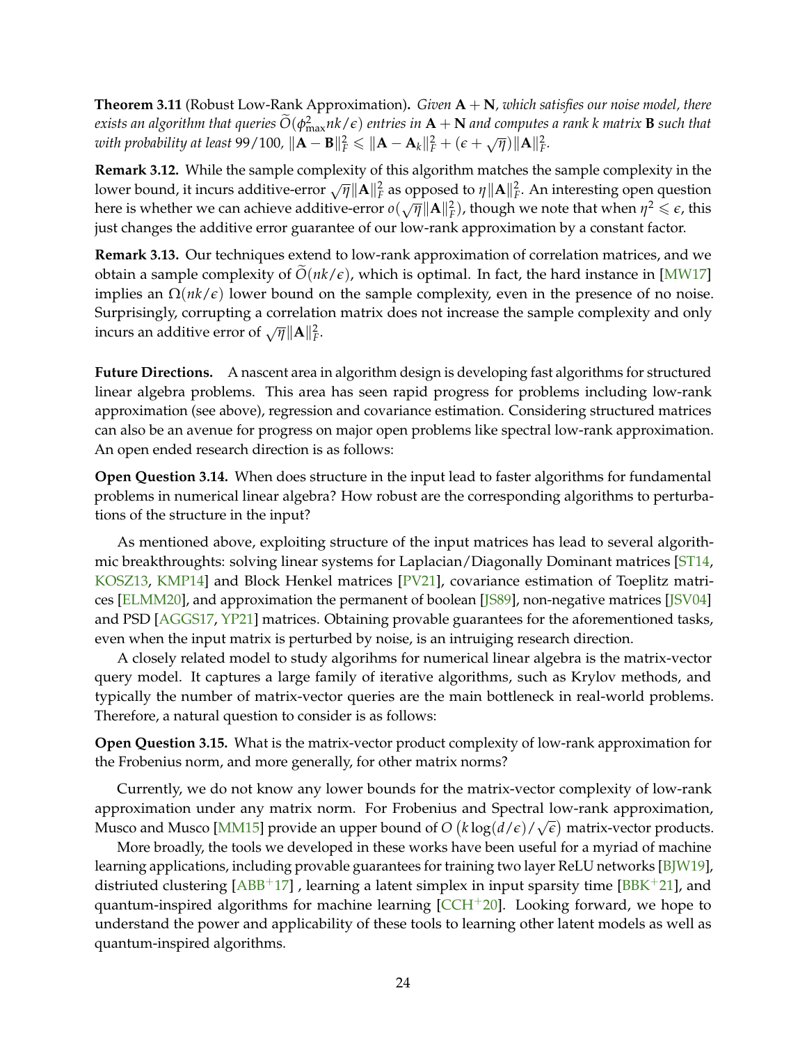**Theorem 3.11** (Robust Low-Rank Approximation)**.** *Given* $\mathbf{A} + \mathbf{N}$*, which satisfies our noise model, there exists an algorithm that queries* $\widetilde{O}(\phi_{\max}^2 nk/\epsilon)$ *entries in* $\mathbf{A} + \mathbf{N}$ *and computes a rank* $k$ *matrix* $\mathbf{B}$ *such that with probability at least* $99/100$*,* $\|\mathbf{A} - \mathbf{B}\|_F^2 \leqslant \|\mathbf{A} - \mathbf{A}_k\|_F^2 + (\epsilon + \sqrt{\eta})\|\mathbf{A}\|_F^2$*.*

**Remark 3.12.** While the sample complexity of this algorithm matches the sample complexity in the lower bound, it incurs additive-error $\sqrt{\eta}\|\mathbf{A}\|_F^2$ as opposed to $\eta\|\mathbf{A}\|_F^2$. An interesting open question here is whether we can achieve additive-error $o(\sqrt{\eta}\|\mathbf{A}\|_F^2)$, though we note that when $\eta^2 \leqslant \epsilon$, this just changes the additive error guarantee of our low-rank approximation by a constant factor.

**Remark 3.13.** Our techniques extend to low-rank approximation of correlation matrices, and we obtain a sample complexity of $\widetilde{O}(nk/\epsilon)$, which is optimal. In fact, the hard instance in [MW17] implies an $\Omega(nk/\epsilon)$ lower bound on the sample complexity, even in the presence of no noise. Surprisingly, corrupting a correlation matrix does not increase the sample complexity and only incurs an additive error of $\sqrt{\eta}\|\mathbf{A}\|_F^2$.

**Future Directions.** A nascent area in algorithm design is developing fast algorithms for structured linear algebra problems. This area has seen rapid progress for problems including low-rank approximation (see above), regression and covariance estimation. Considering structured matrices can also be an avenue for progress on major open problems like spectral low-rank approximation. An open ended research direction is as follows:

**Open Question 3.14.** When does structure in the input lead to faster algorithms for fundamental problems in numerical linear algebra? How robust are the corresponding algorithms to perturbations of the structure in the input?

As mentioned above, exploiting structure of the input matrices has lead to several algorithmic breakthroughts: solving linear systems for Laplacian/Diagonally Dominant matrices [ST14, KOSZ13, KMP14] and Block Henkel matrices [PV21], covariance estimation of Toeplitz matrices [ELMM20], and approximation the permanent of boolean [JS89], non-negative matrices [JSV04] and PSD [AGGS17, YP21] matrices. Obtaining provable guarantees for the aforementioned tasks, even when the input matrix is perturbed by noise, is an intruiging research direction.

A closely related model to study algorihms for numerical linear algebra is the matrix-vector query model. It captures a large family of iterative algorithms, such as Krylov methods, and typically the number of matrix-vector queries are the main bottleneck in real-world problems. Therefore, a natural question to consider is as follows:

**Open Question 3.15.** What is the matrix-vector product complexity of low-rank approximation for the Frobenius norm, and more generally, for other matrix norms?

Currently, we do not know any lower bounds for the matrix-vector complexity of low-rank approximation under any matrix norm. For Frobenius and Spectral low-rank approximation, Musco and Musco [MM15] provide an upper bound of $O\left(k\log(d/\epsilon)/\sqrt{\epsilon}\right)$ matrix-vector products.

More broadly, the tools we developed in these works have been useful for a myriad of machine learning applications, including provable guarantees for training two layer ReLU networks [BJW19], distriuted clustering [ABB+17] , learning a latent simplex in input sparsity time [BBK+21], and quantum-inspired algorithms for machine learning [CCH+20]. Looking forward, we hope to understand the power and applicability of these tools to learning other latent models as well as quantum-inspired algorithms.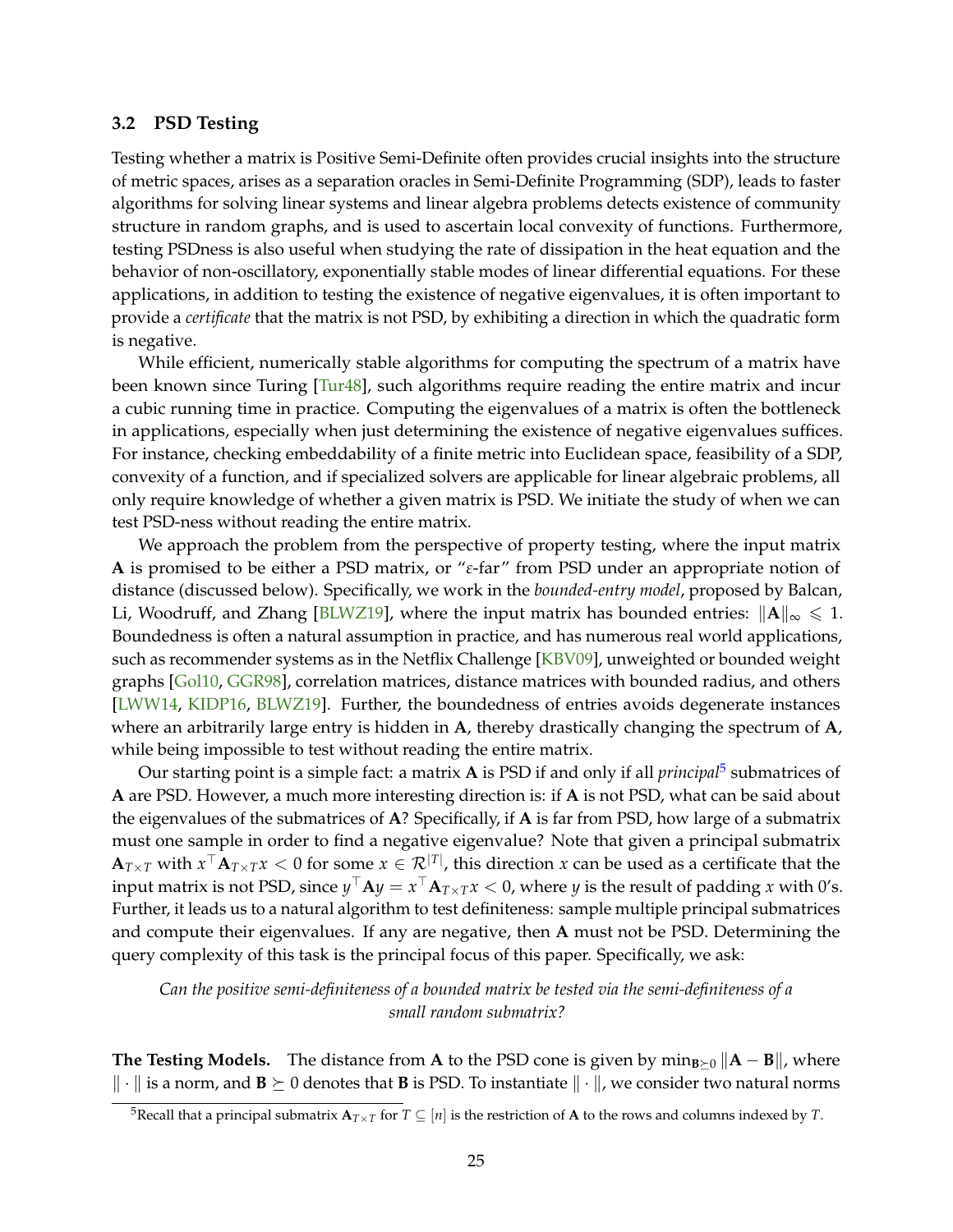### 3.2 PSD Testing

Testing whether a matrix is Positive Semi-Definite often provides crucial insights into the structure of metric spaces, arises as a separation oracles in Semi-Definite Programming (SDP), leads to faster algorithms for solving linear systems and linear algebra problems detects existence of community structure in random graphs, and is used to ascertain local convexity of functions. Furthermore, testing PSDness is also useful when studying the rate of dissipation in the heat equation and the behavior of non-oscillatory, exponentially stable modes of linear differential equations. For these applications, in addition to testing the existence of negative eigenvalues, it is often important to provide a *certificate* that the matrix is not PSD, by exhibiting a direction in which the quadratic form is negative.

While efficient, numerically stable algorithms for computing the spectrum of a matrix have been known since Turing [Tur48], such algorithms require reading the entire matrix and incur a cubic running time in practice. Computing the eigenvalues of a matrix is often the bottleneck in applications, especially when just determining the existence of negative eigenvalues suffices. For instance, checking embeddability of a finite metric into Euclidean space, feasibility of a SDP, convexity of a function, and if specialized solvers are applicable for linear algebraic problems, all only require knowledge of whether a given matrix is PSD. We initiate the study of when we can test PSD-ness without reading the entire matrix.

We approach the problem from the perspective of property testing, where the input matrix $\mathbf{A}$ is promised to be either a PSD matrix, or "$\varepsilon$-far" from PSD under an appropriate notion of distance (discussed below). Specifically, we work in the *bounded-entry model*, proposed by Balcan, Li, Woodruff, and Zhang [BLWZ19], where the input matrix has bounded entries: $\|\mathbf{A}\|_\infty \leqslant 1$. Boundedness is often a natural assumption in practice, and has numerous real world applications, such as recommender systems as in the Netflix Challenge [KBV09], unweighted or bounded weight graphs [Gol10, GGR98], correlation matrices, distance matrices with bounded radius, and others [LWW14, KIDP16, BLWZ19]. Further, the boundedness of entries avoids degenerate instances where an arbitrarily large entry is hidden in $\mathbf{A}$, thereby drastically changing the spectrum of $\mathbf{A}$, while being impossible to test without reading the entire matrix.

Our starting point is a simple fact: a matrix $\mathbf{A}$ is PSD if and only if all *principal*[5] submatrices of $\mathbf{A}$ are PSD. However, a much more interesting direction is: if $\mathbf{A}$ is not PSD, what can be said about the eigenvalues of the submatrices of $\mathbf{A}$? Specifically, if $\mathbf{A}$ is far from PSD, how large of a submatrix must one sample in order to find a negative eigenvalue? Note that given a principal submatrix $\mathbf{A}_{T\times T}$ with $x^\top \mathbf{A}_{T\times T} x < 0$ for some $x \in \mathcal{R}^{|T|}$, this direction $x$ can be used as a certificate that the input matrix is not PSD, since $y^\top \mathbf{A} y = x^\top \mathbf{A}_{T\times T} x < 0$, where $y$ is the result of padding $x$ with 0's. Further, it leads us to a natural algorithm to test definiteness: sample multiple principal submatrices and compute their eigenvalues. If any are negative, then $\mathbf{A}$ must not be PSD. Determining the query complexity of this task is the principal focus of this paper. Specifically, we ask:

*Can the positive semi-definiteness of a bounded matrix be tested via the semi-definiteness of a small random submatrix?*

**The Testing Models.** The distance from $\mathbf{A}$ to the PSD cone is given by $\min_{\mathbf{B}\succeq 0} \|\mathbf{A} - \mathbf{B}\|$, where $\|\cdot\|$ is a norm, and $\mathbf{B} \succeq 0$ denotes that $\mathbf{B}$ is PSD. To instantiate $\|\cdot\|$, we consider two natural norms

[5] Recall that a principal submatrix $\mathbf{A}_{T\times T}$ for $T \subseteq [n]$ is the restriction of $\mathbf{A}$ to the rows and columns indexed by $T$.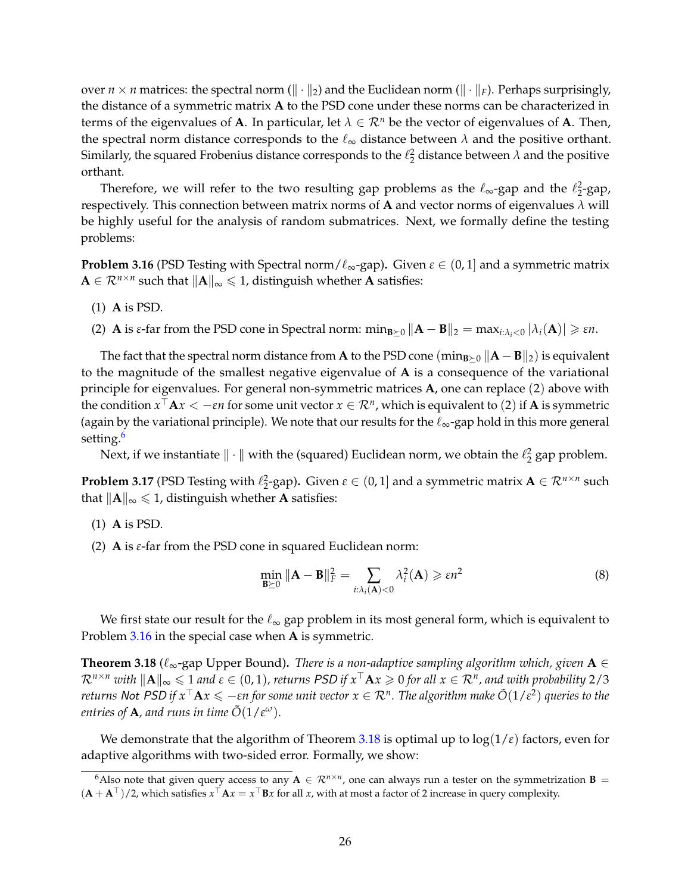over $n \times n$ matrices: the spectral norm ($\|\cdot\|_2$) and the Euclidean norm ($\|\cdot\|_F$). Perhaps surprisingly, the distance of a symmetric matrix $\mathbf{A}$ to the PSD cone under these norms can be characterized in terms of the eigenvalues of $\mathbf{A}$. In particular, let $\lambda \in \mathcal{R}^n$ be the vector of eigenvalues of $\mathbf{A}$. Then, the spectral norm distance corresponds to the $\ell_\infty$ distance between $\lambda$ and the positive orthant. Similarly, the squared Frobenius distance corresponds to the $\ell_2^2$ distance between $\lambda$ and the positive orthant.

Therefore, we will refer to the two resulting gap problems as the $\ell_\infty$-gap and the $\ell_2^2$-gap, respectively. This connection between matrix norms of $\mathbf{A}$ and vector norms of eigenvalues $\lambda$ will be highly useful for the analysis of random submatrices. Next, we formally define the testing problems:

**Problem 3.16** (PSD Testing with Spectral norm/$\ell_\infty$-gap)**.** Given $\varepsilon \in (0,1]$ and a symmetric matrix $\mathbf{A} \in \mathcal{R}^{n\times n}$ such that $\|\mathbf{A}\|_\infty \leqslant 1$, distinguish whether $\mathbf{A}$ satisfies:

(1) $\mathbf{A}$ is PSD.

(2) $\mathbf{A}$ is $\varepsilon$-far from the PSD cone in Spectral norm: $\min_{\mathbf{B}\succeq 0} \|\mathbf{A}-\mathbf{B}\|_2 = \max_{i:\lambda_i<0} |\lambda_i(\mathbf{A})| \geqslant \varepsilon n$.

The fact that the spectral norm distance from $\mathbf{A}$ to the PSD cone ($\min_{\mathbf{B}\succeq 0} \|\mathbf{A}-\mathbf{B}\|_2$) is equivalent to the magnitude of the smallest negative eigenvalue of $\mathbf{A}$ is a consequence of the variational principle for eigenvalues. For general non-symmetric matrices $\mathbf{A}$, one can replace (2) above with the condition $x^\top \mathbf{A} x < -\varepsilon n$ for some unit vector $x \in \mathcal{R}^n$, which is equivalent to (2) if $\mathbf{A}$ is symmetric (again by the variational principle). We note that our results for the $\ell_\infty$-gap hold in this more general setting.[6]

Next, if we instantiate $\|\cdot\|$ with the (squared) Euclidean norm, we obtain the $\ell_2^2$ gap problem.

**Problem 3.17** (PSD Testing with $\ell_2^2$-gap)**.** Given $\varepsilon \in (0,1]$ and a symmetric matrix $\mathbf{A} \in \mathcal{R}^{n\times n}$ such that $\|\mathbf{A}\|_\infty \leqslant 1$, distinguish whether $\mathbf{A}$ satisfies:

(1) $\mathbf{A}$ is PSD.

(2) $\mathbf{A}$ is $\varepsilon$-far from the PSD cone in squared Euclidean norm:

$$\min_{\mathbf{B}\succeq 0} \|\mathbf{A}-\mathbf{B}\|_F^2 = \sum_{i:\lambda_i(\mathbf{A})<0} \lambda_i^2(\mathbf{A}) \geqslant \varepsilon n^2 \tag{8}$$

We first state our result for the $\ell_\infty$ gap problem in its most general form, which is equivalent to Problem 3.16 in the special case when $\mathbf{A}$ is symmetric.

**Theorem 3.18** ($\ell_\infty$-gap Upper Bound)**.** *There is a non-adaptive sampling algorithm which, given $\mathbf{A} \in \mathcal{R}^{n\times n}$ with $\|\mathbf{A}\|_\infty \leqslant 1$ and $\varepsilon \in (0,1)$, returns PSD if $x^\top \mathbf{A} x \geqslant 0$ for all $x \in \mathcal{R}^n$, and with probability $2/3$ returns Not PSD if $x^\top \mathbf{A} x \leqslant -\varepsilon n$ for some unit vector $x \in \mathcal{R}^n$. The algorithm make $\tilde{O}(1/\varepsilon^2)$ queries to the entries of $\mathbf{A}$, and runs in time $\tilde{O}(1/\varepsilon^\omega)$.*

We demonstrate that the algorithm of Theorem 3.18 is optimal up to $\log(1/\varepsilon)$ factors, even for adaptive algorithms with two-sided error. Formally, we show:

[6] Also note that given query access to any $\mathbf{A} \in \mathcal{R}^{n\times n}$, one can always run a tester on the symmetrization $\mathbf{B} = (\mathbf{A}+\mathbf{A}^\top)/2$, which satisfies $x^\top \mathbf{A} x = x^\top \mathbf{B} x$ for all $x$, with at most a factor of 2 increase in query complexity.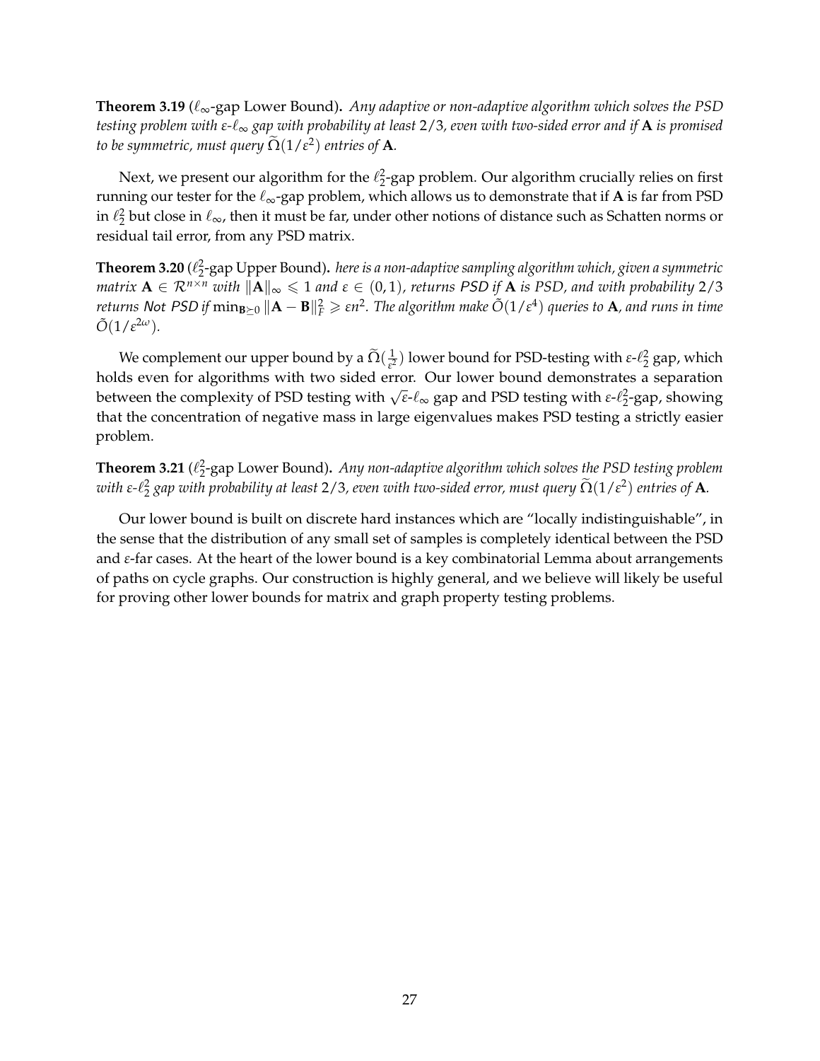**Theorem 3.19** ($\ell_\infty$-gap Lower Bound)**.** *Any adaptive or non-adaptive algorithm which solves the PSD testing problem with $\varepsilon$-$\ell_\infty$ gap with probability at least $2/3$, even with two-sided error and if $\mathbf{A}$ is promised to be symmetric, must query $\widetilde{\Omega}(1/\varepsilon^2)$ entries of $\mathbf{A}$.*

Next, we present our algorithm for the $\ell_2^2$-gap problem. Our algorithm crucially relies on first running our tester for the $\ell_\infty$-gap problem, which allows us to demonstrate that if $\mathbf{A}$ is far from PSD in $\ell_2^2$ but close in $\ell_\infty$, then it must be far, under other notions of distance such as Schatten norms or residual tail error, from any PSD matrix.

**Theorem 3.20** ($\ell_2^2$-gap Upper Bound)**.** *here is a non-adaptive sampling algorithm which, given a symmetric matrix $\mathbf{A} \in \mathcal{R}^{n \times n}$ with $\|\mathbf{A}\|_\infty \leqslant 1$ and $\varepsilon \in (0,1)$, returns PSD if $\mathbf{A}$ is PSD, and with probability $2/3$ returns Not PSD if $\min_{\mathbf{B} \succeq 0} \|\mathbf{A} - \mathbf{B}\|_F^2 \geqslant \varepsilon n^2$. The algorithm make $\tilde{O}(1/\varepsilon^4)$ queries to $\mathbf{A}$, and runs in time $\tilde{O}(1/\varepsilon^{2\omega})$.*

We complement our upper bound by a $\widetilde{\Omega}(\frac{1}{\varepsilon^2})$ lower bound for PSD-testing with $\varepsilon$-$\ell_2^2$ gap, which holds even for algorithms with two sided error. Our lower bound demonstrates a separation between the complexity of PSD testing with $\sqrt{\varepsilon}$-$\ell_\infty$ gap and PSD testing with $\varepsilon$-$\ell_2^2$-gap, showing that the concentration of negative mass in large eigenvalues makes PSD testing a strictly easier problem.

**Theorem 3.21** ($\ell_2^2$-gap Lower Bound)**.** *Any non-adaptive algorithm which solves the PSD testing problem with $\varepsilon$-$\ell_2^2$ gap with probability at least $2/3$, even with two-sided error, must query $\widetilde{\Omega}(1/\varepsilon^2)$ entries of $\mathbf{A}$.*

Our lower bound is built on discrete hard instances which are "locally indistinguishable", in the sense that the distribution of any small set of samples is completely identical between the PSD and $\varepsilon$-far cases. At the heart of the lower bound is a key combinatorial Lemma about arrangements of paths on cycle graphs. Our construction is highly general, and we believe will likely be useful for proving other lower bounds for matrix and graph property testing problems.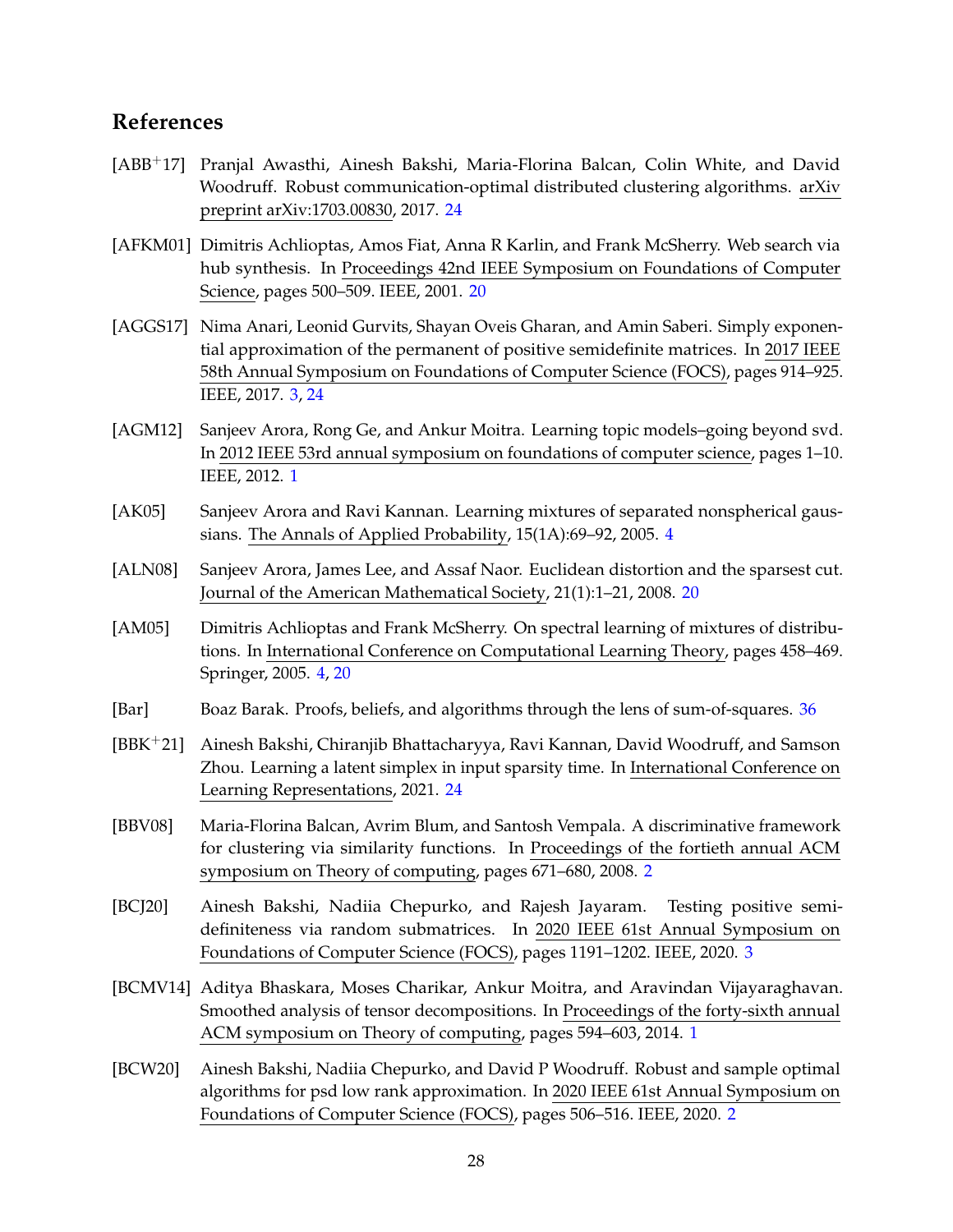## References

[ABB+17] Pranjal Awasthi, Ainesh Bakshi, Maria-Florina Balcan, Colin White, and David Woodruff. Robust communication-optimal distributed clustering algorithms. arXiv preprint arXiv:1703.00830, 2017. 24

[AFKM01] Dimitris Achlioptas, Amos Fiat, Anna R Karlin, and Frank McSherry. Web search via hub synthesis. In Proceedings 42nd IEEE Symposium on Foundations of Computer Science, pages 500–509. IEEE, 2001. 20

[AGGS17] Nima Anari, Leonid Gurvits, Shayan Oveis Gharan, and Amin Saberi. Simply exponential approximation of the permanent of positive semidefinite matrices. In 2017 IEEE 58th Annual Symposium on Foundations of Computer Science (FOCS), pages 914–925. IEEE, 2017. 3, 24

[AGM12] Sanjeev Arora, Rong Ge, and Ankur Moitra. Learning topic models–going beyond svd. In 2012 IEEE 53rd annual symposium on foundations of computer science, pages 1–10. IEEE, 2012. 1

[AK05] Sanjeev Arora and Ravi Kannan. Learning mixtures of separated nonspherical gaussians. The Annals of Applied Probability, 15(1A):69–92, 2005. 4

[ALN08] Sanjeev Arora, James Lee, and Assaf Naor. Euclidean distortion and the sparsest cut. Journal of the American Mathematical Society, 21(1):1–21, 2008. 20

[AM05] Dimitris Achlioptas and Frank McSherry. On spectral learning of mixtures of distributions. In International Conference on Computational Learning Theory, pages 458–469. Springer, 2005. 4, 20

[Bar] Boaz Barak. Proofs, beliefs, and algorithms through the lens of sum-of-squares. 36

[BBK+21] Ainesh Bakshi, Chiranjib Bhattacharyya, Ravi Kannan, David Woodruff, and Samson Zhou. Learning a latent simplex in input sparsity time. In International Conference on Learning Representations, 2021. 24

[BBV08] Maria-Florina Balcan, Avrim Blum, and Santosh Vempala. A discriminative framework for clustering via similarity functions. In Proceedings of the fortieth annual ACM symposium on Theory of computing, pages 671–680, 2008. 2

[BCJ20] Ainesh Bakshi, Nadiia Chepurko, and Rajesh Jayaram. Testing positive semidefiniteness via random submatrices. In 2020 IEEE 61st Annual Symposium on Foundations of Computer Science (FOCS), pages 1191–1202. IEEE, 2020. 3

[BCMV14] Aditya Bhaskara, Moses Charikar, Ankur Moitra, and Aravindan Vijayaraghavan. Smoothed analysis of tensor decompositions. In Proceedings of the forty-sixth annual ACM symposium on Theory of computing, pages 594–603, 2014. 1

[BCW20] Ainesh Bakshi, Nadiia Chepurko, and David P Woodruff. Robust and sample optimal algorithms for psd low rank approximation. In 2020 IEEE 61st Annual Symposium on Foundations of Computer Science (FOCS), pages 506–516. IEEE, 2020. 2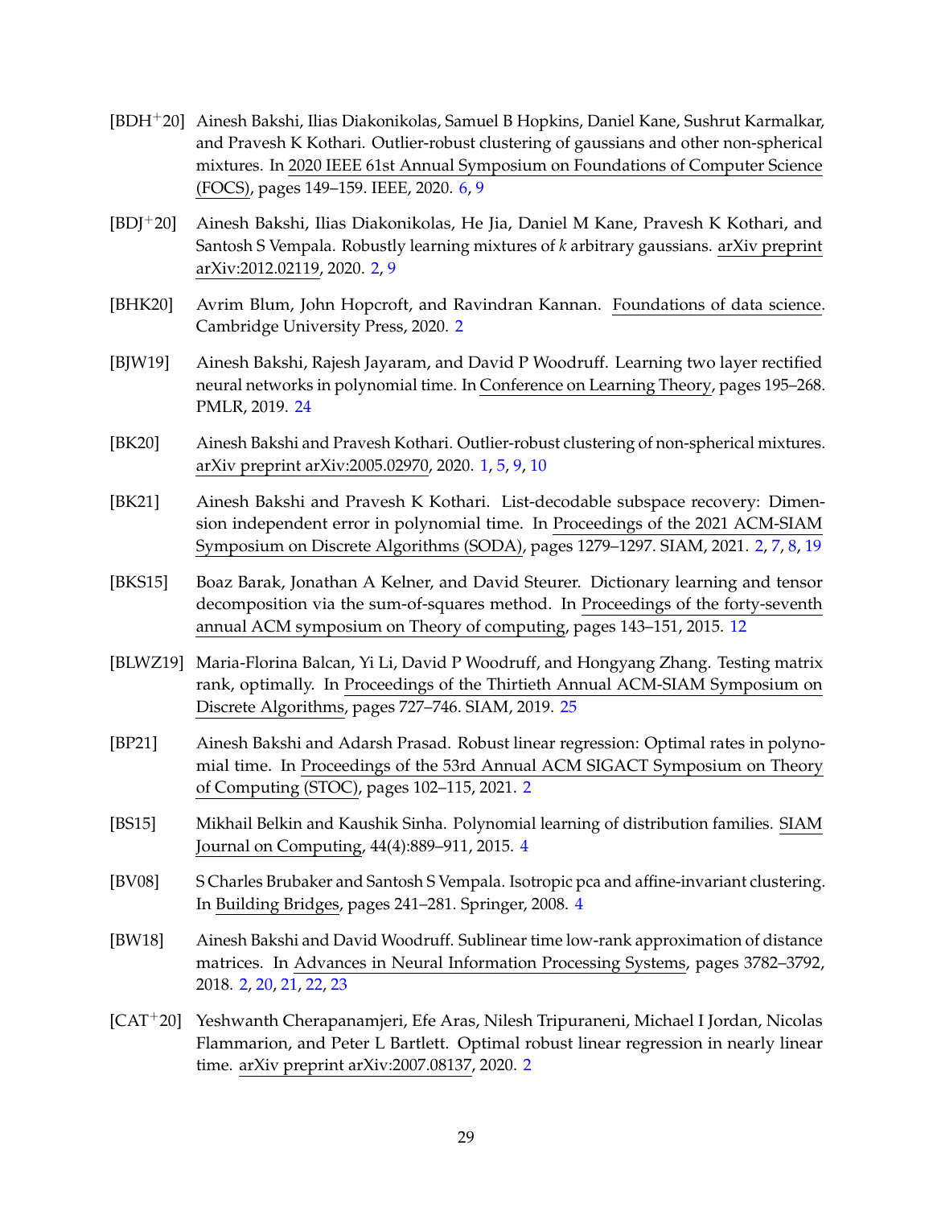[BDH+20] Ainesh Bakshi, Ilias Diakonikolas, Samuel B Hopkins, Daniel Kane, Sushrut Karmalkar, and Pravesh K Kothari. Outlier-robust clustering of gaussians and other non-spherical mixtures. In 2020 IEEE 61st Annual Symposium on Foundations of Computer Science (FOCS), pages 149–159. IEEE, 2020. 6, 9

[BDJ+20] Ainesh Bakshi, Ilias Diakonikolas, He Jia, Daniel M Kane, Pravesh K Kothari, and Santosh S Vempala. Robustly learning mixtures of $k$ arbitrary gaussians. arXiv preprint arXiv:2012.02119, 2020. 2, 9

[BHK20] Avrim Blum, John Hopcroft, and Ravindran Kannan. Foundations of data science. Cambridge University Press, 2020. 2

[BJW19] Ainesh Bakshi, Rajesh Jayaram, and David P Woodruff. Learning two layer rectified neural networks in polynomial time. In Conference on Learning Theory, pages 195–268. PMLR, 2019. 24

[BK20] Ainesh Bakshi and Pravesh Kothari. Outlier-robust clustering of non-spherical mixtures. arXiv preprint arXiv:2005.02970, 2020. 1, 5, 9, 10

[BK21] Ainesh Bakshi and Pravesh K Kothari. List-decodable subspace recovery: Dimension independent error in polynomial time. In Proceedings of the 2021 ACM-SIAM Symposium on Discrete Algorithms (SODA), pages 1279–1297. SIAM, 2021. 2, 7, 8, 19

[BKS15] Boaz Barak, Jonathan A Kelner, and David Steurer. Dictionary learning and tensor decomposition via the sum-of-squares method. In Proceedings of the forty-seventh annual ACM symposium on Theory of computing, pages 143–151, 2015. 12

[BLWZ19] Maria-Florina Balcan, Yi Li, David P Woodruff, and Hongyang Zhang. Testing matrix rank, optimally. In Proceedings of the Thirtieth Annual ACM-SIAM Symposium on Discrete Algorithms, pages 727–746. SIAM, 2019. 25

[BP21] Ainesh Bakshi and Adarsh Prasad. Robust linear regression: Optimal rates in polynomial time. In Proceedings of the 53rd Annual ACM SIGACT Symposium on Theory of Computing (STOC), pages 102–115, 2021. 2

[BS15] Mikhail Belkin and Kaushik Sinha. Polynomial learning of distribution families. SIAM Journal on Computing, 44(4):889–911, 2015. 4

[BV08] S Charles Brubaker and Santosh S Vempala. Isotropic pca and affine-invariant clustering. In Building Bridges, pages 241–281. Springer, 2008. 4

[BW18] Ainesh Bakshi and David Woodruff. Sublinear time low-rank approximation of distance matrices. In Advances in Neural Information Processing Systems, pages 3782–3792, 2018. 2, 20, 21, 22, 23

[CAT+20] Yeshwanth Cherapanamjeri, Efe Aras, Nilesh Tripuraneni, Michael I Jordan, Nicolas Flammarion, and Peter L Bartlett. Optimal robust linear regression in nearly linear time. arXiv preprint arXiv:2007.08137, 2020. 2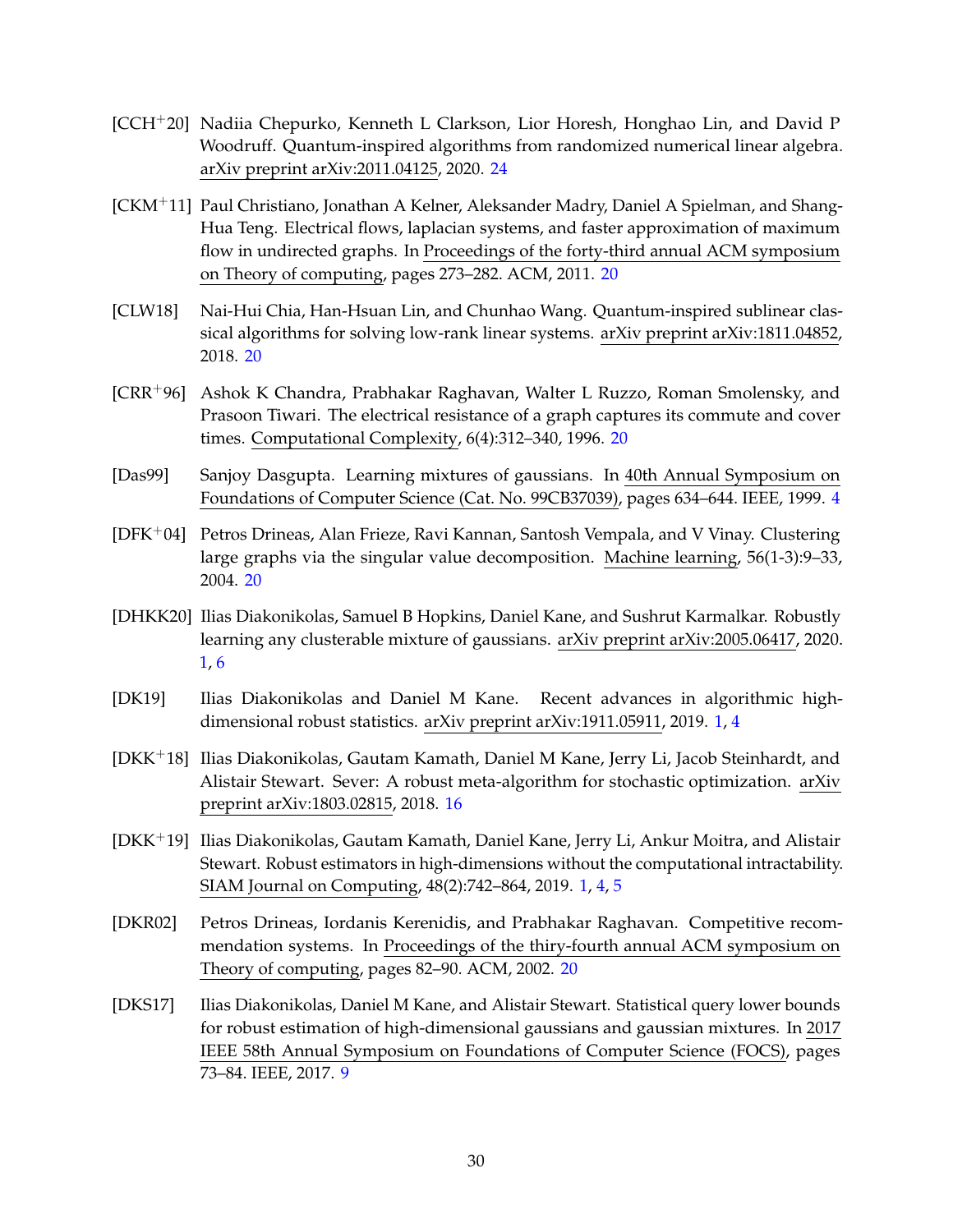[CCH+20] Nadiia Chepurko, Kenneth L Clarkson, Lior Horesh, Honghao Lin, and David P Woodruff. Quantum-inspired algorithms from randomized numerical linear algebra. arXiv preprint arXiv:2011.04125, 2020. 24

[CKM+11] Paul Christiano, Jonathan A Kelner, Aleksander Madry, Daniel A Spielman, and Shang-Hua Teng. Electrical flows, laplacian systems, and faster approximation of maximum flow in undirected graphs. In Proceedings of the forty-third annual ACM symposium on Theory of computing, pages 273–282. ACM, 2011. 20

[CLW18] Nai-Hui Chia, Han-Hsuan Lin, and Chunhao Wang. Quantum-inspired sublinear classical algorithms for solving low-rank linear systems. arXiv preprint arXiv:1811.04852, 2018. 20

[CRR+96] Ashok K Chandra, Prabhakar Raghavan, Walter L Ruzzo, Roman Smolensky, and Prasoon Tiwari. The electrical resistance of a graph captures its commute and cover times. Computational Complexity, 6(4):312–340, 1996. 20

[Das99] Sanjoy Dasgupta. Learning mixtures of gaussians. In 40th Annual Symposium on Foundations of Computer Science (Cat. No. 99CB37039), pages 634–644. IEEE, 1999. 4

[DFK+04] Petros Drineas, Alan Frieze, Ravi Kannan, Santosh Vempala, and V Vinay. Clustering large graphs via the singular value decomposition. Machine learning, 56(1-3):9–33, 2004. 20

[DHKK20] Ilias Diakonikolas, Samuel B Hopkins, Daniel Kane, and Sushrut Karmalkar. Robustly learning any clusterable mixture of gaussians. arXiv preprint arXiv:2005.06417, 2020. 1, 6

[DK19] Ilias Diakonikolas and Daniel M Kane. Recent advances in algorithmic high-dimensional robust statistics. arXiv preprint arXiv:1911.05911, 2019. 1, 4

[DKK+18] Ilias Diakonikolas, Gautam Kamath, Daniel M Kane, Jerry Li, Jacob Steinhardt, and Alistair Stewart. Sever: A robust meta-algorithm for stochastic optimization. arXiv preprint arXiv:1803.02815, 2018. 16

[DKK+19] Ilias Diakonikolas, Gautam Kamath, Daniel Kane, Jerry Li, Ankur Moitra, and Alistair Stewart. Robust estimators in high-dimensions without the computational intractability. SIAM Journal on Computing, 48(2):742–864, 2019. 1, 4, 5

[DKR02] Petros Drineas, Iordanis Kerenidis, and Prabhakar Raghavan. Competitive recommendation systems. In Proceedings of the thiry-fourth annual ACM symposium on Theory of computing, pages 82–90. ACM, 2002. 20

[DKS17] Ilias Diakonikolas, Daniel M Kane, and Alistair Stewart. Statistical query lower bounds for robust estimation of high-dimensional gaussians and gaussian mixtures. In 2017 IEEE 58th Annual Symposium on Foundations of Computer Science (FOCS), pages 73–84. IEEE, 2017. 9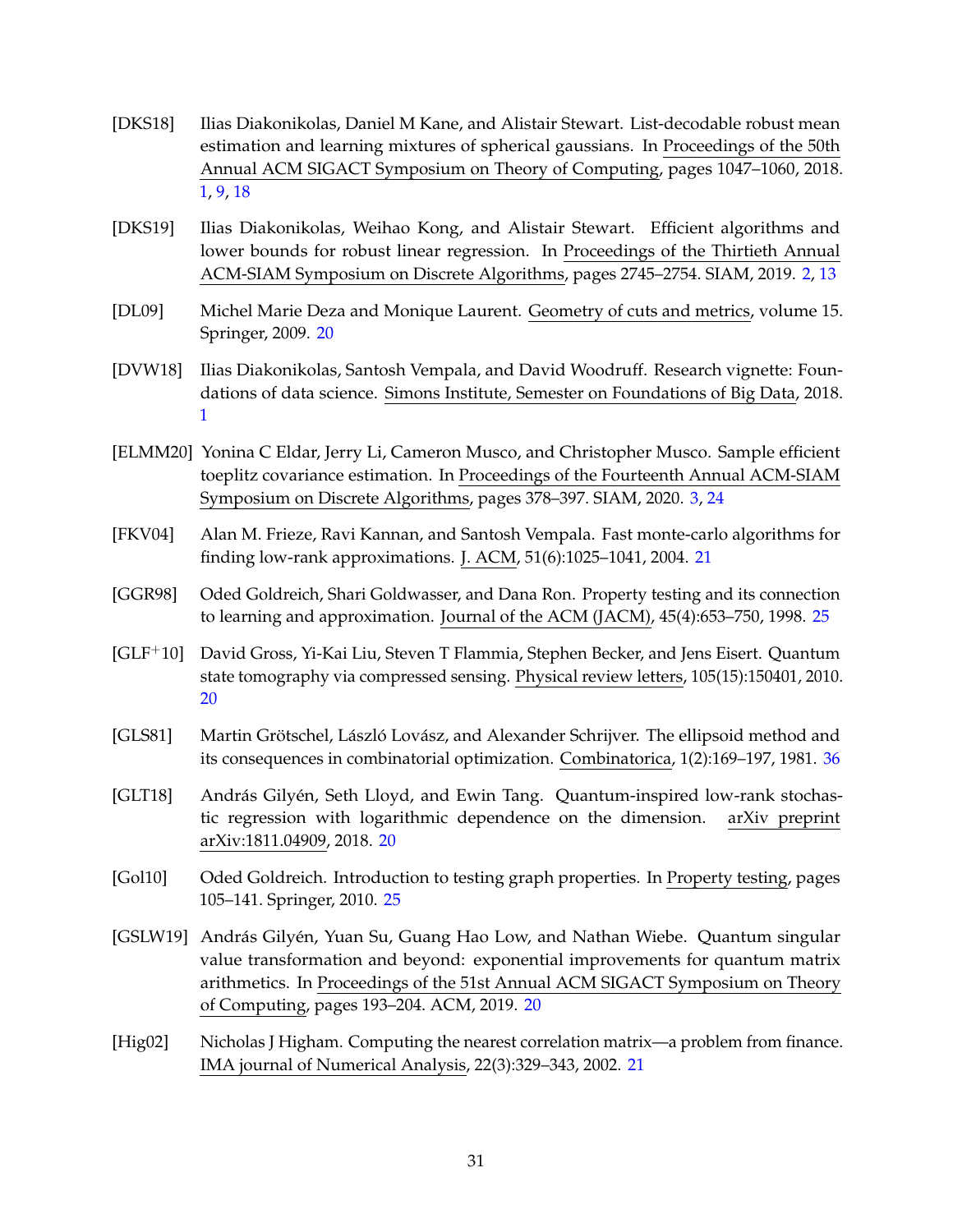[DKS18] Ilias Diakonikolas, Daniel M Kane, and Alistair Stewart. List-decodable robust mean estimation and learning mixtures of spherical gaussians. In Proceedings of the 50th Annual ACM SIGACT Symposium on Theory of Computing, pages 1047–1060, 2018. 1, 9, 18

[DKS19] Ilias Diakonikolas, Weihao Kong, and Alistair Stewart. Efficient algorithms and lower bounds for robust linear regression. In Proceedings of the Thirtieth Annual ACM-SIAM Symposium on Discrete Algorithms, pages 2745–2754. SIAM, 2019. 2, 13

[DL09] Michel Marie Deza and Monique Laurent. Geometry of cuts and metrics, volume 15. Springer, 2009. 20

[DVW18] Ilias Diakonikolas, Santosh Vempala, and David Woodruff. Research vignette: Foundations of data science. Simons Institute, Semester on Foundations of Big Data, 2018. 1

[ELMM20] Yonina C Eldar, Jerry Li, Cameron Musco, and Christopher Musco. Sample efficient toeplitz covariance estimation. In Proceedings of the Fourteenth Annual ACM-SIAM Symposium on Discrete Algorithms, pages 378–397. SIAM, 2020. 3, 24

[FKV04] Alan M. Frieze, Ravi Kannan, and Santosh Vempala. Fast monte-carlo algorithms for finding low-rank approximations. J. ACM, 51(6):1025–1041, 2004. 21

[GGR98] Oded Goldreich, Shari Goldwasser, and Dana Ron. Property testing and its connection to learning and approximation. Journal of the ACM (JACM), 45(4):653–750, 1998. 25

[GLF+10] David Gross, Yi-Kai Liu, Steven T Flammia, Stephen Becker, and Jens Eisert. Quantum state tomography via compressed sensing. Physical review letters, 105(15):150401, 2010. 20

[GLS81] Martin Grötschel, László Lovász, and Alexander Schrijver. The ellipsoid method and its consequences in combinatorial optimization. Combinatorica, 1(2):169–197, 1981. 36

[GLT18] András Gilyén, Seth Lloyd, and Ewin Tang. Quantum-inspired low-rank stochastic regression with logarithmic dependence on the dimension. arXiv preprint arXiv:1811.04909, 2018. 20

[Gol10] Oded Goldreich. Introduction to testing graph properties. In Property testing, pages 105–141. Springer, 2010. 25

[GSLW19] András Gilyén, Yuan Su, Guang Hao Low, and Nathan Wiebe. Quantum singular value transformation and beyond: exponential improvements for quantum matrix arithmetics. In Proceedings of the 51st Annual ACM SIGACT Symposium on Theory of Computing, pages 193–204. ACM, 2019. 20

[Hig02] Nicholas J Higham. Computing the nearest correlation matrix—a problem from finance. IMA journal of Numerical Analysis, 22(3):329–343, 2002. 21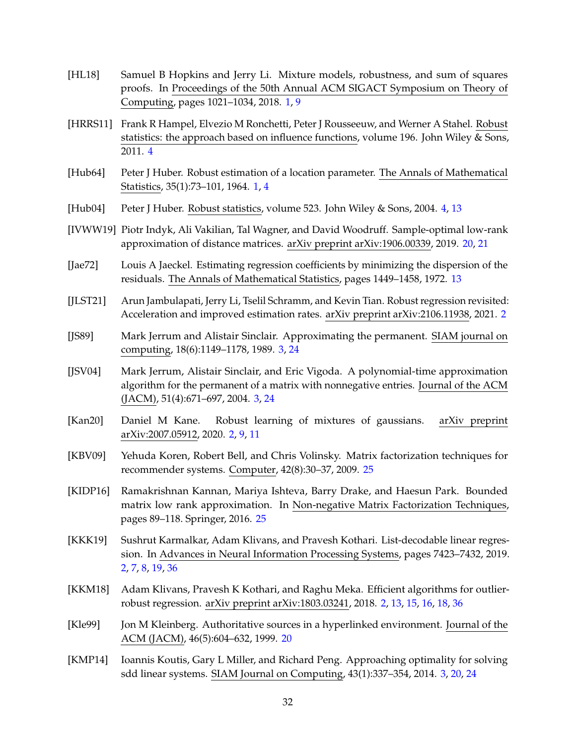[HL18] Samuel B Hopkins and Jerry Li. Mixture models, robustness, and sum of squares proofs. In Proceedings of the 50th Annual ACM SIGACT Symposium on Theory of Computing, pages 1021–1034, 2018. 1, 9

[HRRS11] Frank R Hampel, Elvezio M Ronchetti, Peter J Rousseeuw, and Werner A Stahel. Robust statistics: the approach based on influence functions, volume 196. John Wiley & Sons, 2011. 4

[Hub64] Peter J Huber. Robust estimation of a location parameter. The Annals of Mathematical Statistics, 35(1):73–101, 1964. 1, 4

[Hub04] Peter J Huber. Robust statistics, volume 523. John Wiley & Sons, 2004. 4, 13

[IVWW19] Piotr Indyk, Ali Vakilian, Tal Wagner, and David Woodruff. Sample-optimal low-rank approximation of distance matrices. arXiv preprint arXiv:1906.00339, 2019. 20, 21

[Jae72] Louis A Jaeckel. Estimating regression coefficients by minimizing the dispersion of the residuals. The Annals of Mathematical Statistics, pages 1449–1458, 1972. 13

[JLST21] Arun Jambulapati, Jerry Li, Tselil Schramm, and Kevin Tian. Robust regression revisited: Acceleration and improved estimation rates. arXiv preprint arXiv:2106.11938, 2021. 2

[JS89] Mark Jerrum and Alistair Sinclair. Approximating the permanent. SIAM journal on computing, 18(6):1149–1178, 1989. 3, 24

[JSV04] Mark Jerrum, Alistair Sinclair, and Eric Vigoda. A polynomial-time approximation algorithm for the permanent of a matrix with nonnegative entries. Journal of the ACM (JACM), 51(4):671–697, 2004. 3, 24

[Kan20] Daniel M Kane. Robust learning of mixtures of gaussians. arXiv preprint arXiv:2007.05912, 2020. 2, 9, 11

[KBV09] Yehuda Koren, Robert Bell, and Chris Volinsky. Matrix factorization techniques for recommender systems. Computer, 42(8):30–37, 2009. 25

[KIDP16] Ramakrishnan Kannan, Mariya Ishteva, Barry Drake, and Haesun Park. Bounded matrix low rank approximation. In Non-negative Matrix Factorization Techniques, pages 89–118. Springer, 2016. 25

[KKK19] Sushrut Karmalkar, Adam Klivans, and Pravesh Kothari. List-decodable linear regression. In Advances in Neural Information Processing Systems, pages 7423–7432, 2019. 2, 7, 8, 19, 36

[KKM18] Adam Klivans, Pravesh K Kothari, and Raghu Meka. Efficient algorithms for outlier-robust regression. arXiv preprint arXiv:1803.03241, 2018. 2, 13, 15, 16, 18, 36

[Kle99] Jon M Kleinberg. Authoritative sources in a hyperlinked environment. Journal of the ACM (JACM), 46(5):604–632, 1999. 20

[KMP14] Ioannis Koutis, Gary L Miller, and Richard Peng. Approaching optimality for solving sdd linear systems. SIAM Journal on Computing, 43(1):337–354, 2014. 3, 20, 24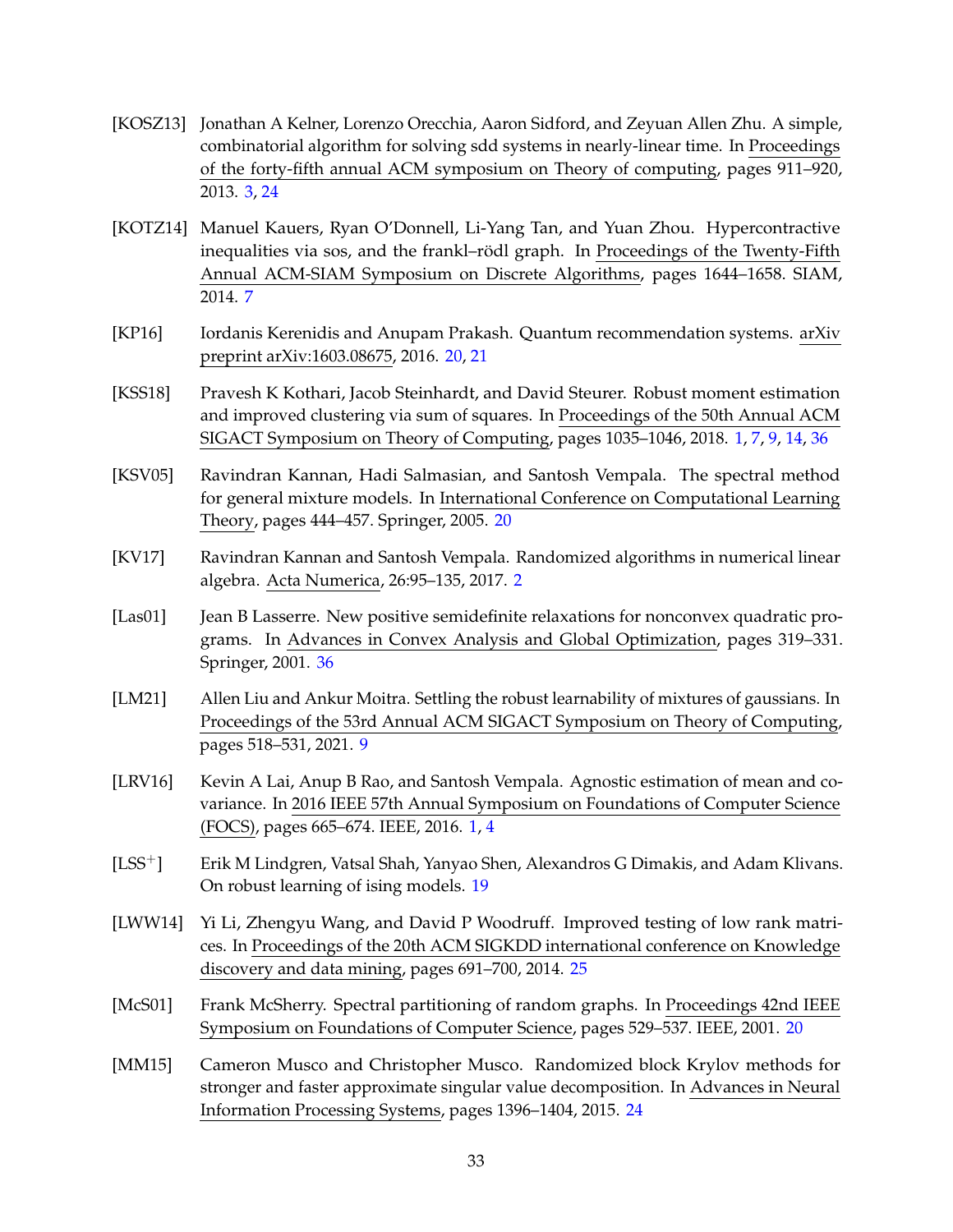[KOSZ13] Jonathan A Kelner, Lorenzo Orecchia, Aaron Sidford, and Zeyuan Allen Zhu. A simple, combinatorial algorithm for solving sdd systems in nearly-linear time. In Proceedings of the forty-fifth annual ACM symposium on Theory of computing, pages 911–920, 2013. 3, 24

[KOTZ14] Manuel Kauers, Ryan O'Donnell, Li-Yang Tan, and Yuan Zhou. Hypercontractive inequalities via sos, and the frankl–rödl graph. In Proceedings of the Twenty-Fifth Annual ACM-SIAM Symposium on Discrete Algorithms, pages 1644–1658. SIAM, 2014. 7

[KP16] Iordanis Kerenidis and Anupam Prakash. Quantum recommendation systems. arXiv preprint arXiv:1603.08675, 2016. 20, 21

[KSS18] Pravesh K Kothari, Jacob Steinhardt, and David Steurer. Robust moment estimation and improved clustering via sum of squares. In Proceedings of the 50th Annual ACM SIGACT Symposium on Theory of Computing, pages 1035–1046, 2018. 1, 7, 9, 14, 36

[KSV05] Ravindran Kannan, Hadi Salmasian, and Santosh Vempala. The spectral method for general mixture models. In International Conference on Computational Learning Theory, pages 444–457. Springer, 2005. 20

[KV17] Ravindran Kannan and Santosh Vempala. Randomized algorithms in numerical linear algebra. Acta Numerica, 26:95–135, 2017. 2

[Las01] Jean B Lasserre. New positive semidefinite relaxations for nonconvex quadratic programs. In Advances in Convex Analysis and Global Optimization, pages 319–331. Springer, 2001. 36

[LM21] Allen Liu and Ankur Moitra. Settling the robust learnability of mixtures of gaussians. In Proceedings of the 53rd Annual ACM SIGACT Symposium on Theory of Computing, pages 518–531, 2021. 9

[LRV16] Kevin A Lai, Anup B Rao, and Santosh Vempala. Agnostic estimation of mean and covariance. In 2016 IEEE 57th Annual Symposium on Foundations of Computer Science (FOCS), pages 665–674. IEEE, 2016. 1, 4

[LSS+] Erik M Lindgren, Vatsal Shah, Yanyao Shen, Alexandros G Dimakis, and Adam Klivans. On robust learning of ising models. 19

[LWW14] Yi Li, Zhengyu Wang, and David P Woodruff. Improved testing of low rank matrices. In Proceedings of the 20th ACM SIGKDD international conference on Knowledge discovery and data mining, pages 691–700, 2014. 25

[McS01] Frank McSherry. Spectral partitioning of random graphs. In Proceedings 42nd IEEE Symposium on Foundations of Computer Science, pages 529–537. IEEE, 2001. 20

[MM15] Cameron Musco and Christopher Musco. Randomized block Krylov methods for stronger and faster approximate singular value decomposition. In Advances in Neural Information Processing Systems, pages 1396–1404, 2015. 24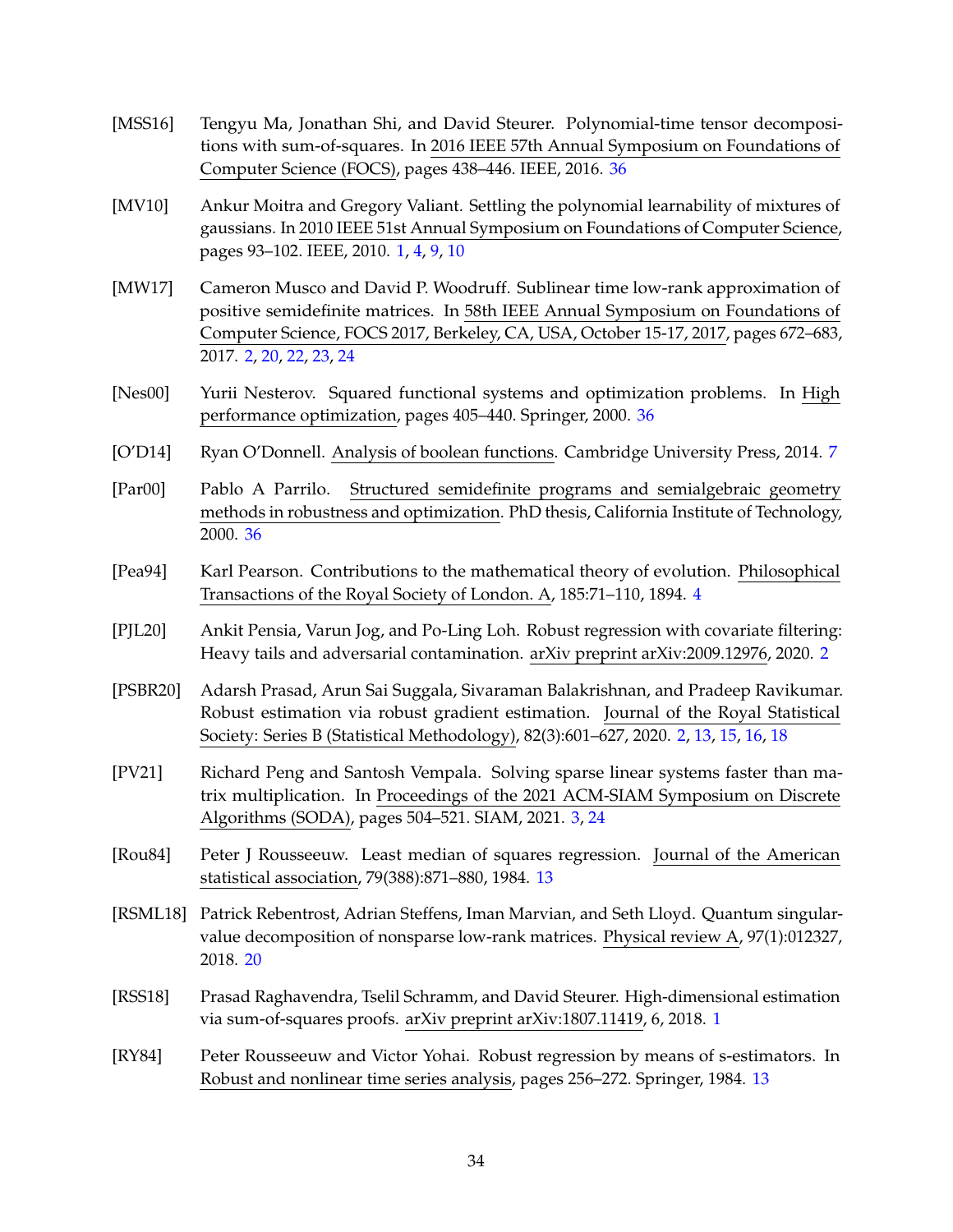[MSS16] Tengyu Ma, Jonathan Shi, and David Steurer. Polynomial-time tensor decompositions with sum-of-squares. In 2016 IEEE 57th Annual Symposium on Foundations of Computer Science (FOCS), pages 438–446. IEEE, 2016. 36

[MV10] Ankur Moitra and Gregory Valiant. Settling the polynomial learnability of mixtures of gaussians. In 2010 IEEE 51st Annual Symposium on Foundations of Computer Science, pages 93–102. IEEE, 2010. 1, 4, 9, 10

[MW17] Cameron Musco and David P. Woodruff. Sublinear time low-rank approximation of positive semidefinite matrices. In 58th IEEE Annual Symposium on Foundations of Computer Science, FOCS 2017, Berkeley, CA, USA, October 15-17, 2017, pages 672–683, 2017. 2, 20, 22, 23, 24

[Nes00] Yurii Nesterov. Squared functional systems and optimization problems. In High performance optimization, pages 405–440. Springer, 2000. 36

[O'D14] Ryan O'Donnell. Analysis of boolean functions. Cambridge University Press, 2014. 7

[Par00] Pablo A Parrilo. Structured semidefinite programs and semialgebraic geometry methods in robustness and optimization. PhD thesis, California Institute of Technology, 2000. 36

[Pea94] Karl Pearson. Contributions to the mathematical theory of evolution. Philosophical Transactions of the Royal Society of London. A, 185:71–110, 1894. 4

[PJL20] Ankit Pensia, Varun Jog, and Po-Ling Loh. Robust regression with covariate filtering: Heavy tails and adversarial contamination. arXiv preprint arXiv:2009.12976, 2020. 2

[PSBR20] Adarsh Prasad, Arun Sai Suggala, Sivaraman Balakrishnan, and Pradeep Ravikumar. Robust estimation via robust gradient estimation. Journal of the Royal Statistical Society: Series B (Statistical Methodology), 82(3):601–627, 2020. 2, 13, 15, 16, 18

[PV21] Richard Peng and Santosh Vempala. Solving sparse linear systems faster than matrix multiplication. In Proceedings of the 2021 ACM-SIAM Symposium on Discrete Algorithms (SODA), pages 504–521. SIAM, 2021. 3, 24

[Rou84] Peter J Rousseeuw. Least median of squares regression. Journal of the American statistical association, 79(388):871–880, 1984. 13

[RSML18] Patrick Rebentrost, Adrian Steffens, Iman Marvian, and Seth Lloyd. Quantum singular-value decomposition of nonsparse low-rank matrices. Physical review A, 97(1):012327, 2018. 20

[RSS18] Prasad Raghavendra, Tselil Schramm, and David Steurer. High-dimensional estimation via sum-of-squares proofs. arXiv preprint arXiv:1807.11419, 6, 2018. 1

[RY84] Peter Rousseeuw and Victor Yohai. Robust regression by means of s-estimators. In Robust and nonlinear time series analysis, pages 256–272. Springer, 1984. 13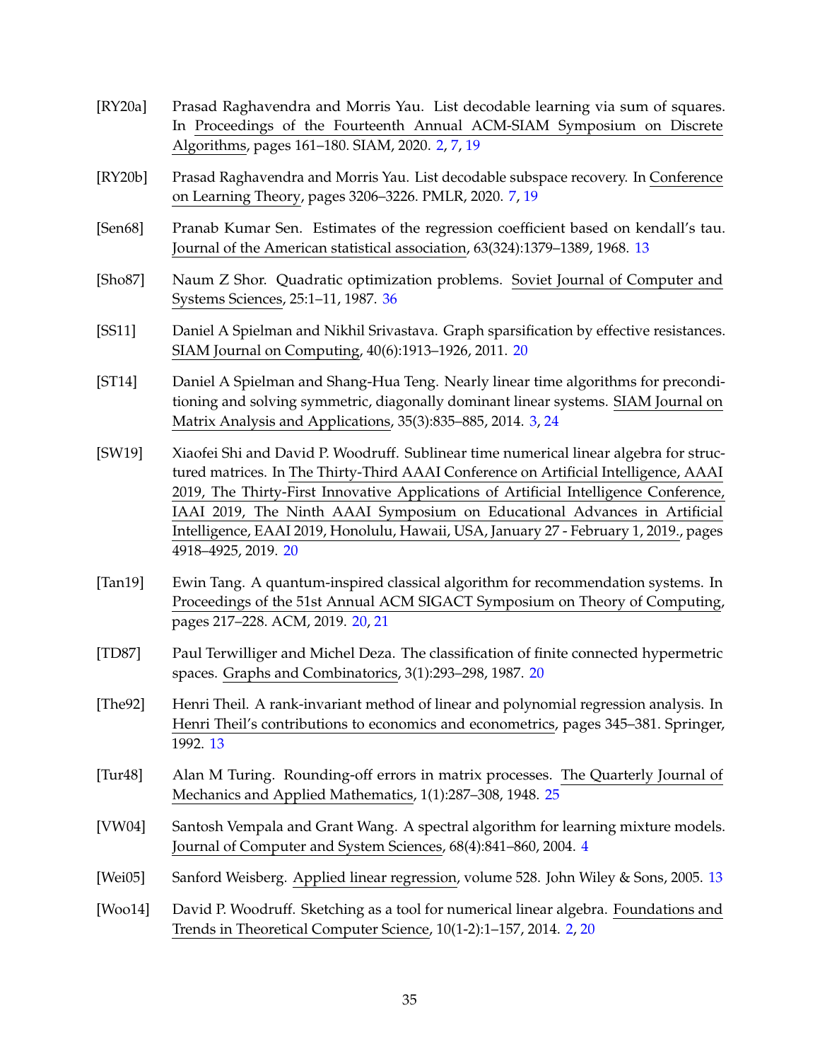[RY20a] Prasad Raghavendra and Morris Yau. List decodable learning via sum of squares. In Proceedings of the Fourteenth Annual ACM-SIAM Symposium on Discrete Algorithms, pages 161–180. SIAM, 2020. 2, 7, 19

[RY20b] Prasad Raghavendra and Morris Yau. List decodable subspace recovery. In Conference on Learning Theory, pages 3206–3226. PMLR, 2020. 7, 19

[Sen68] Pranab Kumar Sen. Estimates of the regression coefficient based on kendall's tau. Journal of the American statistical association, 63(324):1379–1389, 1968. 13

[Sho87] Naum Z Shor. Quadratic optimization problems. Soviet Journal of Computer and Systems Sciences, 25:1–11, 1987. 36

[SS11] Daniel A Spielman and Nikhil Srivastava. Graph sparsification by effective resistances. SIAM Journal on Computing, 40(6):1913–1926, 2011. 20

[ST14] Daniel A Spielman and Shang-Hua Teng. Nearly linear time algorithms for preconditioning and solving symmetric, diagonally dominant linear systems. SIAM Journal on Matrix Analysis and Applications, 35(3):835–885, 2014. 3, 24

[SW19] Xiaofei Shi and David P. Woodruff. Sublinear time numerical linear algebra for structured matrices. In The Thirty-Third AAAI Conference on Artificial Intelligence, AAAI 2019, The Thirty-First Innovative Applications of Artificial Intelligence Conference, IAAI 2019, The Ninth AAAI Symposium on Educational Advances in Artificial Intelligence, EAAI 2019, Honolulu, Hawaii, USA, January 27 - February 1, 2019., pages 4918–4925, 2019. 20

[Tan19] Ewin Tang. A quantum-inspired classical algorithm for recommendation systems. In Proceedings of the 51st Annual ACM SIGACT Symposium on Theory of Computing, pages 217–228. ACM, 2019. 20, 21

[TD87] Paul Terwilliger and Michel Deza. The classification of finite connected hypermetric spaces. Graphs and Combinatorics, 3(1):293–298, 1987. 20

[The92] Henri Theil. A rank-invariant method of linear and polynomial regression analysis. In Henri Theil's contributions to economics and econometrics, pages 345–381. Springer, 1992. 13

[Tur48] Alan M Turing. Rounding-off errors in matrix processes. The Quarterly Journal of Mechanics and Applied Mathematics, 1(1):287–308, 1948. 25

[VW04] Santosh Vempala and Grant Wang. A spectral algorithm for learning mixture models. Journal of Computer and System Sciences, 68(4):841–860, 2004. 4

[Wei05] Sanford Weisberg. Applied linear regression, volume 528. John Wiley & Sons, 2005. 13

[Woo14] David P. Woodruff. Sketching as a tool for numerical linear algebra. Foundations and Trends in Theoretical Computer Science, 10(1-2):1–157, 2014. 2, 20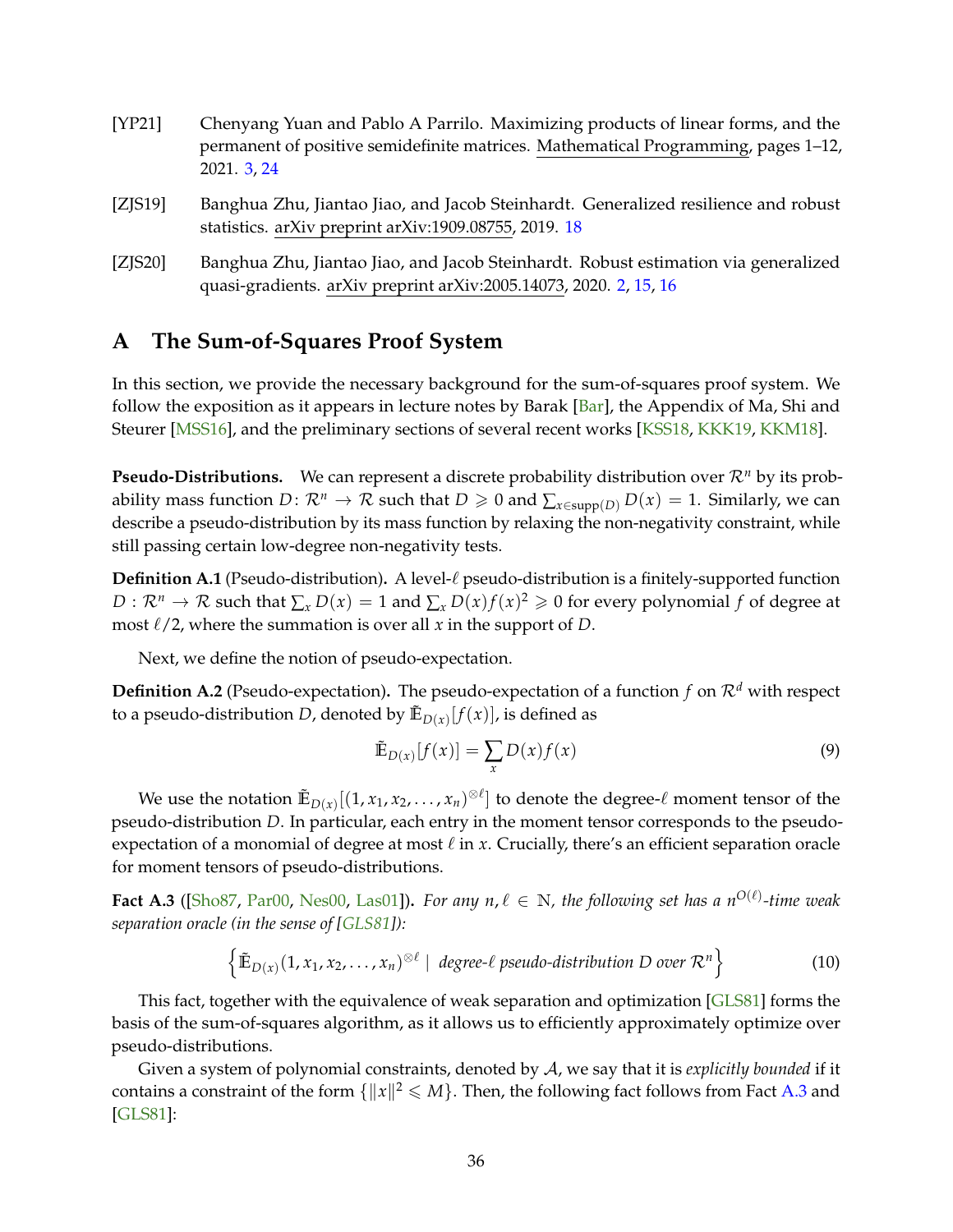[YP21] Chenyang Yuan and Pablo A Parrilo. Maximizing products of linear forms, and the permanent of positive semidefinite matrices. Mathematical Programming, pages 1–12, 2021. 3, 24

[ZJS19] Banghua Zhu, Jiantao Jiao, and Jacob Steinhardt. Generalized resilience and robust statistics. arXiv preprint arXiv:1909.08755, 2019. 18

[ZJS20] Banghua Zhu, Jiantao Jiao, and Jacob Steinhardt. Robust estimation via generalized quasi-gradients. arXiv preprint arXiv:2005.14073, 2020. 2, 15, 16

# A The Sum-of-Squares Proof System

In this section, we provide the necessary background for the sum-of-squares proof system. We follow the exposition as it appears in lecture notes by Barak [Bar], the Appendix of Ma, Shi and Steurer [MSS16], and the preliminary sections of several recent works [KSS18, KKK19, KKM18].

**Pseudo-Distributions.** We can represent a discrete probability distribution over $\mathcal{R}^n$ by its probability mass function $D\colon \mathcal{R}^n \to \mathcal{R}$ such that $D \geqslant 0$ and $\sum_{x \in \mathrm{supp}(D)} D(x) = 1$. Similarly, we can describe a pseudo-distribution by its mass function by relaxing the non-negativity constraint, while still passing certain low-degree non-negativity tests.

**Definition A.1** (Pseudo-distribution)**.** A level-$\ell$ pseudo-distribution is a finitely-supported function $D : \mathcal{R}^n \to \mathcal{R}$ such that $\sum_x D(x) = 1$ and $\sum_x D(x) f(x)^2 \geqslant 0$ for every polynomial $f$ of degree at most $\ell/2$, where the summation is over all $x$ in the support of $D$.

Next, we define the notion of pseudo-expectation.

**Definition A.2** (Pseudo-expectation)**.** The pseudo-expectation of a function $f$ on $\mathcal{R}^d$ with respect to a pseudo-distribution $D$, denoted by $\tilde{\mathbb{E}}_{D(x)}[f(x)]$, is defined as

$$\tilde{\mathbb{E}}_{D(x)}[f(x)] = \sum_x D(x) f(x) \tag{9}$$

We use the notation $\tilde{\mathbb{E}}_{D(x)}[(1, x_1, x_2, \ldots, x_n)^{\otimes \ell}]$ to denote the degree-$\ell$ moment tensor of the pseudo-distribution $D$. In particular, each entry in the moment tensor corresponds to the pseudo-expectation of a monomial of degree at most $\ell$ in $x$. Crucially, there's an efficient separation oracle for moment tensors of pseudo-distributions.

**Fact A.3** ([Sho87, Par00, Nes00, Las01])**.** *For any $n, \ell \in \mathbb{N}$, the following set has a $n^{O(\ell)}$-time weak separation oracle (in the sense of [GLS81]):*

$$\left\{ \tilde{\mathbb{E}}_{D(x)}(1, x_1, x_2, \ldots, x_n)^{\otimes \ell} \mid \text{ degree-}\ell \text{ pseudo-distribution } D \text{ over } \mathcal{R}^n \right\} \tag{10}$$

This fact, together with the equivalence of weak separation and optimization [GLS81] forms the basis of the sum-of-squares algorithm, as it allows us to efficiently approximately optimize over pseudo-distributions.

Given a system of polynomial constraints, denoted by $\mathcal{A}$, we say that it is *explicitly bounded* if it contains a constraint of the form $\{\|x\|^2 \leqslant M\}$. Then, the following fact follows from Fact A.3 and [GLS81]: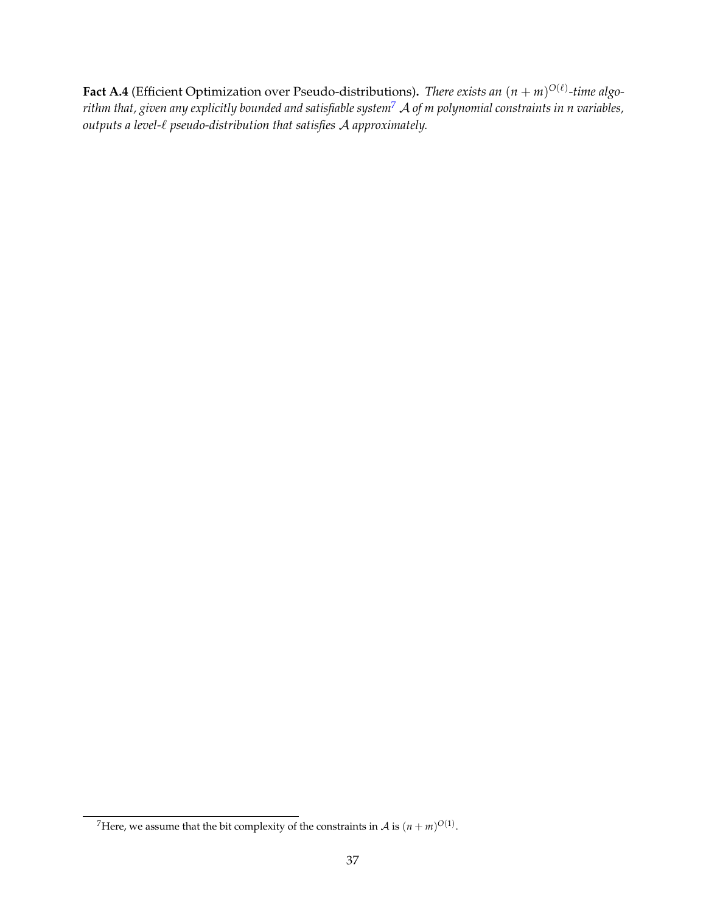**Fact A.4** (Efficient Optimization over Pseudo-distributions). *There exists an $(n+m)^{O(\ell)}$-time algorithm that, given any explicitly bounded and satisfiable system*[7] *$\mathcal{A}$ of $m$ polynomial constraints in $n$ variables, outputs a level-$\ell$ pseudo-distribution that satisfies $\mathcal{A}$ approximately.*

[7] Here, we assume that the bit complexity of the constraints in $\mathcal{A}$ is $(n+m)^{O(1)}$.